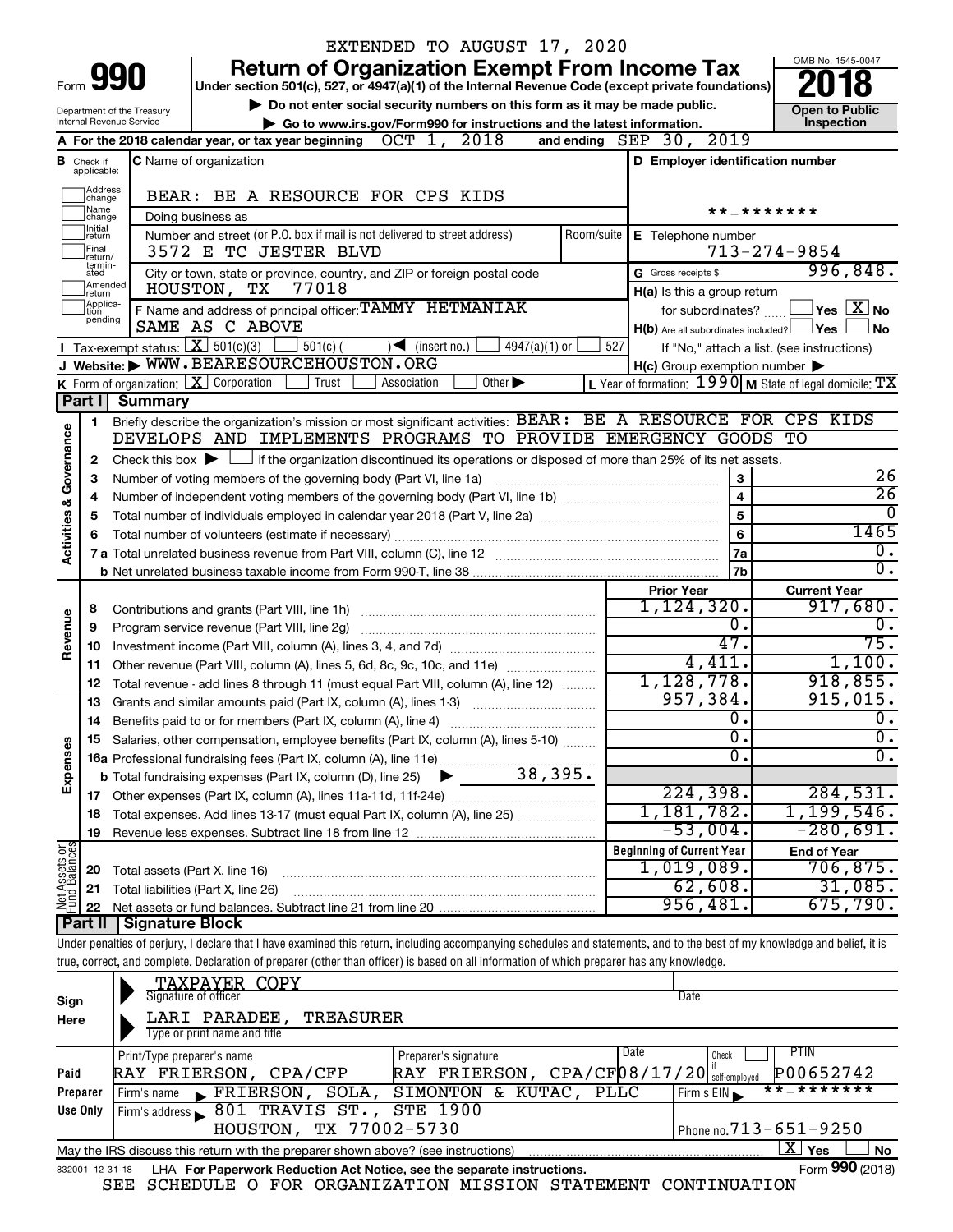EXTENDED TO AUGUST 17, 2020

# Form 990 — Return of Organization Exempt From Income Tax (2018)

Under section 501(c), 527, or 4947(a)(1) of the Internal Revenue Code (except private foundations)

▶ Do not enter social security numbers on this form as it may be made public.

▶ Go to www.irs.gov/Form990 for instructions and the latest information.

Department of the Treasury, Internal Revenue Service

OMB No. 1545-0047 — Open to Public Inspection

**A** For the 2018 calendar year, or tax year beginning OCT 1, 2018 and ending SEP 30, 2019

**B** Check if applicable: Address change, Name change, Initial return, Final return/terminated, Amended return, Application pending

**C** Name of organization: BEAR: BE A RESOURCE FOR CPS KIDS

Doing business as

Number and street (or P.O. box if mail is not delivered to street address): 3572 E TC JESTER BLVD — Room/suite

City or town, state or province, country, and ZIP or foreign postal code: HOUSTON, TX 77018

**D** Employer identification number: **-*******

**E** Telephone number: 713-274-9854

**G** Gross receipts $ 996,848.

**F** Name and address of principal officer: TAMMY HETMANIAK, SAME AS C ABOVE

**H(a)** Is this a group return for subordinates? ☐ Yes ☒ No

**H(b)** Are all subordinates included? ☐ Yes ☐ No — If "No," attach a list. (see instructions)

**H(c)** Group exemption number ▶

**I** Tax-exempt status: ☒ 501(c)(3) ☐ 501(c) ( ) ◀ (insert no.) ☐ 4947(a)(1) or ☐ 527

**J** Website: ▶ WWW.BEARESOURCEHOUSTON.ORG

**K** Form of organization: ☒ Corporation ☐ Trust ☐ Association ☐ Other ▶

**L** Year of formation: 1990 **M** State of legal domicile: TX

## Part I Summary

**Activities & Governance**

1. Briefly describe the organization's mission or most significant activities: BEAR: BE A RESOURCE FOR CPS KIDS DEVELOPS AND IMPLEMENTS PROGRAMS TO PROVIDE EMERGENCY GOODS TO
2. Check this box ▶ ☐ if the organization discontinued its operations or disposed of more than 25% of its net assets.

| Line | Description | | Value |
|---|---|---|---|
| 3 | Number of voting members of the governing body (Part VI, line 1a) | 3 | 26 |
| 4 | Number of independent voting members of the governing body (Part VI, line 1b) | 4 | 26 |
| 5 | Total number of individuals employed in calendar year 2018 (Part V, line 2a) | 5 | 0 |
| 6 | Total number of volunteers (estimate if necessary) | 6 | 1465 |
| 7a | Total unrelated business revenue from Part VIII, column (C), line 12 | 7a | 0. |
| 7b | Net unrelated business taxable income from Form 990-T, line 38 | 7b | 0. |

| Line | Description | Prior Year | Current Year |
|---|---|---|---|
| **Revenue** | | | |
| 8 | Contributions and grants (Part VIII, line 1h) | 1,124,320. | 917,680. |
| 9 | Program service revenue (Part VIII, line 2g) | 0. | 0. |
| 10 | Investment income (Part VIII, column (A), lines 3, 4, and 7d) | 47. | 75. |
| 11 | Other revenue (Part VIII, column (A), lines 5, 6d, 8c, 9c, 10c, and 11e) | 4,411. | 1,100. |
| 12 | Total revenue - add lines 8 through 11 (must equal Part VIII, column (A), line 12) | 1,128,778. | 918,855. |
| **Expenses** | | | |
| 13 | Grants and similar amounts paid (Part IX, column (A), lines 1-3) | 957,384. | 915,015. |
| 14 | Benefits paid to or for members (Part IX, column (A), line 4) | 0. | 0. |
| 15 | Salaries, other compensation, employee benefits (Part IX, column (A), lines 5-10) | 0. | 0. |
| 16a | Professional fundraising fees (Part IX, column (A), line 11e) | 0. | 0. |
| b | Total fundraising expenses (Part IX, column (D), line 25) ▶ 38,395. | | |
| 17 | Other expenses (Part IX, column (A), lines 11a-11d, 11f-24e) | 224,398. | 284,531. |
| 18 | Total expenses. Add lines 13-17 (must equal Part IX, column (A), line 25) | 1,181,782. | 1,199,546. |
| 19 | Revenue less expenses. Subtract line 18 from line 12 | -53,004. | -280,691. |
| **Net Assets or Fund Balances** | | **Beginning of Current Year** | **End of Year** |
| 20 | Total assets (Part X, line 16) | 1,019,089. | 706,875. |
| 21 | Total liabilities (Part X, line 26) | 62,608. | 31,085. |
| 22 | Net assets or fund balances. Subtract line 21 from line 20 | 956,481. | 675,790. |

## Part II Signature Block

Under penalties of perjury, I declare that I have examined this return, including accompanying schedules and statements, and to the best of my knowledge and belief, it is true, correct, and complete. Declaration of preparer (other than officer) is based on all information of which preparer has any knowledge.

**Sign Here**

TAXPAYER COPY — Signature of officer — Date

LARI PARADEE, TREASURER — Type or print name and title

**Paid Preparer Use Only**

| Print/Type preparer's name | Preparer's signature | Date | Check if self-employed | PTIN |
|---|---|---|---|---|
| RAY FRIERSON, CPA/CFP | RAY FRIERSON, CPA/CF | 08/17/20 | ☐ | P00652742 |

Firm's name ▶ FRIERSON, SOLA, SIMONTON & KUTAC, PLLC — Firm's EIN ▶ **-*******

Firm's address ▶ 801 TRAVIS ST., STE 1900, HOUSTON, TX 77002-5730 — Phone no. 713-651-9250

May the IRS discuss this return with the preparer shown above? (see instructions) ☒ Yes ☐ No

832001 12-31-18 LHA For Paperwork Reduction Act Notice, see the separate instructions. Form **990** (2018)

SEE SCHEDULE O FOR ORGANIZATION MISSION STATEMENT CONTINUATION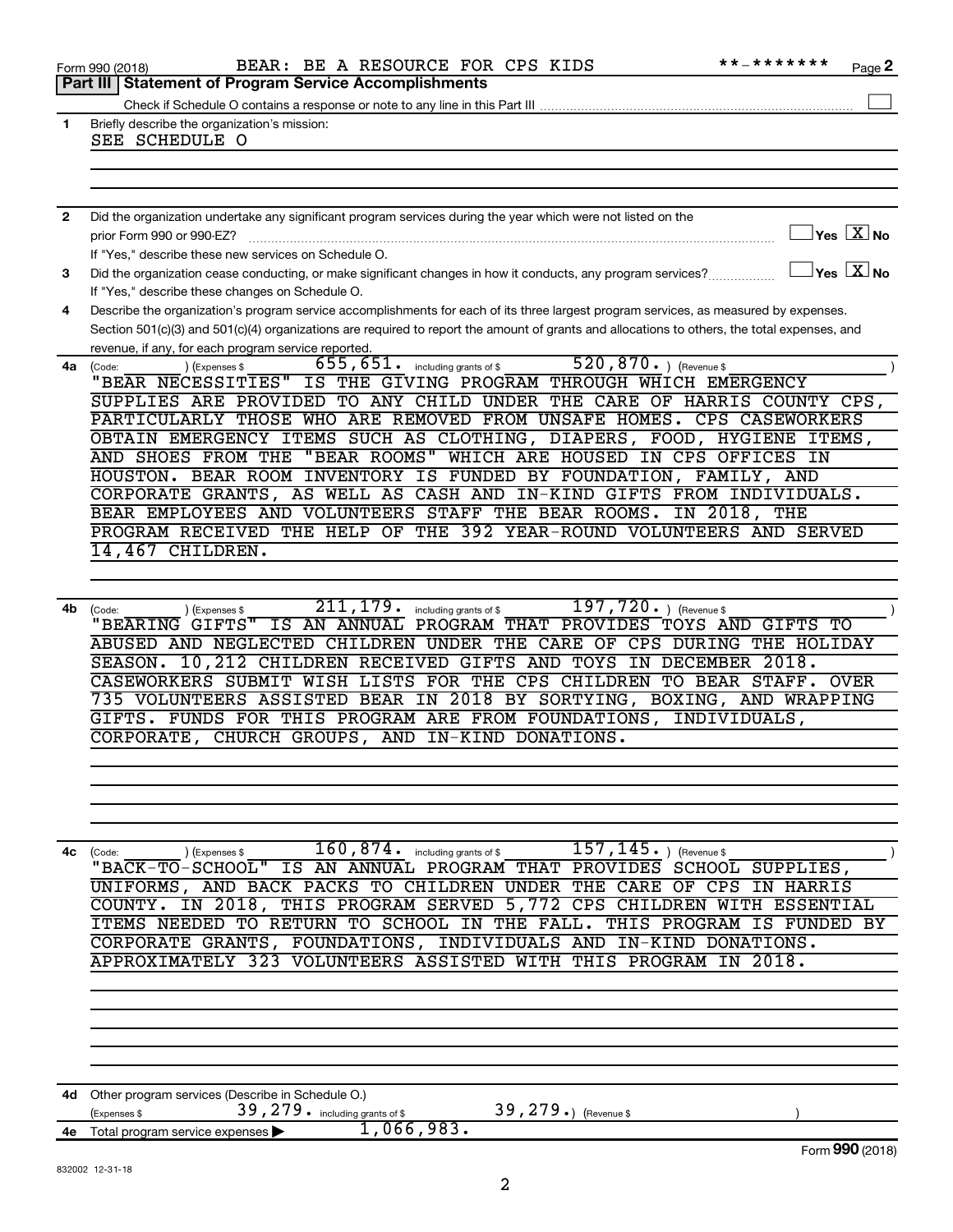Form 990 (2018) BEAR: BE A RESOURCE FOR CPS KIDS **-******* Page 2

## Part III | Statement of Program Service Accomplishments

Check if Schedule O contains a response or note to any line in this Part III ☐

**1** Briefly describe the organization's mission:

SEE SCHEDULE O

**2** Did the organization undertake any significant program services during the year which were not listed on the prior Form 990 or 990-EZ? ☐ Yes ☒ No

If "Yes," describe these new services on Schedule O.

**3** Did the organization cease conducting, or make significant changes in how it conducts, any program services? ☐ Yes ☒ No

If "Yes," describe these changes on Schedule O.

**4** Describe the organization's program service accomplishments for each of its three largest program services, as measured by expenses. Section 501(c)(3) and 501(c)(4) organizations are required to report the amount of grants and allocations to others, the total expenses, and revenue, if any, for each program service reported.

**4a** (Code: ) (Expenses $ 655,651. including grants of $ 520,870. ) (Revenue $ )

"BEAR NECESSITIES" IS THE GIVING PROGRAM THROUGH WHICH EMERGENCY SUPPLIES ARE PROVIDED TO ANY CHILD UNDER THE CARE OF HARRIS COUNTY CPS, PARTICULARLY THOSE WHO ARE REMOVED FROM UNSAFE HOMES. CPS CASEWORKERS OBTAIN EMERGENCY ITEMS SUCH AS CLOTHING, DIAPERS, FOOD, HYGIENE ITEMS, AND SHOES FROM THE "BEAR ROOMS" WHICH ARE HOUSED IN CPS OFFICES IN HOUSTON. BEAR ROOM INVENTORY IS FUNDED BY FOUNDATION, FAMILY, AND CORPORATE GRANTS, AS WELL AS CASH AND IN-KIND GIFTS FROM INDIVIDUALS. BEAR EMPLOYEES AND VOLUNTEERS STAFF THE BEAR ROOMS. IN 2018, THE PROGRAM RECEIVED THE HELP OF THE 392 YEAR-ROUND VOLUNTEERS AND SERVED 14,467 CHILDREN.

**4b** (Code: ) (Expenses $ 211,179. including grants of $ 197,720. ) (Revenue $ )

"BEARING GIFTS" IS AN ANNUAL PROGRAM THAT PROVIDES TOYS AND GIFTS TO ABUSED AND NEGLECTED CHILDREN UNDER THE CARE OF CPS DURING THE HOLIDAY SEASON. 10,212 CHILDREN RECEIVED GIFTS AND TOYS IN DECEMBER 2018. CASEWORKERS SUBMIT WISH LISTS FOR THE CPS CHILDREN TO BEAR STAFF. OVER 735 VOLUNTEERS ASSISTED BEAR IN 2018 BY SORTYING, BOXING, AND WRAPPING GIFTS. FUNDS FOR THIS PROGRAM ARE FROM FOUNDATIONS, INDIVIDUALS, CORPORATE, CHURCH GROUPS, AND IN-KIND DONATIONS.

**4c** (Code: ) (Expenses $ 160,874. including grants of $ 157,145. ) (Revenue $ )

"BACK-TO-SCHOOL" IS AN ANNUAL PROGRAM THAT PROVIDES SCHOOL SUPPLIES, UNIFORMS, AND BACK PACKS TO CHILDREN UNDER THE CARE OF CPS IN HARRIS COUNTY. IN 2018, THIS PROGRAM SERVED 5,772 CPS CHILDREN WITH ESSENTIAL ITEMS NEEDED TO RETURN TO SCHOOL IN THE FALL. THIS PROGRAM IS FUNDED BY CORPORATE GRANTS, FOUNDATIONS, INDIVIDUALS AND IN-KIND DONATIONS. APPROXIMATELY 323 VOLUNTEERS ASSISTED WITH THIS PROGRAM IN 2018.

**4d** Other program services (Describe in Schedule O.)

(Expenses $ 39,279. including grants of $ 39,279. ) (Revenue $ )

**4e** Total program service expenses ▶ 1,066,983.

Form **990** (2018)

832002 12-31-18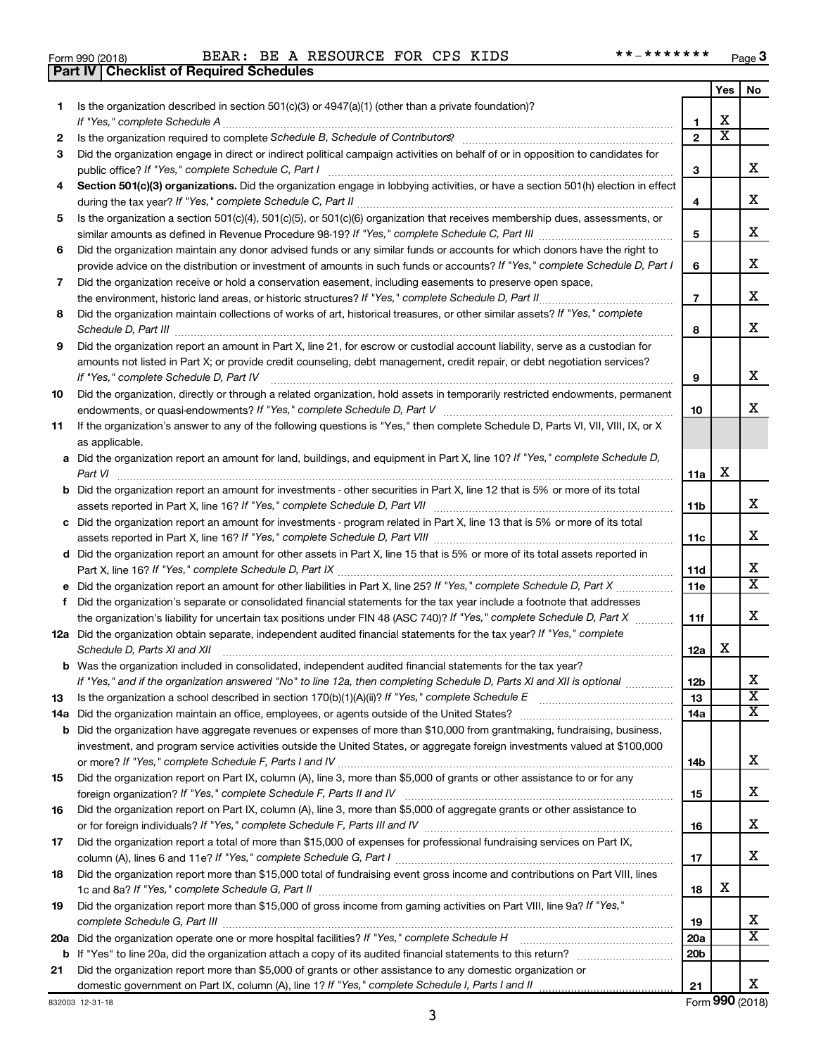Form 990 (2018) BEAR: BE A RESOURCE FOR CPS KIDS **-******* Page 3

**Part IV | Checklist of Required Schedules**

| | | | Yes | No |
|---|---|---|---|---|
| 1 | Is the organization described in section 501(c)(3) or 4947(a)(1) (other than a private foundation)? *If "Yes," complete Schedule A* | 1 | X | |
| 2 | Is the organization required to complete *Schedule B, Schedule of Contributors*? | 2 | X | |
| 3 | Did the organization engage in direct or indirect political campaign activities on behalf of or in opposition to candidates for public office? *If "Yes," complete Schedule C, Part I* | 3 | | X |
| 4 | **Section 501(c)(3) organizations.** Did the organization engage in lobbying activities, or have a section 501(h) election in effect during the tax year? *If "Yes," complete Schedule C, Part II* | 4 | | X |
| 5 | Is the organization a section 501(c)(4), 501(c)(5), or 501(c)(6) organization that receives membership dues, assessments, or similar amounts as defined in Revenue Procedure 98-19? *If "Yes," complete Schedule C, Part III* | 5 | | X |
| 6 | Did the organization maintain any donor advised funds or any similar funds or accounts for which donors have the right to provide advice on the distribution or investment of amounts in such funds or accounts? *If "Yes," complete Schedule D, Part I* | 6 | | X |
| 7 | Did the organization receive or hold a conservation easement, including easements to preserve open space, the environment, historic land areas, or historic structures? *If "Yes," complete Schedule D, Part II* | 7 | | X |
| 8 | Did the organization maintain collections of works of art, historical treasures, or other similar assets? *If "Yes," complete Schedule D, Part III* | 8 | | X |
| 9 | Did the organization report an amount in Part X, line 21, for escrow or custodial account liability, serve as a custodian for amounts not listed in Part X; or provide credit counseling, debt management, credit repair, or debt negotiation services? *If "Yes," complete Schedule D, Part IV* | 9 | | X |
| 10 | Did the organization, directly or through a related organization, hold assets in temporarily restricted endowments, permanent endowments, or quasi-endowments? *If "Yes," complete Schedule D, Part V* | 10 | | X |
| 11 | If the organization's answer to any of the following questions is "Yes," then complete Schedule D, Parts VI, VII, VIII, IX, or X as applicable. | | | |
| a | Did the organization report an amount for land, buildings, and equipment in Part X, line 10? *If "Yes," complete Schedule D, Part VI* | 11a | X | |
| b | Did the organization report an amount for investments - other securities in Part X, line 12 that is 5% or more of its total assets reported in Part X, line 16? *If "Yes," complete Schedule D, Part VII* | 11b | | X |
| c | Did the organization report an amount for investments - program related in Part X, line 13 that is 5% or more of its total assets reported in Part X, line 16? *If "Yes," complete Schedule D, Part VIII* | 11c | | X |
| d | Did the organization report an amount for other assets in Part X, line 15 that is 5% or more of its total assets reported in Part X, line 16? *If "Yes," complete Schedule D, Part IX* | 11d | | X |
| e | Did the organization report an amount for other liabilities in Part X, line 25? *If "Yes," complete Schedule D, Part X* | 11e | | X |
| f | Did the organization's separate or consolidated financial statements for the tax year include a footnote that addresses the organization's liability for uncertain tax positions under FIN 48 (ASC 740)? *If "Yes," complete Schedule D, Part X* | 11f | | X |
| 12a | Did the organization obtain separate, independent audited financial statements for the tax year? *If "Yes," complete Schedule D, Parts XI and XII* | 12a | X | |
| b | Was the organization included in consolidated, independent audited financial statements for the tax year? *If "Yes," and if the organization answered "No" to line 12a, then completing Schedule D, Parts XI and XII is optional* | 12b | | X |
| 13 | Is the organization a school described in section 170(b)(1)(A)(ii)? *If "Yes," complete Schedule E* | 13 | | X |
| 14a | Did the organization maintain an office, employees, or agents outside of the United States? | 14a | | X |
| b | Did the organization have aggregate revenues or expenses of more than $10,000 from grantmaking, fundraising, business, investment, and program service activities outside the United States, or aggregate foreign investments valued at $100,000 or more? *If "Yes," complete Schedule F, Parts I and IV* | 14b | | X |
| 15 | Did the organization report on Part IX, column (A), line 3, more than $5,000 of grants or other assistance to or for any foreign organization? *If "Yes," complete Schedule F, Parts II and IV* | 15 | | X |
| 16 | Did the organization report on Part IX, column (A), line 3, more than $5,000 of aggregate grants or other assistance to or for foreign individuals? *If "Yes," complete Schedule F, Parts III and IV* | 16 | | X |
| 17 | Did the organization report a total of more than $15,000 of expenses for professional fundraising services on Part IX, column (A), lines 6 and 11e? *If "Yes," complete Schedule G, Part I* | 17 | | X |
| 18 | Did the organization report more than $15,000 total of fundraising event gross income and contributions on Part VIII, lines 1c and 8a? *If "Yes," complete Schedule G, Part II* | 18 | X | |
| 19 | Did the organization report more than $15,000 of gross income from gaming activities on Part VIII, line 9a? *If "Yes," complete Schedule G, Part III* | 19 | | X |
| 20a | Did the organization operate one or more hospital facilities? *If "Yes," complete Schedule H* | 20a | | X |
| b | If "Yes" to line 20a, did the organization attach a copy of its audited financial statements to this return? | 20b | | |
| 21 | Did the organization report more than $5,000 of grants or other assistance to any domestic organization or domestic government on Part IX, column (A), line 1? *If "Yes," complete Schedule I, Parts I and II* | 21 | | X |

832003 12-31-18 Form 990 (2018)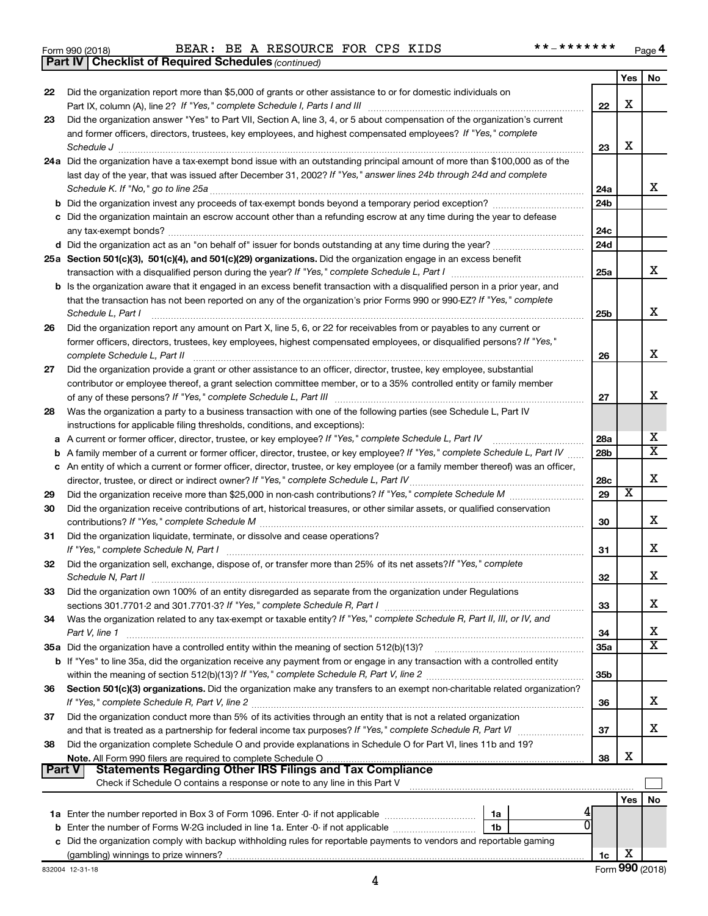Form 990 (2018) BEAR: BE A RESOURCE FOR CPS KIDS **-******* Page 4

**Part IV | Checklist of Required Schedules** *(continued)*

| | | | Yes | No |
|---|---|---|---|---|
| 22 | Did the organization report more than $5,000 of grants or other assistance to or for domestic individuals on Part IX, column (A), line 2? *If "Yes," complete Schedule I, Parts I and III* | 22 | X | |
| 23 | Did the organization answer "Yes" to Part VII, Section A, line 3, 4, or 5 about compensation of the organization's current and former officers, directors, trustees, key employees, and highest compensated employees? *If "Yes," complete Schedule J* | 23 | X | |
| 24a | Did the organization have a tax-exempt bond issue with an outstanding principal amount of more than $100,000 as of the last day of the year, that was issued after December 31, 2002? *If "Yes," answer lines 24b through 24d and complete Schedule K. If "No," go to line 25a* | 24a | | X |
| b | Did the organization invest any proceeds of tax-exempt bonds beyond a temporary period exception? | 24b | | |
| c | Did the organization maintain an escrow account other than a refunding escrow at any time during the year to defease any tax-exempt bonds? | 24c | | |
| d | Did the organization act as an "on behalf of" issuer for bonds outstanding at any time during the year? | 24d | | |
| 25a | **Section 501(c)(3), 501(c)(4), and 501(c)(29) organizations.** Did the organization engage in an excess benefit transaction with a disqualified person during the year? *If "Yes," complete Schedule L, Part I* | 25a | | X |
| b | Is the organization aware that it engaged in an excess benefit transaction with a disqualified person in a prior year, and that the transaction has not been reported on any of the organization's prior Forms 990 or 990-EZ? *If "Yes," complete Schedule L, Part I* | 25b | | X |
| 26 | Did the organization report any amount on Part X, line 5, 6, or 22 for receivables from or payables to any current or former officers, directors, trustees, key employees, highest compensated employees, or disqualified persons? *If "Yes," complete Schedule L, Part II* | 26 | | X |
| 27 | Did the organization provide a grant or other assistance to an officer, director, trustee, key employee, substantial contributor or employee thereof, a grant selection committee member, or to a 35% controlled entity or family member of any of these persons? *If "Yes," complete Schedule L, Part III* | 27 | | X |
| 28 | Was the organization a party to a business transaction with one of the following parties (see Schedule L, Part IV instructions for applicable filing thresholds, conditions, and exceptions): | | | |
| a | A current or former officer, director, trustee, or key employee? *If "Yes," complete Schedule L, Part IV* | 28a | | X |
| b | A family member of a current or former officer, director, trustee, or key employee? *If "Yes," complete Schedule L, Part IV* | 28b | | X |
| c | An entity of which a current or former officer, director, trustee, or key employee (or a family member thereof) was an officer, director, trustee, or direct or indirect owner? *If "Yes," complete Schedule L, Part IV* | 28c | | X |
| 29 | Did the organization receive more than $25,000 in non-cash contributions? *If "Yes," complete Schedule M* | 29 | X | |
| 30 | Did the organization receive contributions of art, historical treasures, or other similar assets, or qualified conservation contributions? *If "Yes," complete Schedule M* | 30 | | X |
| 31 | Did the organization liquidate, terminate, or dissolve and cease operations? *If "Yes," complete Schedule N, Part I* | 31 | | X |
| 32 | Did the organization sell, exchange, dispose of, or transfer more than 25% of its net assets? *If "Yes," complete Schedule N, Part II* | 32 | | X |
| 33 | Did the organization own 100% of an entity disregarded as separate from the organization under Regulations sections 301.7701-2 and 301.7701-3? *If "Yes," complete Schedule R, Part I* | 33 | | X |
| 34 | Was the organization related to any tax-exempt or taxable entity? *If "Yes," complete Schedule R, Part II, III, or IV, and Part V, line 1* | 34 | | X |
| 35a | Did the organization have a controlled entity within the meaning of section 512(b)(13)? | 35a | | X |
| b | If "Yes" to line 35a, did the organization receive any payment from or engage in any transaction with a controlled entity within the meaning of section 512(b)(13)? *If "Yes," complete Schedule R, Part V, line 2* | 35b | | |
| 36 | **Section 501(c)(3) organizations.** Did the organization make any transfers to an exempt non-charitable related organization? *If "Yes," complete Schedule R, Part V, line 2* | 36 | | X |
| 37 | Did the organization conduct more than 5% of its activities through an entity that is not a related organization and that is treated as a partnership for federal income tax purposes? *If "Yes," complete Schedule R, Part VI* | 37 | | X |
| 38 | Did the organization complete Schedule O and provide explanations in Schedule O for Part VI, lines 11b and 19? **Note.** All Form 990 filers are required to complete Schedule O | 38 | X | |

**Part V | Statements Regarding Other IRS Filings and Tax Compliance**

Check if Schedule O contains a response or note to any line in this Part V ☐

| | | | | Yes | No |
|---|---|---|---|---|---|
| 1a | Enter the number reported in Box 3 of Form 1096. Enter -0- if not applicable | 1a | 4 | | |
| b | Enter the number of Forms W-2G included in line 1a. Enter -0- if not applicable | 1b | 0 | | |
| c | Did the organization comply with backup withholding rules for reportable payments to vendors and reportable gaming (gambling) winnings to prize winners? | | 1c | X | |

832004 12-31-18 Form **990** (2018)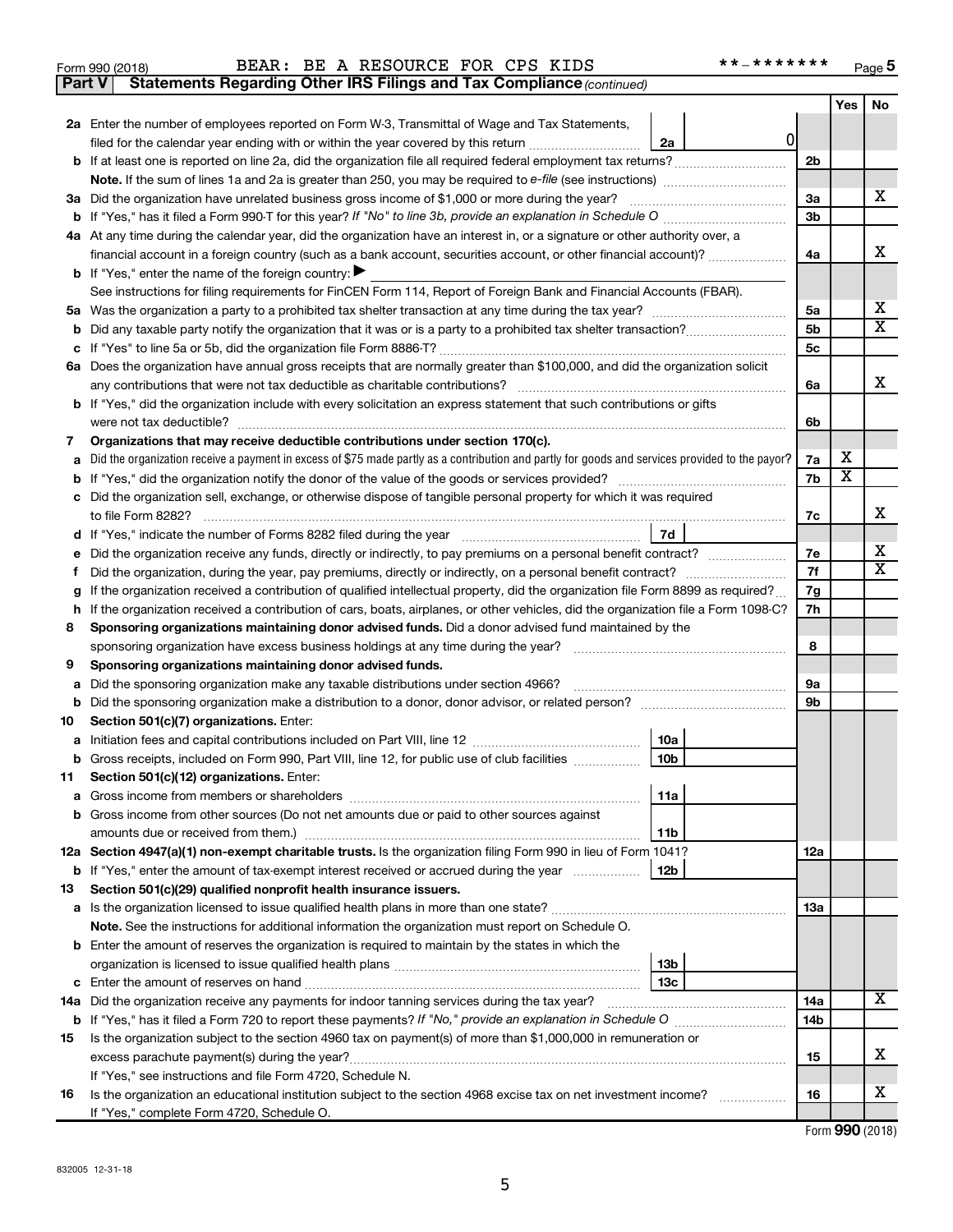Form 990 (2018) BEAR: BE A RESOURCE FOR CPS KIDS **-******* Page 5

**Part V Statements Regarding Other IRS Filings and Tax Compliance** *(continued)*

| | | | | Yes | No |
|---|---|---|---|---|---|
| **2a** | Enter the number of employees reported on Form W-3, Transmittal of Wage and Tax Statements, filed for the calendar year ending with or within the year covered by this return | 2a | 0 | | |
| **b** | If at least one is reported on line 2a, did the organization file all required federal employment tax returns? | | 2b | | |
| | **Note.** If the sum of lines 1a and 2a is greater than 250, you may be required to *e-file* (see instructions) | | | | |
| **3a** | Did the organization have unrelated business gross income of $1,000 or more during the year? | | 3a | | X |
| **b** | If "Yes," has it filed a Form 990-T for this year? *If "No" to line 3b, provide an explanation in Schedule O* | | 3b | | |
| **4a** | At any time during the calendar year, did the organization have an interest in, or a signature or other authority over, a financial account in a foreign country (such as a bank account, securities account, or other financial account)? | | 4a | | X |
| **b** | If "Yes," enter the name of the foreign country: ▶ | | | | |
| | See instructions for filing requirements for FinCEN Form 114, Report of Foreign Bank and Financial Accounts (FBAR). | | | | |
| **5a** | Was the organization a party to a prohibited tax shelter transaction at any time during the tax year? | | 5a | | X |
| **b** | Did any taxable party notify the organization that it was or is a party to a prohibited tax shelter transaction? | | 5b | | X |
| **c** | If "Yes" to line 5a or 5b, did the organization file Form 8886-T? | | 5c | | |
| **6a** | Does the organization have annual gross receipts that are normally greater than $100,000, and did the organization solicit any contributions that were not tax deductible as charitable contributions? | | 6a | | X |
| **b** | If "Yes," did the organization include with every solicitation an express statement that such contributions or gifts were not tax deductible? | | 6b | | |
| **7** | **Organizations that may receive deductible contributions under section 170(c).** | | | | |
| **a** | Did the organization receive a payment in excess of $75 made partly as a contribution and partly for goods and services provided to the payor? | | 7a | X | |
| **b** | If "Yes," did the organization notify the donor of the value of the goods or services provided? | | 7b | X | |
| **c** | Did the organization sell, exchange, or otherwise dispose of tangible personal property for which it was required to file Form 8282? | | 7c | | X |
| **d** | If "Yes," indicate the number of Forms 8282 filed during the year | 7d | | | |
| **e** | Did the organization receive any funds, directly or indirectly, to pay premiums on a personal benefit contract? | | 7e | | X |
| **f** | Did the organization, during the year, pay premiums, directly or indirectly, on a personal benefit contract? | | 7f | | X |
| **g** | If the organization received a contribution of qualified intellectual property, did the organization file Form 8899 as required? | | 7g | | |
| **h** | If the organization received a contribution of cars, boats, airplanes, or other vehicles, did the organization file a Form 1098-C? | | 7h | | |
| **8** | **Sponsoring organizations maintaining donor advised funds.** Did a donor advised fund maintained by the sponsoring organization have excess business holdings at any time during the year? | | 8 | | |
| **9** | **Sponsoring organizations maintaining donor advised funds.** | | | | |
| **a** | Did the sponsoring organization make any taxable distributions under section 4966? | | 9a | | |
| **b** | Did the sponsoring organization make a distribution to a donor, donor advisor, or related person? | | 9b | | |
| **10** | **Section 501(c)(7) organizations.** Enter: | | | | |
| **a** | Initiation fees and capital contributions included on Part VIII, line 12 | 10a | | | |
| **b** | Gross receipts, included on Form 990, Part VIII, line 12, for public use of club facilities | 10b | | | |
| **11** | **Section 501(c)(12) organizations.** Enter: | | | | |
| **a** | Gross income from members or shareholders | 11a | | | |
| **b** | Gross income from other sources (Do not net amounts due or paid to other sources against amounts due or received from them.) | 11b | | | |
| **12a** | **Section 4947(a)(1) non-exempt charitable trusts.** Is the organization filing Form 990 in lieu of Form 1041? | | 12a | | |
| **b** | If "Yes," enter the amount of tax-exempt interest received or accrued during the year | 12b | | | |
| **13** | **Section 501(c)(29) qualified nonprofit health insurance issuers.** | | | | |
| **a** | Is the organization licensed to issue qualified health plans in more than one state? | | 13a | | |
| | **Note.** See the instructions for additional information the organization must report on Schedule O. | | | | |
| **b** | Enter the amount of reserves the organization is required to maintain by the states in which the organization is licensed to issue qualified health plans | 13b | | | |
| **c** | Enter the amount of reserves on hand | 13c | | | |
| **14a** | Did the organization receive any payments for indoor tanning services during the tax year? | | 14a | | X |
| **b** | If "Yes," has it filed a Form 720 to report these payments? *If "No," provide an explanation in Schedule O* | | 14b | | |
| **15** | Is the organization subject to the section 4960 tax on payment(s) of more than $1,000,000 in remuneration or excess parachute payment(s) during the year? | | 15 | | X |
| | If "Yes," see instructions and file Form 4720, Schedule N. | | | | |
| **16** | Is the organization an educational institution subject to the section 4968 excise tax on net investment income? | | 16 | | X |
| | If "Yes," complete Form 4720, Schedule O. | | | | |

Form **990** (2018)

832005 12-31-18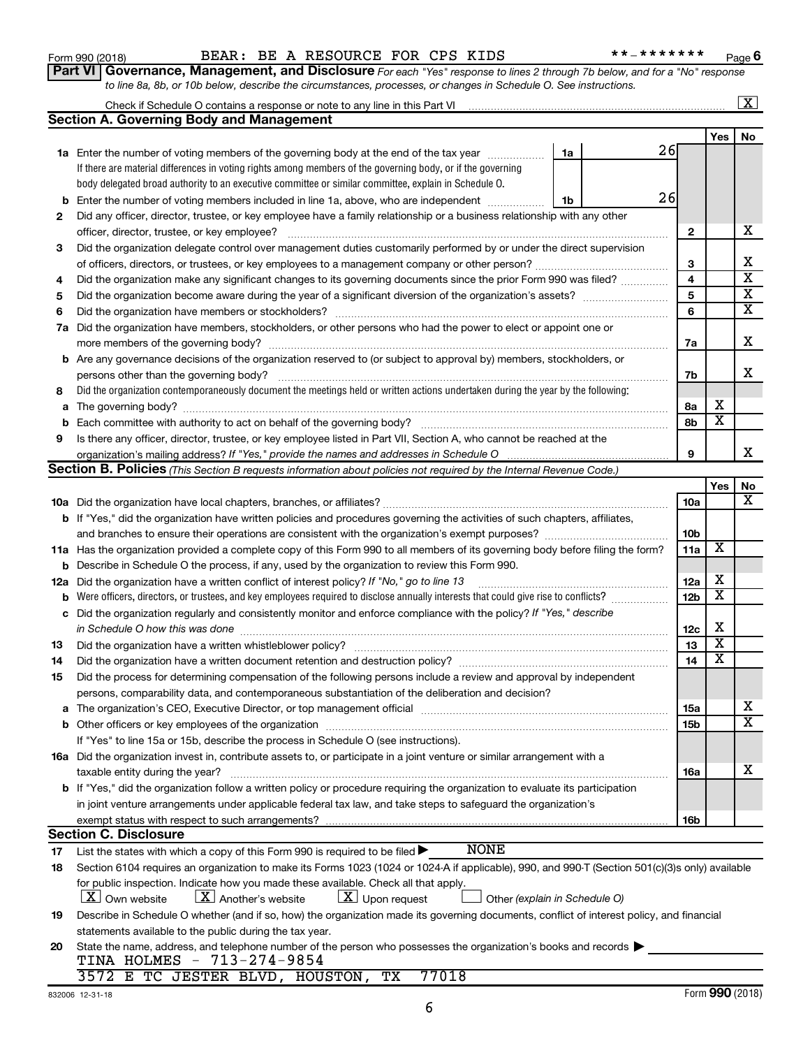Form 990 (2018) BEAR: BE A RESOURCE FOR CPS KIDS **-******* Page 6

**Part VI Governance, Management, and Disclosure** *For each "Yes" response to lines 2 through 7b below, and for a "No" response to line 8a, 8b, or 10b below, describe the circumstances, processes, or changes in Schedule O. See instructions.*

Check if Schedule O contains a response or note to any line in this Part VI ..... [X]

## Section A. Governing Body and Management

| | | | | Yes | No |
|---|---|---|---|---|---|
| **1a** | Enter the number of voting members of the governing body at the end of the tax year ..... If there are material differences in voting rights among members of the governing body, or if the governing body delegated broad authority to an executive committee or similar committee, explain in Schedule O. | 1a | 26 | | |
| **b** | Enter the number of voting members included in line 1a, above, who are independent ..... | 1b | 26 | | |
| **2** | Did any officer, director, trustee, or key employee have a family relationship or a business relationship with any other officer, director, trustee, or key employee? ..... | | 2 | | X |
| **3** | Did the organization delegate control over management duties customarily performed by or under the direct supervision of officers, directors, or trustees, or key employees to a management company or other person? ..... | | 3 | | X |
| **4** | Did the organization make any significant changes to its governing documents since the prior Form 990 was filed? ..... | | 4 | | X |
| **5** | Did the organization become aware during the year of a significant diversion of the organization's assets? ..... | | 5 | | X |
| **6** | Did the organization have members or stockholders? ..... | | 6 | | X |
| **7a** | Did the organization have members, stockholders, or other persons who had the power to elect or appoint one or more members of the governing body? ..... | | 7a | | X |
| **b** | Are any governance decisions of the organization reserved to (or subject to approval by) members, stockholders, or persons other than the governing body? ..... | | 7b | | X |
| **8** | Did the organization contemporaneously document the meetings held or written actions undertaken during the year by the following: | | | | |
| **a** | The governing body? ..... | | 8a | X | |
| **b** | Each committee with authority to act on behalf of the governing body? ..... | | 8b | X | |
| **9** | Is there any officer, director, trustee, or key employee listed in Part VII, Section A, who cannot be reached at the organization's mailing address? *If "Yes," provide the names and addresses in Schedule O* ..... | | 9 | | X |

## Section B. Policies *(This Section B requests information about policies not required by the Internal Revenue Code.)*

| | | | Yes | No |
|---|---|---|---|---|
| **10a** | Did the organization have local chapters, branches, or affiliates? ..... | 10a | | X |
| **b** | If "Yes," did the organization have written policies and procedures governing the activities of such chapters, affiliates, and branches to ensure their operations are consistent with the organization's exempt purposes? ..... | 10b | | |
| **11a** | Has the organization provided a complete copy of this Form 990 to all members of its governing body before filing the form? | 11a | X | |
| **b** | Describe in Schedule O the process, if any, used by the organization to review this Form 990. | | | |
| **12a** | Did the organization have a written conflict of interest policy? *If "No," go to line 13* ..... | 12a | X | |
| **b** | Were officers, directors, or trustees, and key employees required to disclose annually interests that could give rise to conflicts? ..... | 12b | X | |
| **c** | Did the organization regularly and consistently monitor and enforce compliance with the policy? *If "Yes," describe in Schedule O how this was done* ..... | 12c | X | |
| **13** | Did the organization have a written whistleblower policy? ..... | 13 | X | |
| **14** | Did the organization have a written document retention and destruction policy? ..... | 14 | X | |
| **15** | Did the process for determining compensation of the following persons include a review and approval by independent persons, comparability data, and contemporaneous substantiation of the deliberation and decision? | | | |
| **a** | The organization's CEO, Executive Director, or top management official ..... | 15a | | X |
| **b** | Other officers or key employees of the organization ..... | 15b | | X |
| | If "Yes" to line 15a or 15b, describe the process in Schedule O (see instructions). | | | |
| **16a** | Did the organization invest in, contribute assets to, or participate in a joint venture or similar arrangement with a taxable entity during the year? ..... | 16a | | X |
| **b** | If "Yes," did the organization follow a written policy or procedure requiring the organization to evaluate its participation in joint venture arrangements under applicable federal tax law, and take steps to safeguard the organization's exempt status with respect to such arrangements? ..... | 16b | | |

## Section C. Disclosure

**17** List the states with which a copy of this Form 990 is required to be filed ▶ NONE

**18** Section 6104 requires an organization to make its Forms 1023 (1024 or 1024-A if applicable), 990, and 990-T (Section 501(c)(3)s only) available for public inspection. Indicate how you made these available. Check all that apply.

[X] Own website [X] Another's website [X] Upon request [ ] Other *(explain in Schedule O)*

**19** Describe in Schedule O whether (and if so, how) the organization made its governing documents, conflict of interest policy, and financial statements available to the public during the tax year.

**20** State the name, address, and telephone number of the person who possesses the organization's books and records ▶

TINA HOLMES - 713-274-9854
3572 E TC JESTER BLVD, HOUSTON, TX 77018

832006 12-31-18 Form **990** (2018)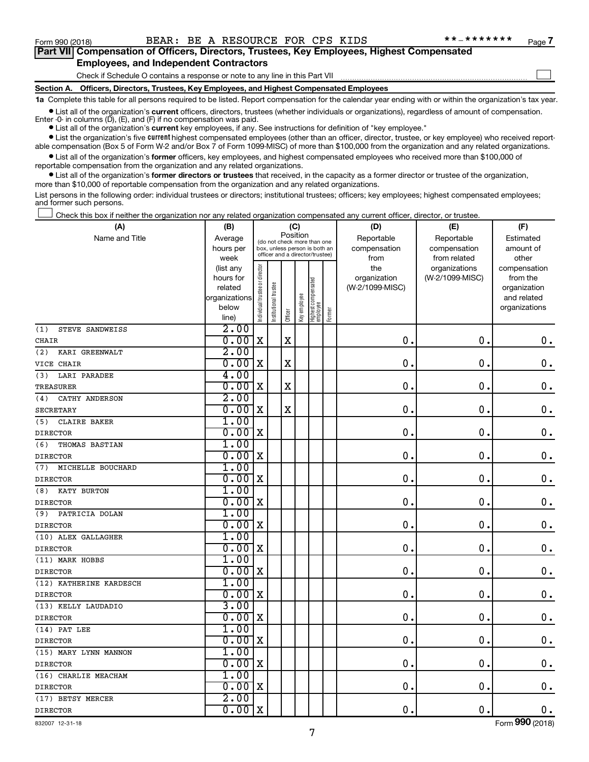Form 990 (2018) BEAR: BE A RESOURCE FOR CPS KIDS **-******* Page 7

**Part VII Compensation of Officers, Directors, Trustees, Key Employees, Highest Compensated Employees, and Independent Contractors**

Check if Schedule O contains a response or note to any line in this Part VII ☐

**Section A. Officers, Directors, Trustees, Key Employees, and Highest Compensated Employees**

**1a** Complete this table for all persons required to be listed. Report compensation for the calendar year ending with or within the organization's tax year.

- List all of the organization's **current** officers, directors, trustees (whether individuals or organizations), regardless of amount of compensation. Enter -0- in columns (D), (E), and (F) if no compensation was paid.
- List all of the organization's **current** key employees, if any. See instructions for definition of "key employee."
- List the organization's five **current** highest compensated employees (other than an officer, director, trustee, or key employee) who received reportable compensation (Box 5 of Form W-2 and/or Box 7 of Form 1099-MISC) of more than $100,000 from the organization and any related organizations.
- List all of the organization's **former** officers, key employees, and highest compensated employees who received more than $100,000 of reportable compensation from the organization and any related organizations.
- List all of the organization's **former directors or trustees** that received, in the capacity as a former director or trustee of the organization, more than $10,000 of reportable compensation from the organization and any related organizations.

List persons in the following order: individual trustees or directors; institutional trustees; officers; key employees; highest compensated employees; and former such persons.

☐ Check this box if neither the organization nor any related organization compensated any current officer, director, or trustee.

| (A) Name and Title | (B) Average hours per week (list any hours for related organizations below line) | (C) Position: Individual trustee or director | Institutional trustee | Officer | Key employee | Highest compensated employee | Former | (D) Reportable compensation from the organization (W-2/1099-MISC) | (E) Reportable compensation from related organizations (W-2/1099-MISC) | (F) Estimated amount of other compensation from the organization and related organizations |
|---|---|---|---|---|---|---|---|---|---|---|
| (1) STEVE SANDWEISS<br>CHAIR | 2.00<br>0.00 | X | | X | | | | 0. | 0. | 0. |
| (2) KARI GREENWALT<br>VICE CHAIR | 2.00<br>0.00 | X | | X | | | | 0. | 0. | 0. |
| (3) LARI PARADEE<br>TREASURER | 4.00<br>0.00 | X | | X | | | | 0. | 0. | 0. |
| (4) CATHY ANDERSON<br>SECRETARY | 2.00<br>0.00 | X | | X | | | | 0. | 0. | 0. |
| (5) CLAIRE BAKER<br>DIRECTOR | 1.00<br>0.00 | X | | | | | | 0. | 0. | 0. |
| (6) THOMAS BASTIAN<br>DIRECTOR | 1.00<br>0.00 | X | | | | | | 0. | 0. | 0. |
| (7) MICHELLE BOUCHARD<br>DIRECTOR | 1.00<br>0.00 | X | | | | | | 0. | 0. | 0. |
| (8) KATY BURTON<br>DIRECTOR | 1.00<br>0.00 | X | | | | | | 0. | 0. | 0. |
| (9) PATRICIA DOLAN<br>DIRECTOR | 1.00<br>0.00 | X | | | | | | 0. | 0. | 0. |
| (10) ALEX GALLAGHER<br>DIRECTOR | 1.00<br>0.00 | X | | | | | | 0. | 0. | 0. |
| (11) MARK HOBBS<br>DIRECTOR | 1.00<br>0.00 | X | | | | | | 0. | 0. | 0. |
| (12) KATHERINE KARDESCH<br>DIRECTOR | 1.00<br>0.00 | X | | | | | | 0. | 0. | 0. |
| (13) KELLY LAUDADIO<br>DIRECTOR | 3.00<br>0.00 | X | | | | | | 0. | 0. | 0. |
| (14) PAT LEE<br>DIRECTOR | 1.00<br>0.00 | X | | | | | | 0. | 0. | 0. |
| (15) MARY LYNN MANNON<br>DIRECTOR | 1.00<br>0.00 | X | | | | | | 0. | 0. | 0. |
| (16) CHARLIE MEACHAM<br>DIRECTOR | 1.00<br>0.00 | X | | | | | | 0. | 0. | 0. |
| (17) BETSY MERCER<br>DIRECTOR | 2.00<br>0.00 | X | | | | | | 0. | 0. | 0. |

832007 12-31-18 Form **990** (2018)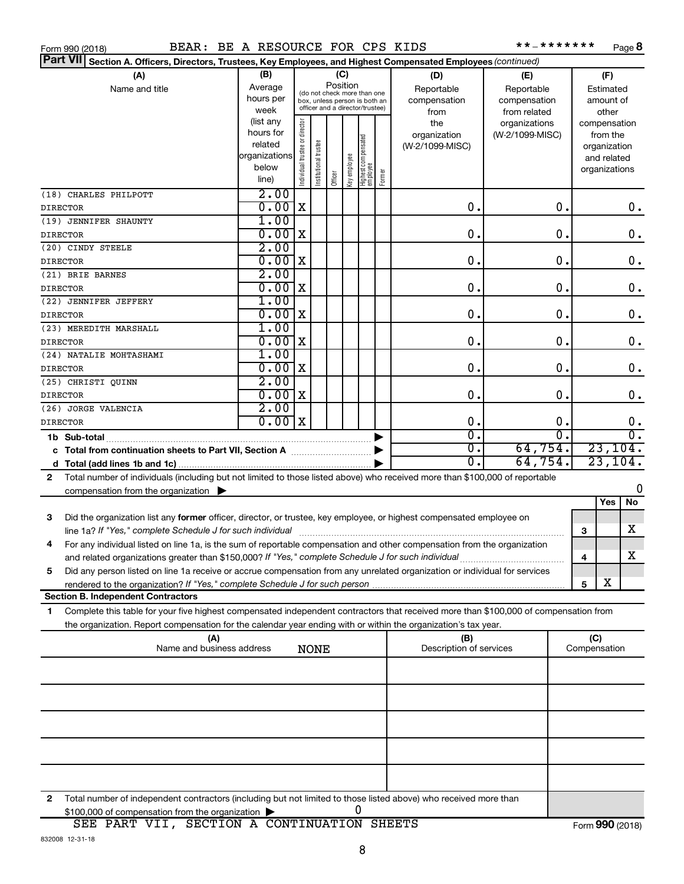Form 990 (2018) BEAR: BE A RESOURCE FOR CPS KIDS **-******* Page **8**

**Part VII** **Section A. Officers, Directors, Trustees, Key Employees, and Highest Compensated Employees** *(continued)*

| (A) Name and title | (B) Average hours per week (list any hours for related organizations below line) | (C) Position: Individual trustee or director | Institutional trustee | Officer | Key employee | Highest compensated employee | Former | (D) Reportable compensation from the organization (W-2/1099-MISC) | (E) Reportable compensation from related organizations (W-2/1099-MISC) | (F) Estimated amount of other compensation from the organization and related organizations |
|---|---|---|---|---|---|---|---|---|---|---|
| (18) CHARLES PHILPOTT<br>DIRECTOR | 2.00<br>0.00 | X | | | | | | 0. | 0. | 0. |
| (19) JENNIFER SHAUNTY<br>DIRECTOR | 1.00<br>0.00 | X | | | | | | 0. | 0. | 0. |
| (20) CINDY STEELE<br>DIRECTOR | 2.00<br>0.00 | X | | | | | | 0. | 0. | 0. |
| (21) BRIE BARNES<br>DIRECTOR | 2.00<br>0.00 | X | | | | | | 0. | 0. | 0. |
| (22) JENNIFER JEFFERY<br>DIRECTOR | 1.00<br>0.00 | X | | | | | | 0. | 0. | 0. |
| (23) MEREDITH MARSHALL<br>DIRECTOR | 1.00<br>0.00 | X | | | | | | 0. | 0. | 0. |
| (24) NATALIE MOHTASHAMI<br>DIRECTOR | 1.00<br>0.00 | X | | | | | | 0. | 0. | 0. |
| (25) CHRISTI QUINN<br>DIRECTOR | 2.00<br>0.00 | X | | | | | | 0. | 0. | 0. |
| (26) JORGE VALENCIA<br>DIRECTOR | 2.00<br>0.00 | X | | | | | | 0. | 0. | 0. |
| **1b Sub-total** | | | | | | | | 0. | 0. | 0. |
| **c Total from continuation sheets to Part VII, Section A** | | | | | | | | 0. | 64,754. | 23,104. |
| **d Total (add lines 1b and 1c)** | | | | | | | | 0. | 64,754. | 23,104. |

**2** Total number of individuals (including but not limited to those listed above) who received more than $100,000 of reportable compensation from the organization ▶ 0

| | | Yes | No |
|---|---|---|---|
| **3** Did the organization list any **former** officer, director, or trustee, key employee, or highest compensated employee on line 1a? *If "Yes," complete Schedule J for such individual* | 3 | | X |
| **4** For any individual listed on line 1a, is the sum of reportable compensation and other compensation from the organization and related organizations greater than $150,000? *If "Yes," complete Schedule J for such individual* | 4 | | X |
| **5** Did any person listed on line 1a receive or accrue compensation from any unrelated organization or individual for services rendered to the organization? *If "Yes," complete Schedule J for such person* | 5 | X | |

**Section B. Independent Contractors**

**1** Complete this table for your five highest compensated independent contractors that received more than $100,000 of compensation from the organization. Report compensation for the calendar year ending with or within the organization's tax year.

| (A) Name and business address | (B) Description of services | (C) Compensation |
|---|---|---|
| NONE | | |
| | | |
| | | |
| | | |
| | | |

**2** Total number of independent contractors (including but not limited to those listed above) who received more than $100,000 of compensation from the organization ▶ 0

SEE PART VII, SECTION A CONTINUATION SHEETS

Form **990** (2018)

832008 12-31-18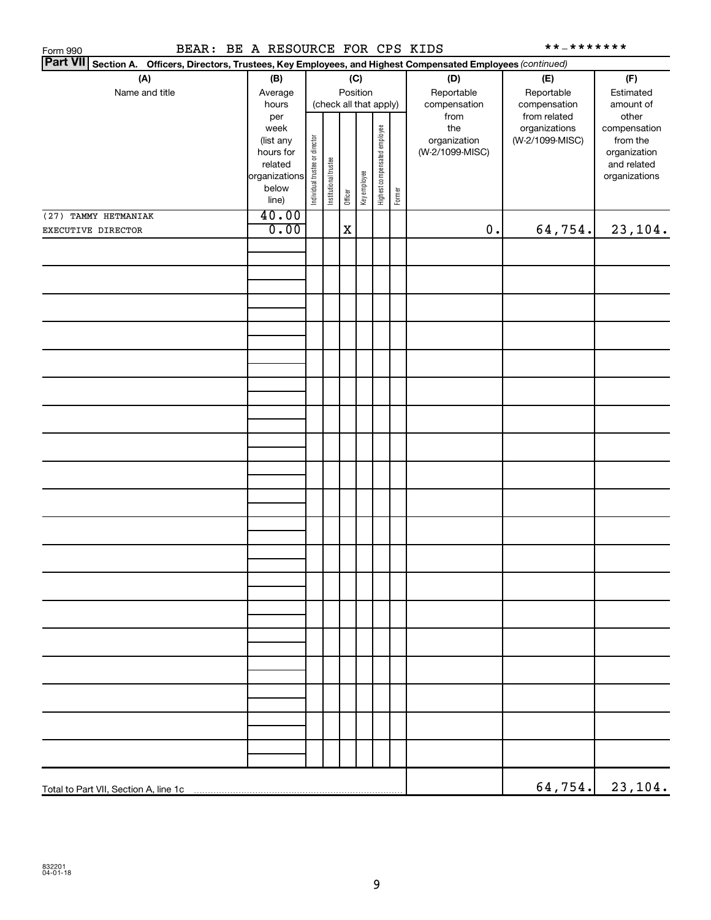Form 990    BEAR: BE A RESOURCE FOR CPS KIDS    **-*******

**Part VII Section A. Officers, Directors, Trustees, Key Employees, and Highest Compensated Employees** *(continued)*

| (A) Name and title | (B) Average hours per week (list any hours for related organizations below line) | (C) Position (check all that apply): Individual trustee or director | Institutional trustee | Officer | Key employee | Highest compensated employee | Former | (D) Reportable compensation from the organization (W-2/1099-MISC) | (E) Reportable compensation from related organizations (W-2/1099-MISC) | (F) Estimated amount of other compensation from the organization and related organizations |
|---|---|---|---|---|---|---|---|---|---|---|
| (27) TAMMY HETMANIAK<br>EXECUTIVE DIRECTOR | 40.00<br>0.00 | | | X | | | | 0. | 64,754. | 23,104. |
| | | | | | | | | | | |
| Total to Part VII, Section A, line 1c | | | | | | | | | 64,754. | 23,104. |

832201 04-01-18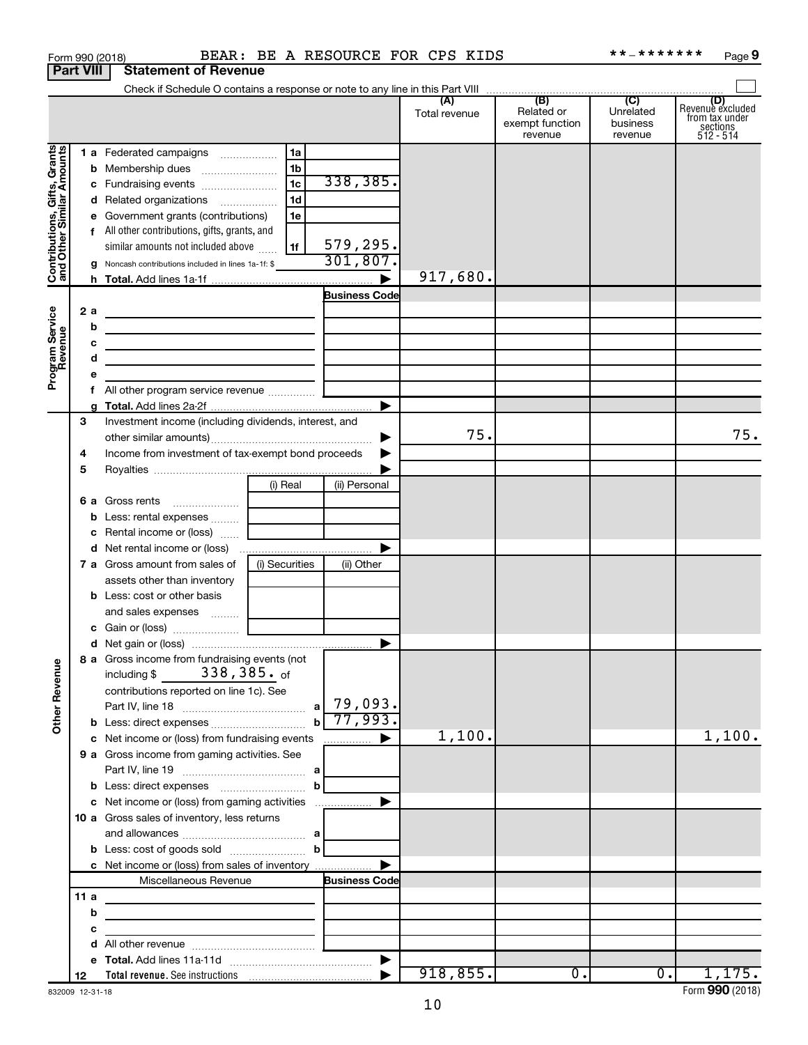Form 990 (2018) BEAR: BE A RESOURCE FOR CPS KIDS **-******* Page 9

**Part VIII Statement of Revenue**

Check if Schedule O contains a response or note to any line in this Part VIII

| | | | (A) Total revenue | (B) Related or exempt function revenue | (C) Unrelated business revenue | (D) Revenue excluded from tax under sections 512 - 514 |
|---|---|---|---|---|---|---|
| **Contributions, Gifts, Grants and Other Similar Amounts** | | | | | | |
| 1 a Federated campaigns | 1a | | | | | |
| b Membership dues | 1b | | | | | |
| c Fundraising events | 1c | 338,385. | | | | |
| d Related organizations | 1d | | | | | |
| e Government grants (contributions) | 1e | | | | | |
| f All other contributions, gifts, grants, and similar amounts not included above | 1f | 579,295. | | | | |
| g Noncash contributions included in lines 1a-1f: $ | | 301,807. | | | | |
| h Total. Add lines 1a-1f | | ▶ | 917,680. | | | |
| **Program Service Revenue** | | Business Code | | | | |
| 2 a | | | | | | |
| b | | | | | | |
| c | | | | | | |
| d | | | | | | |
| e | | | | | | |
| f All other program service revenue | | | | | | |
| g Total. Add lines 2a-2f | | ▶ | | | | |
| **Other Revenue** | | | | | | |
| 3 Investment income (including dividends, interest, and other similar amounts) | | ▶ | 75. | | | 75. |
| 4 Income from investment of tax-exempt bond proceeds | | ▶ | | | | |
| 5 Royalties | | ▶ | | | | |
| | (i) Real | (ii) Personal | | | | |
| 6 a Gross rents | | | | | | |
| b Less: rental expenses | | | | | | |
| c Rental income or (loss) | | | | | | |
| d Net rental income or (loss) | | ▶ | | | | |
| | (i) Securities | (ii) Other | | | | |
| 7 a Gross amount from sales of assets other than inventory | | | | | | |
| b Less: cost or other basis and sales expenses | | | | | | |
| c Gain or (loss) | | | | | | |
| d Net gain or (loss) | | ▶ | | | | |
| 8 a Gross income from fundraising events (not including $ 338,385. of contributions reported on line 1c). See Part IV, line 18 | a | 79,093. | | | | |
| b Less: direct expenses | b | 77,993. | | | | |
| c Net income or (loss) from fundraising events | | ▶ | 1,100. | | | 1,100. |
| 9 a Gross income from gaming activities. See Part IV, line 19 | a | | | | | |
| b Less: direct expenses | b | | | | | |
| c Net income or (loss) from gaming activities | | ▶ | | | | |
| 10 a Gross sales of inventory, less returns and allowances | a | | | | | |
| b Less: cost of goods sold | b | | | | | |
| c Net income or (loss) from sales of inventory | | ▶ | | | | |
| Miscellaneous Revenue | | Business Code | | | | |
| 11 a | | | | | | |
| b | | | | | | |
| c | | | | | | |
| d All other revenue | | | | | | |
| e Total. Add lines 11a-11d | | ▶ | | | | |
| 12 Total revenue. See instructions | | ▶ | 918,855. | 0. | 0. | 1,175. |

832009 12-31-18

Form **990** (2018)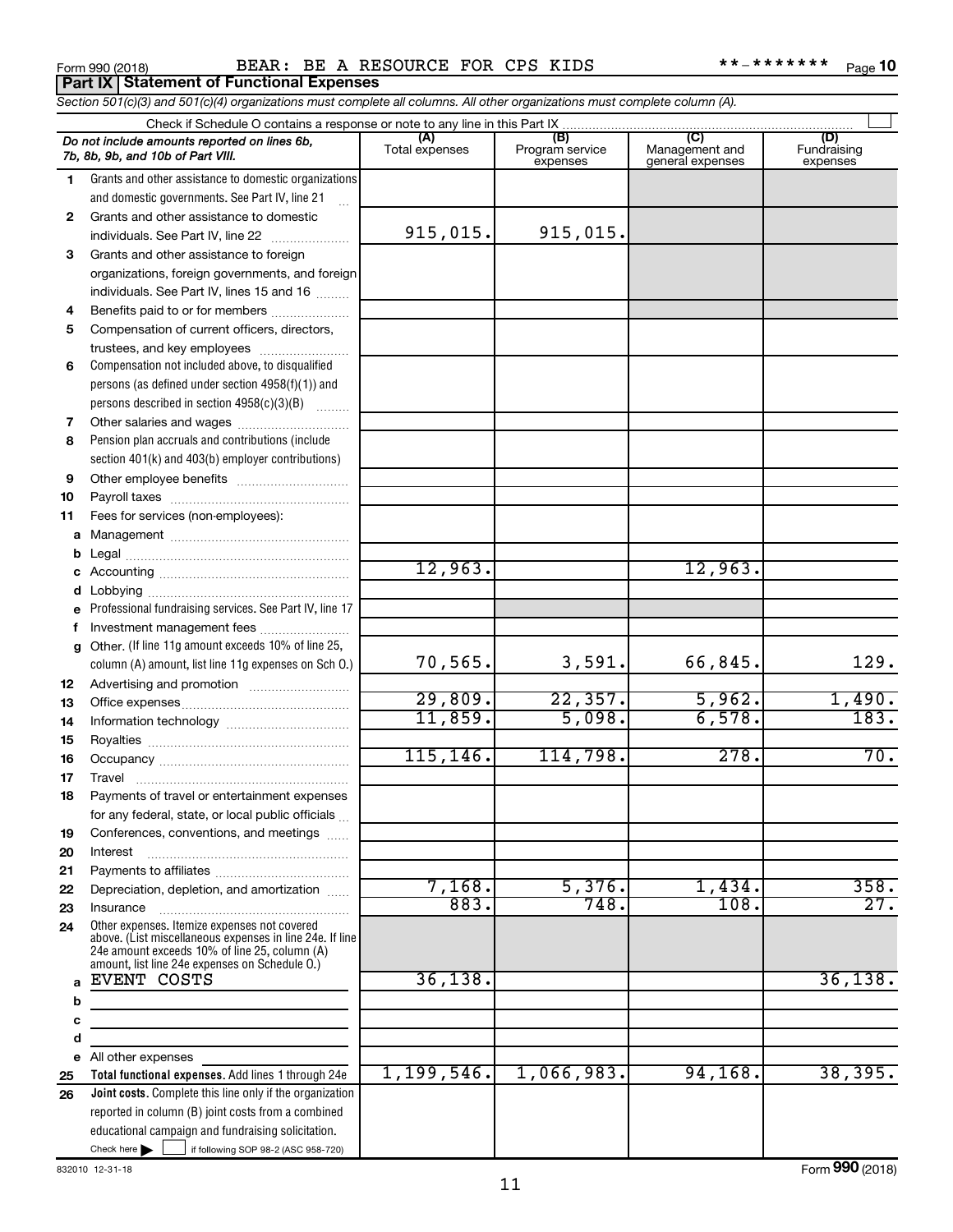Form 990 (2018) BEAR: BE A RESOURCE FOR CPS KIDS **-******* Page 10

**Part IX Statement of Functional Expenses**

*Section 501(c)(3) and 501(c)(4) organizations must complete all columns. All other organizations must complete column (A).*

Check if Schedule O contains a response or note to any line in this Part IX

| *Do not include amounts reported on lines 6b, 7b, 8b, 9b, and 10b of Part VIII.* | (A) Total expenses | (B) Program service expenses | (C) Management and general expenses | (D) Fundraising expenses |
|---|---|---|---|---|
| **1** Grants and other assistance to domestic organizations and domestic governments. See Part IV, line 21 | | | | |
| **2** Grants and other assistance to domestic individuals. See Part IV, line 22 | 915,015. | 915,015. | | |
| **3** Grants and other assistance to foreign organizations, foreign governments, and foreign individuals. See Part IV, lines 15 and 16 | | | | |
| **4** Benefits paid to or for members | | | | |
| **5** Compensation of current officers, directors, trustees, and key employees | | | | |
| **6** Compensation not included above, to disqualified persons (as defined under section 4958(f)(1)) and persons described in section 4958(c)(3)(B) | | | | |
| **7** Other salaries and wages | | | | |
| **8** Pension plan accruals and contributions (include section 401(k) and 403(b) employer contributions) | | | | |
| **9** Other employee benefits | | | | |
| **10** Payroll taxes | | | | |
| **11** Fees for services (non-employees): | | | | |
| **a** Management | | | | |
| **b** Legal | | | | |
| **c** Accounting | 12,963. | | 12,963. | |
| **d** Lobbying | | | | |
| **e** Professional fundraising services. See Part IV, line 17 | | | | |
| **f** Investment management fees | | | | |
| **g** Other. (If line 11g amount exceeds 10% of line 25, column (A) amount, list line 11g expenses on Sch O.) | 70,565. | 3,591. | 66,845. | 129. |
| **12** Advertising and promotion | | | | |
| **13** Office expenses | 29,809. | 22,357. | 5,962. | 1,490. |
| **14** Information technology | 11,859. | 5,098. | 6,578. | 183. |
| **15** Royalties | | | | |
| **16** Occupancy | 115,146. | 114,798. | 278. | 70. |
| **17** Travel | | | | |
| **18** Payments of travel or entertainment expenses for any federal, state, or local public officials | | | | |
| **19** Conferences, conventions, and meetings | | | | |
| **20** Interest | | | | |
| **21** Payments to affiliates | | | | |
| **22** Depreciation, depletion, and amortization | 7,168. | 5,376. | 1,434. | 358. |
| **23** Insurance | 883. | 748. | 108. | 27. |
| **24** Other expenses. Itemize expenses not covered above. (List miscellaneous expenses in line 24e. If line 24e amount exceeds 10% of line 25, column (A) amount, list line 24e expenses on Schedule O.) | | | | |
| **a** EVENT COSTS | 36,138. | | | 36,138. |
| **b** | | | | |
| **c** | | | | |
| **d** | | | | |
| **e** All other expenses | | | | |
| **25** **Total functional expenses.** Add lines 1 through 24e | 1,199,546. | 1,066,983. | 94,168. | 38,395. |
| **26** **Joint costs.** Complete this line only if the organization reported in column (B) joint costs from a combined educational campaign and fundraising solicitation. Check here ☐ if following SOP 98-2 (ASC 958-720) | | | | |

832010 12-31-18 Form **990** (2018)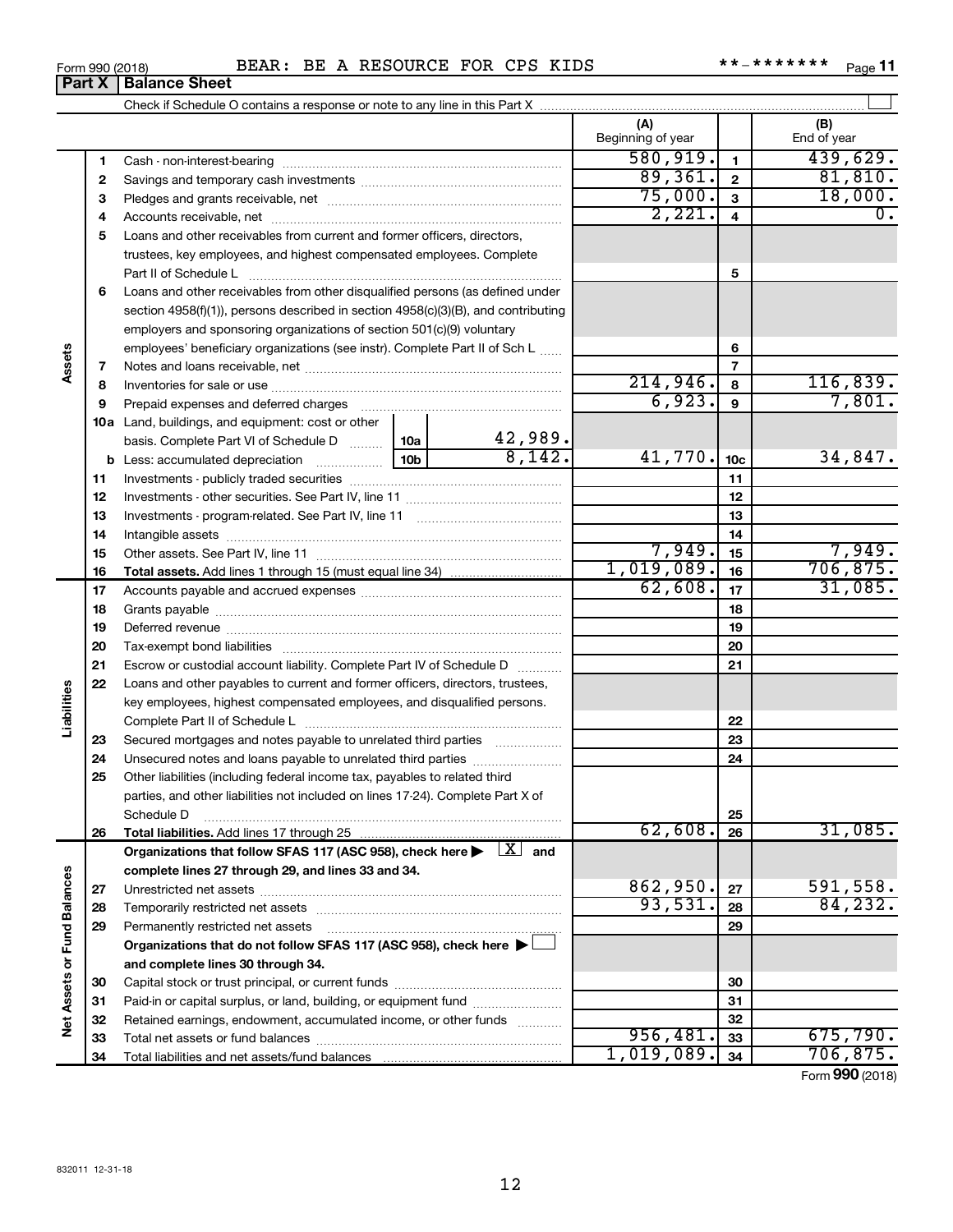Form 990 (2018) BEAR: BE A RESOURCE FOR CPS KIDS **-******* Page 11

## Part X Balance Sheet

Check if Schedule O contains a response or note to any line in this Part X

| | | | | (A) Beginning of year | | (B) End of year |
|---|---|---|---|---|---|---|
| **Assets** | 1 | Cash - non-interest-bearing | | 580,919. | 1 | 439,629. |
| | 2 | Savings and temporary cash investments | | 89,361. | 2 | 81,810. |
| | 3 | Pledges and grants receivable, net | | 75,000. | 3 | 18,000. |
| | 4 | Accounts receivable, net | | 2,221. | 4 | 0. |
| | 5 | Loans and other receivables from current and former officers, directors, trustees, key employees, and highest compensated employees. Complete Part II of Schedule L | | | 5 | |
| | 6 | Loans and other receivables from other disqualified persons (as defined under section 4958(f)(1)), persons described in section 4958(c)(3)(B), and contributing employers and sponsoring organizations of section 501(c)(9) voluntary employees' beneficiary organizations (see instr). Complete Part II of Sch L | | | 6 | |
| | 7 | Notes and loans receivable, net | | | 7 | |
| | 8 | Inventories for sale or use | | 214,946. | 8 | 116,839. |
| | 9 | Prepaid expenses and deferred charges | | 6,923. | 9 | 7,801. |
| | 10a | Land, buildings, and equipment: cost or other basis. Complete Part VI of Schedule D | 10a 42,989. | | | |
| | b | Less: accumulated depreciation | 10b 8,142. | 41,770. | 10c | 34,847. |
| | 11 | Investments - publicly traded securities | | | 11 | |
| | 12 | Investments - other securities. See Part IV, line 11 | | | 12 | |
| | 13 | Investments - program-related. See Part IV, line 11 | | | 13 | |
| | 14 | Intangible assets | | | 14 | |
| | 15 | Other assets. See Part IV, line 11 | | 7,949. | 15 | 7,949. |
| | 16 | **Total assets.** Add lines 1 through 15 (must equal line 34) | | 1,019,089. | 16 | 706,875. |
| **Liabilities** | 17 | Accounts payable and accrued expenses | | 62,608. | 17 | 31,085. |
| | 18 | Grants payable | | | 18 | |
| | 19 | Deferred revenue | | | 19 | |
| | 20 | Tax-exempt bond liabilities | | | 20 | |
| | 21 | Escrow or custodial account liability. Complete Part IV of Schedule D | | | 21 | |
| | 22 | Loans and other payables to current and former officers, directors, trustees, key employees, highest compensated employees, and disqualified persons. Complete Part II of Schedule L | | | 22 | |
| | 23 | Secured mortgages and notes payable to unrelated third parties | | | 23 | |
| | 24 | Unsecured notes and loans payable to unrelated third parties | | | 24 | |
| | 25 | Other liabilities (including federal income tax, payables to related third parties, and other liabilities not included on lines 17-24). Complete Part X of Schedule D | | | 25 | |
| | 26 | **Total liabilities.** Add lines 17 through 25 | | 62,608. | 26 | 31,085. |
| **Net Assets or Fund Balances** | | **Organizations that follow SFAS 117 (ASC 958), check here ▶ [X] and complete lines 27 through 29, and lines 33 and 34.** | | | | |
| | 27 | Unrestricted net assets | | 862,950. | 27 | 591,558. |
| | 28 | Temporarily restricted net assets | | 93,531. | 28 | 84,232. |
| | 29 | Permanently restricted net assets | | | 29 | |
| | | **Organizations that do not follow SFAS 117 (ASC 958), check here ▶ [ ] and complete lines 30 through 34.** | | | | |
| | 30 | Capital stock or trust principal, or current funds | | | 30 | |
| | 31 | Paid-in or capital surplus, or land, building, or equipment fund | | | 31 | |
| | 32 | Retained earnings, endowment, accumulated income, or other funds | | | 32 | |
| | 33 | Total net assets or fund balances | | 956,481. | 33 | 675,790. |
| | 34 | Total liabilities and net assets/fund balances | | 1,019,089. | 34 | 706,875. |

Form **990** (2018)

832011 12-31-18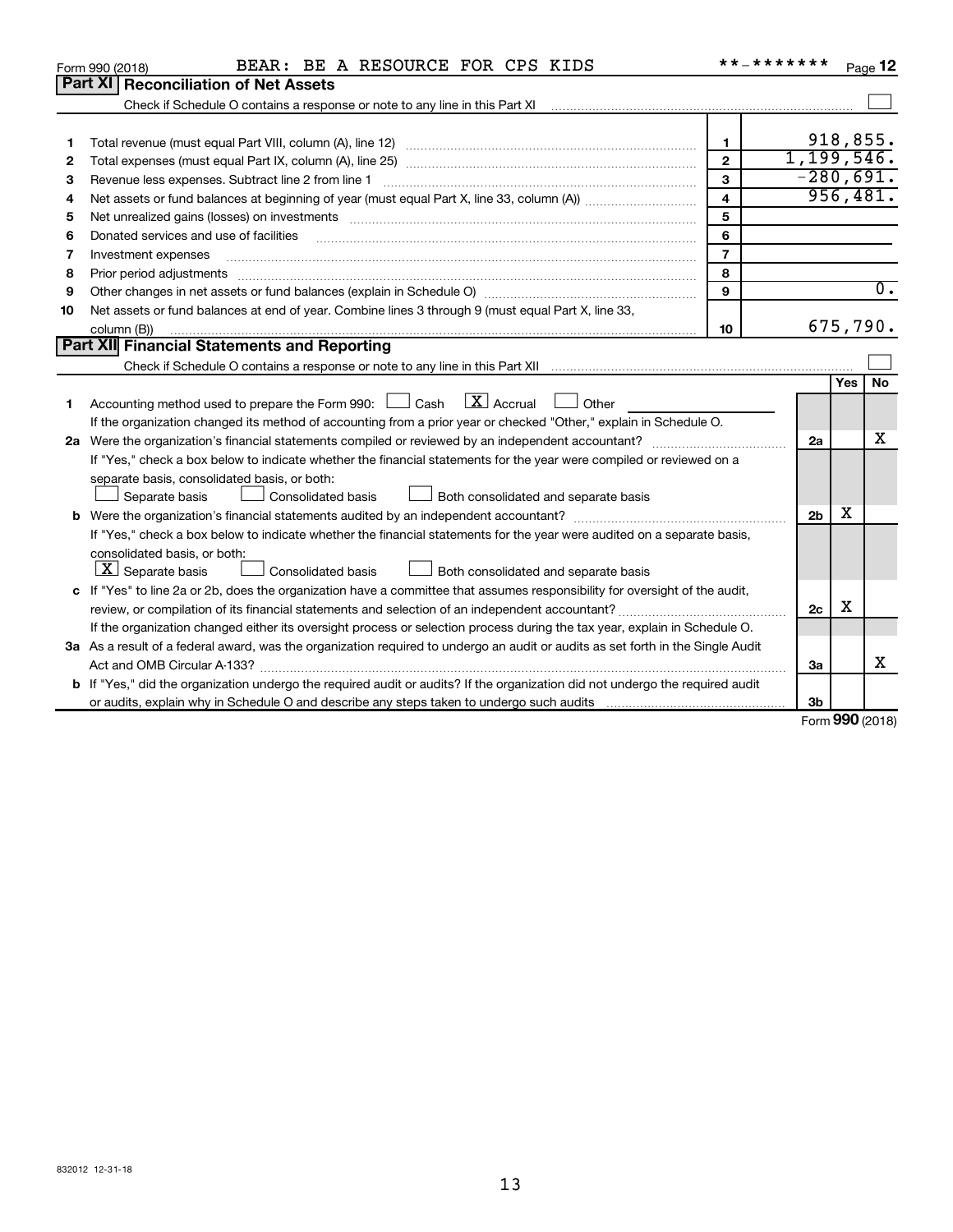Form 990 (2018) BEAR: BE A RESOURCE FOR CPS KIDS **-******* Page 12

## Part XI Reconciliation of Net Assets

Check if Schedule O contains a response or note to any line in this Part XI ☐

| | | | |
|---|---|---|---|
| 1 | Total revenue (must equal Part VIII, column (A), line 12) | 1 | 918,855. |
| 2 | Total expenses (must equal Part IX, column (A), line 25) | 2 | 1,199,546. |
| 3 | Revenue less expenses. Subtract line 2 from line 1 | 3 | -280,691. |
| 4 | Net assets or fund balances at beginning of year (must equal Part X, line 33, column (A)) | 4 | 956,481. |
| 5 | Net unrealized gains (losses) on investments | 5 | |
| 6 | Donated services and use of facilities | 6 | |
| 7 | Investment expenses | 7 | |
| 8 | Prior period adjustments | 8 | |
| 9 | Other changes in net assets or fund balances (explain in Schedule O) | 9 | 0. |
| 10 | Net assets or fund balances at end of year. Combine lines 3 through 9 (must equal Part X, line 33, column (B)) | 10 | 675,790. |

## Part XII Financial Statements and Reporting

Check if Schedule O contains a response or note to any line in this Part XII ☐

| | | | Yes | No |
|---|---|---|---|---|
| 1 | Accounting method used to prepare the Form 990: ☐ Cash ☒ Accrual ☐ Other<br>If the organization changed its method of accounting from a prior year or checked "Other," explain in Schedule O. | | | |
| 2a | Were the organization's financial statements compiled or reviewed by an independent accountant?<br>If "Yes," check a box below to indicate whether the financial statements for the year were compiled or reviewed on a separate basis, consolidated basis, or both:<br>☐ Separate basis ☐ Consolidated basis ☐ Both consolidated and separate basis | 2a | | X |
| b | Were the organization's financial statements audited by an independent accountant?<br>If "Yes," check a box below to indicate whether the financial statements for the year were audited on a separate basis, consolidated basis, or both:<br>☒ Separate basis ☐ Consolidated basis ☐ Both consolidated and separate basis | 2b | X | |
| c | If "Yes" to line 2a or 2b, does the organization have a committee that assumes responsibility for oversight of the audit, review, or compilation of its financial statements and selection of an independent accountant?<br>If the organization changed either its oversight process or selection process during the tax year, explain in Schedule O. | 2c | X | |
| 3a | As a result of a federal award, was the organization required to undergo an audit or audits as set forth in the Single Audit Act and OMB Circular A-133? | 3a | | X |
| b | If "Yes," did the organization undergo the required audit or audits? If the organization did not undergo the required audit or audits, explain why in Schedule O and describe any steps taken to undergo such audits | 3b | | |

Form 990 (2018)

832012 12-31-18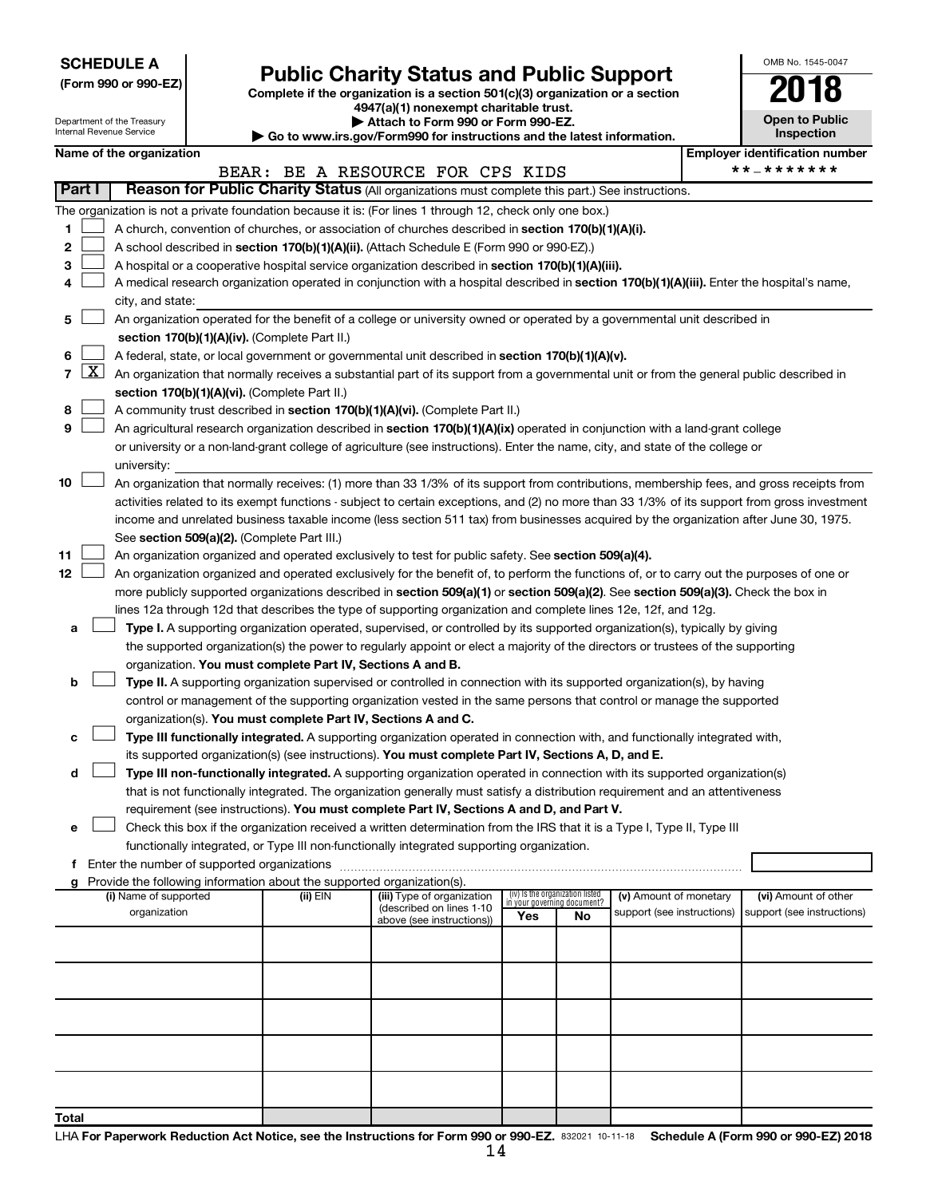**SCHEDULE A**
**(Form 990 or 990-EZ)**

Department of the Treasury
Internal Revenue Service

# Public Charity Status and Public Support

**Complete if the organization is a section 501(c)(3) organization or a section 4947(a)(1) nonexempt charitable trust.**
**▶ Attach to Form 990 or Form 990-EZ.**
**▶ Go to www.irs.gov/Form990 for instructions and the latest information.**

OMB No. 1545-0047

**2018**

**Open to Public Inspection**

**Name of the organization**
BEAR: BE A RESOURCE FOR CPS KIDS

**Employer identification number**
**-*******

## Part I — Reason for Public Charity Status (All organizations must complete this part.) See instructions.

The organization is not a private foundation because it is: (For lines 1 through 12, check only one box.)

1. ☐ A church, convention of churches, or association of churches described in **section 170(b)(1)(A)(i).**
2. ☐ A school described in **section 170(b)(1)(A)(ii).** (Attach Schedule E (Form 990 or 990-EZ).)
3. ☐ A hospital or a cooperative hospital service organization described in **section 170(b)(1)(A)(iii).**
4. ☐ A medical research organization operated in conjunction with a hospital described in **section 170(b)(1)(A)(iii).** Enter the hospital's name, city, and state: ______
5. ☐ An organization operated for the benefit of a college or university owned or operated by a governmental unit described in **section 170(b)(1)(A)(iv).** (Complete Part II.)
6. ☐ A federal, state, or local government or governmental unit described in **section 170(b)(1)(A)(v).**
7. ☒ An organization that normally receives a substantial part of its support from a governmental unit or from the general public described in **section 170(b)(1)(A)(vi).** (Complete Part II.)
8. ☐ A community trust described in **section 170(b)(1)(A)(vi).** (Complete Part II.)
9. ☐ An agricultural research organization described in **section 170(b)(1)(A)(ix)** operated in conjunction with a land-grant college or university or a non-land-grant college of agriculture (see instructions). Enter the name, city, and state of the college or university: ______
10. ☐ An organization that normally receives: (1) more than 33 1/3% of its support from contributions, membership fees, and gross receipts from activities related to its exempt functions - subject to certain exceptions, and (2) no more than 33 1/3% of its support from gross investment income and unrelated business taxable income (less section 511 tax) from businesses acquired by the organization after June 30, 1975. See **section 509(a)(2).** (Complete Part III.)
11. ☐ An organization organized and operated exclusively to test for public safety. See **section 509(a)(4).**
12. ☐ An organization organized and operated exclusively for the benefit of, to perform the functions of, or to carry out the purposes of one or more publicly supported organizations described in **section 509(a)(1)** or **section 509(a)(2).** See **section 509(a)(3).** Check the box in lines 12a through 12d that describes the type of supporting organization and complete lines 12e, 12f, and 12g.
   - **a** ☐ **Type I.** A supporting organization operated, supervised, or controlled by its supported organization(s), typically by giving the supported organization(s) the power to regularly appoint or elect a majority of the directors or trustees of the supporting organization. **You must complete Part IV, Sections A and B.**
   - **b** ☐ **Type II.** A supporting organization supervised or controlled in connection with its supported organization(s), by having control or management of the supporting organization vested in the same persons that control or manage the supported organization(s). **You must complete Part IV, Sections A and C.**
   - **c** ☐ **Type III functionally integrated.** A supporting organization operated in connection with, and functionally integrated with, its supported organization(s) (see instructions). **You must complete Part IV, Sections A, D, and E.**
   - **d** ☐ **Type III non-functionally integrated.** A supporting organization operated in connection with its supported organization(s) that is not functionally integrated. The organization generally must satisfy a distribution requirement and an attentiveness requirement (see instructions). **You must complete Part IV, Sections A and D, and Part V.**
   - **e** ☐ Check this box if the organization received a written determination from the IRS that it is a Type I, Type II, Type III functionally integrated, or Type III non-functionally integrated supporting organization.
   - **f** Enter the number of supported organizations ______
   - **g** Provide the following information about the supported organization(s).

| (i) Name of supported organization | (ii) EIN | (iii) Type of organization (described on lines 1-10 above (see instructions)) | (iv) Is the organization listed in your governing document? Yes | No | (v) Amount of monetary support (see instructions) | (vi) Amount of other support (see instructions) |
|---|---|---|---|---|---|---|
| | | | | | | |
| | | | | | | |
| | | | | | | |
| | | | | | | |
| | | | | | | |
| **Total** | | | | | | |

LHA **For Paperwork Reduction Act Notice, see the Instructions for Form 990 or 990-EZ.** 832021 10-11-18 **Schedule A (Form 990 or 990-EZ) 2018**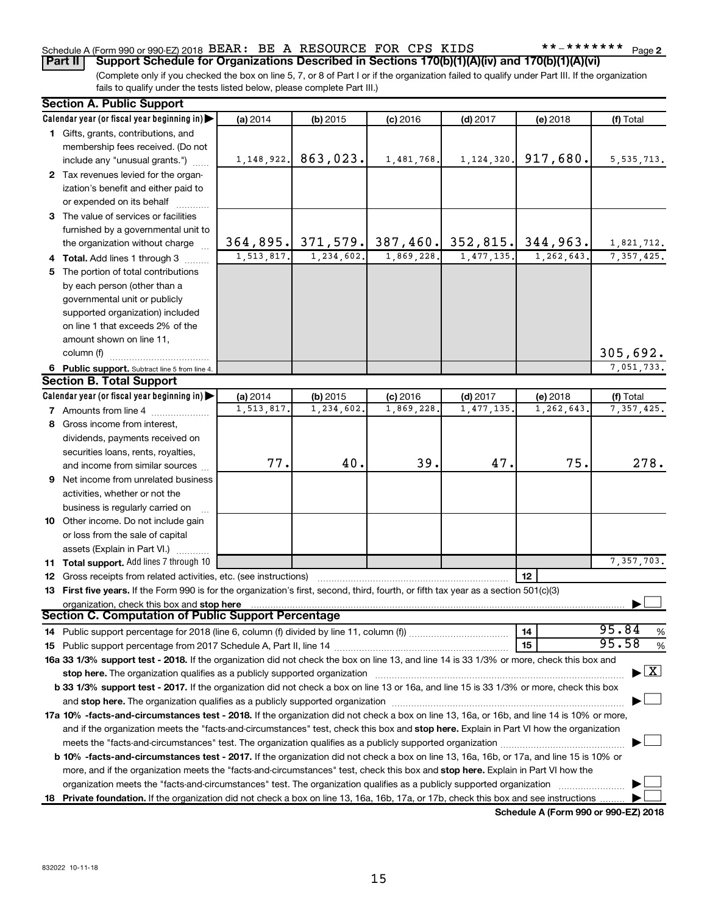Schedule A (Form 990 or 990-EZ) 2018 BEAR: BE A RESOURCE FOR CPS KIDS **-******* Page 2

**Part II** **Support Schedule for Organizations Described in Sections 170(b)(1)(A)(iv) and 170(b)(1)(A)(vi)**

(Complete only if you checked the box on line 5, 7, or 8 of Part I or if the organization failed to qualify under Part III. If the organization fails to qualify under the tests listed below, please complete Part III.)

## Section A. Public Support

| Calendar year (or fiscal year beginning in) ▶ | (a) 2014 | (b) 2015 | (c) 2016 | (d) 2017 | (e) 2018 | (f) Total |
|---|---|---|---|---|---|---|
| **1** Gifts, grants, contributions, and membership fees received. (Do not include any "unusual grants.") | 1,148,922. | 863,023. | 1,481,768. | 1,124,320. | 917,680. | 5,535,713. |
| **2** Tax revenues levied for the organization's benefit and either paid to or expended on its behalf | | | | | | |
| **3** The value of services or facilities furnished by a governmental unit to the organization without charge | 364,895. | 371,579. | 387,460. | 352,815. | 344,963. | 1,821,712. |
| **4 Total.** Add lines 1 through 3 | 1,513,817. | 1,234,602. | 1,869,228. | 1,477,135. | 1,262,643. | 7,357,425. |
| **5** The portion of total contributions by each person (other than a governmental unit or publicly supported organization) included on line 1 that exceeds 2% of the amount shown on line 11, column (f) | | | | | | 305,692. |
| **6 Public support.** Subtract line 5 from line 4. | | | | | | 7,051,733. |

## Section B. Total Support

| Calendar year (or fiscal year beginning in) ▶ | (a) 2014 | (b) 2015 | (c) 2016 | (d) 2017 | (e) 2018 | (f) Total |
|---|---|---|---|---|---|---|
| **7** Amounts from line 4 | 1,513,817. | 1,234,602. | 1,869,228. | 1,477,135. | 1,262,643. | 7,357,425. |
| **8** Gross income from interest, dividends, payments received on securities loans, rents, royalties, and income from similar sources | 77. | 40. | 39. | 47. | 75. | 278. |
| **9** Net income from unrelated business activities, whether or not the business is regularly carried on | | | | | | |
| **10** Other income. Do not include gain or loss from the sale of capital assets (Explain in Part VI.) | | | | | | |
| **11 Total support.** Add lines 7 through 10 | | | | | | 7,357,703. |

**12** Gross receipts from related activities, etc. (see instructions) | **12** |

**13 First five years.** If the Form 990 is for the organization's first, second, third, fourth, or fifth tax year as a section 501(c)(3) organization, check this box and **stop here** ▶ ☐

## Section C. Computation of Public Support Percentage

**14** Public support percentage for 2018 (line 6, column (f) divided by line 11, column (f)) | **14** | 95.84 %

**15** Public support percentage from 2017 Schedule A, Part II, line 14 | **15** | 95.58 %

**16a 33 1/3% support test - 2018.** If the organization did not check the box on line 13, and line 14 is 33 1/3% or more, check this box and **stop here.** The organization qualifies as a publicly supported organization ▶ ☒

**b 33 1/3% support test - 2017.** If the organization did not check a box on line 13 or 16a, and line 15 is 33 1/3% or more, check this box and **stop here.** The organization qualifies as a publicly supported organization ▶ ☐

**17a 10% -facts-and-circumstances test - 2018.** If the organization did not check a box on line 13, 16a, or 16b, and line 14 is 10% or more, and if the organization meets the "facts-and-circumstances" test, check this box and **stop here.** Explain in Part VI how the organization meets the "facts-and-circumstances" test. The organization qualifies as a publicly supported organization ▶ ☐

**b 10% -facts-and-circumstances test - 2017.** If the organization did not check a box on line 13, 16a, 16b, or 17a, and line 15 is 10% or more, and if the organization meets the "facts-and-circumstances" test, check this box and **stop here.** Explain in Part VI how the organization meets the "facts-and-circumstances" test. The organization qualifies as a publicly supported organization ▶ ☐

**18 Private foundation.** If the organization did not check a box on line 13, 16a, 16b, 17a, or 17b, check this box and see instructions ▶ ☐

**Schedule A (Form 990 or 990-EZ) 2018**

832022 10-11-18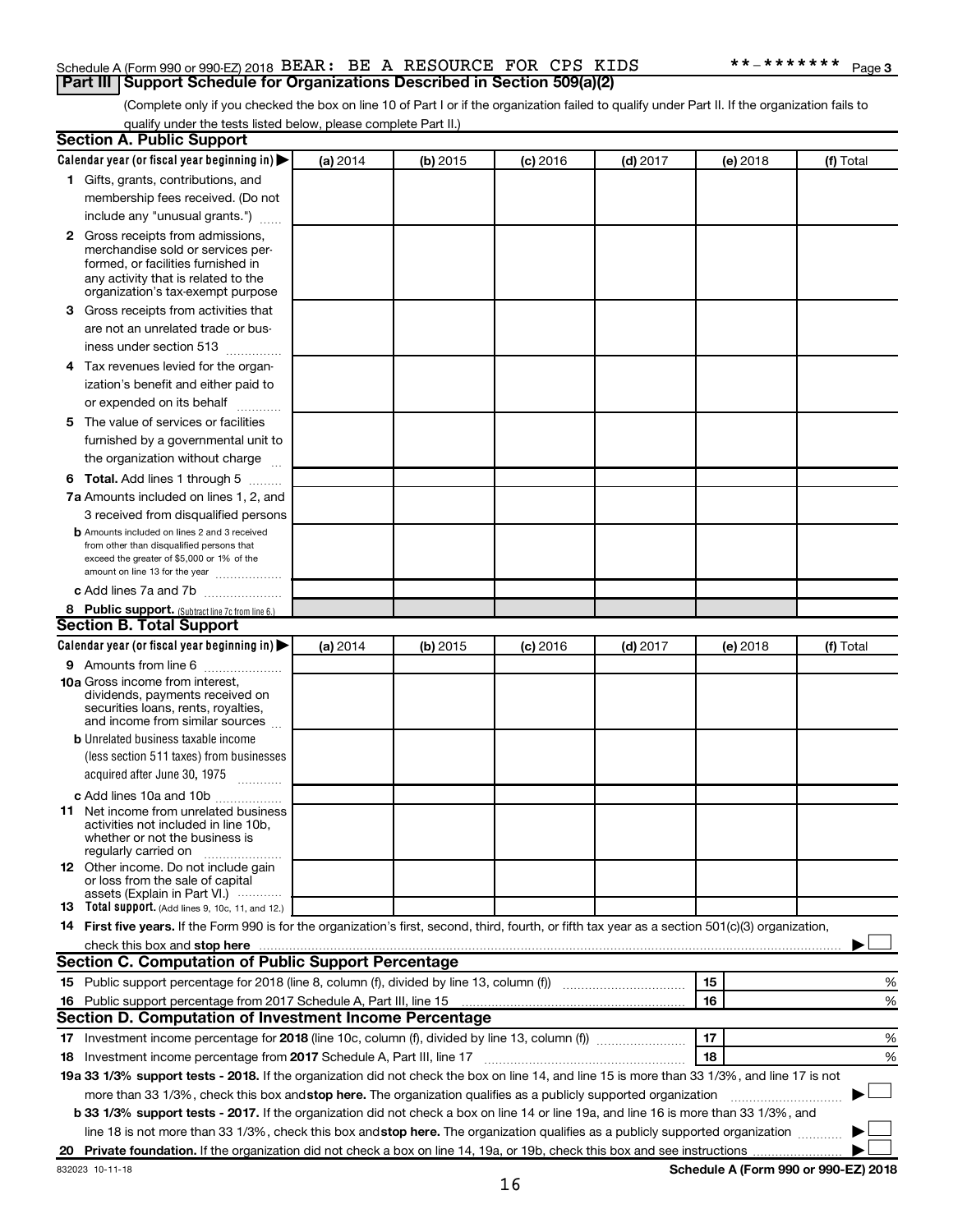Schedule A (Form 990 or 990-EZ) 2018 BEAR: BE A RESOURCE FOR CPS KIDS **-******* Page 3

## Part III Support Schedule for Organizations Described in Section 509(a)(2)

(Complete only if you checked the box on line 10 of Part I or if the organization failed to qualify under Part II. If the organization fails to qualify under the tests listed below, please complete Part II.)

### Section A. Public Support

| Calendar year (or fiscal year beginning in) ▶ | (a) 2014 | (b) 2015 | (c) 2016 | (d) 2017 | (e) 2018 | (f) Total |
|---|---|---|---|---|---|---|
| **1** Gifts, grants, contributions, and membership fees received. (Do not include any "unusual grants.") | | | | | | |
| **2** Gross receipts from admissions, merchandise sold or services performed, or facilities furnished in any activity that is related to the organization's tax-exempt purpose | | | | | | |
| **3** Gross receipts from activities that are not an unrelated trade or business under section 513 | | | | | | |
| **4** Tax revenues levied for the organization's benefit and either paid to or expended on its behalf | | | | | | |
| **5** The value of services or facilities furnished by a governmental unit to the organization without charge | | | | | | |
| **6 Total.** Add lines 1 through 5 | | | | | | |
| **7a** Amounts included on lines 1, 2, and 3 received from disqualified persons | | | | | | |
| **b** Amounts included on lines 2 and 3 received from other than disqualified persons that exceed the greater of $5,000 or 1% of the amount on line 13 for the year | | | | | | |
| **c** Add lines 7a and 7b | | | | | | |
| **8 Public support.** (Subtract line 7c from line 6.) | | | | | | |

### Section B. Total Support

| Calendar year (or fiscal year beginning in) ▶ | (a) 2014 | (b) 2015 | (c) 2016 | (d) 2017 | (e) 2018 | (f) Total |
|---|---|---|---|---|---|---|
| **9** Amounts from line 6 | | | | | | |
| **10a** Gross income from interest, dividends, payments received on securities loans, rents, royalties, and income from similar sources | | | | | | |
| **b** Unrelated business taxable income (less section 511 taxes) from businesses acquired after June 30, 1975 | | | | | | |
| **c** Add lines 10a and 10b | | | | | | |
| **11** Net income from unrelated business activities not included in line 10b, whether or not the business is regularly carried on | | | | | | |
| **12** Other income. Do not include gain or loss from the sale of capital assets (Explain in Part VI.) | | | | | | |
| **13 Total support.** (Add lines 9, 10c, 11, and 12.) | | | | | | |

**14 First five years.** If the Form 990 is for the organization's first, second, third, fourth, or fifth tax year as a section 501(c)(3) organization, check this box and **stop here** ▶ ☐

### Section C. Computation of Public Support Percentage

| | | | |
|---|---|---|---|
| **15** Public support percentage for 2018 (line 8, column (f), divided by line 13, column (f)) | 15 | | % |
| **16** Public support percentage from 2017 Schedule A, Part III, line 15 | 16 | | % |

### Section D. Computation of Investment Income Percentage

| | | | |
|---|---|---|---|
| **17** Investment income percentage for **2018** (line 10c, column (f), divided by line 13, column (f)) | 17 | | % |
| **18** Investment income percentage from **2017** Schedule A, Part III, line 17 | 18 | | % |

**19a 33 1/3% support tests - 2018.** If the organization did not check the box on line 14, and line 15 is more than 33 1/3%, and line 17 is not more than 33 1/3%, check this box and **stop here.** The organization qualifies as a publicly supported organization ▶ ☐

**b 33 1/3% support tests - 2017.** If the organization did not check a box on line 14 or line 19a, and line 16 is more than 33 1/3%, and line 18 is not more than 33 1/3%, check this box and **stop here.** The organization qualifies as a publicly supported organization ▶ ☐

**20 Private foundation.** If the organization did not check a box on line 14, 19a, or 19b, check this box and see instructions ▶ ☐

832023 10-11-18 **Schedule A (Form 990 or 990-EZ) 2018**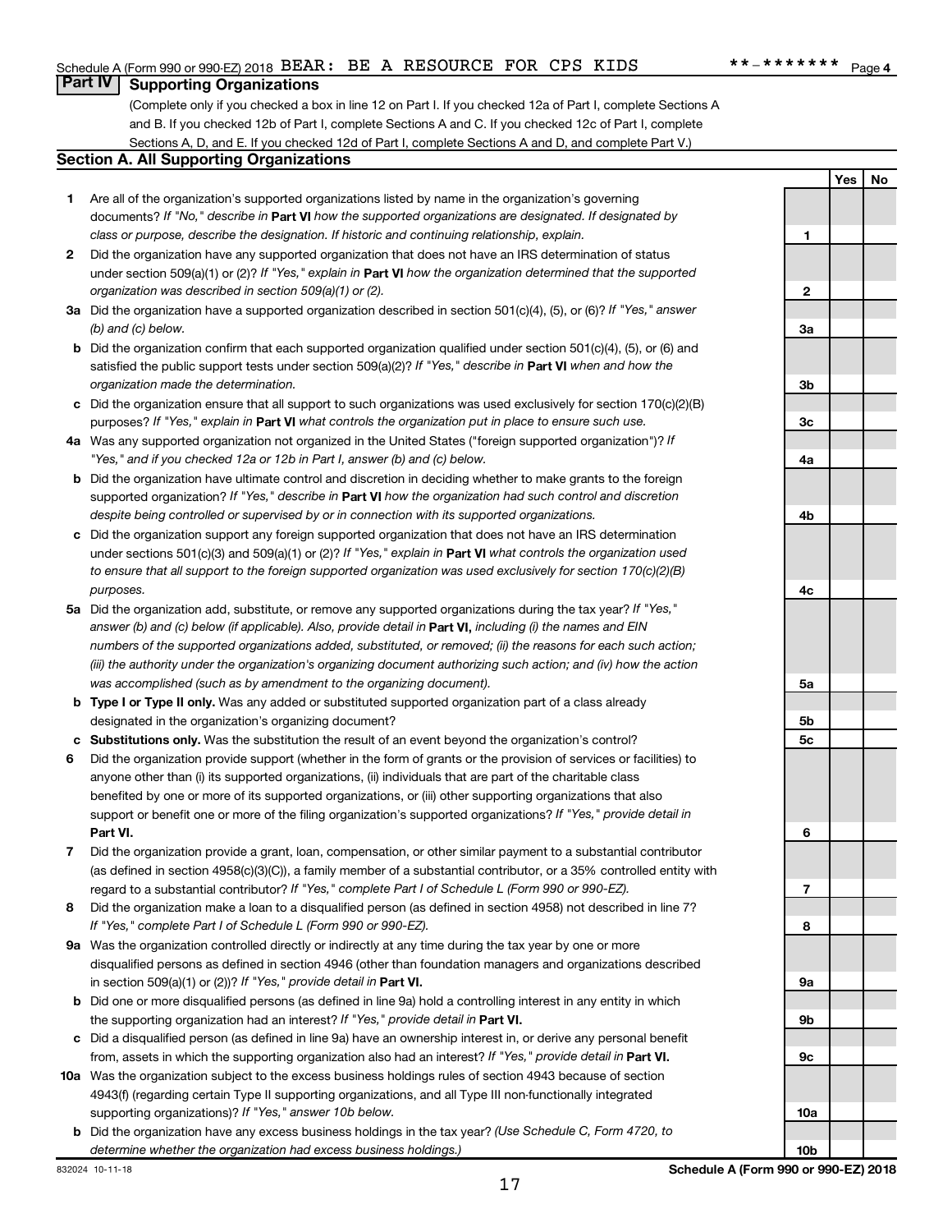Schedule A (Form 990 or 990-EZ) 2018 BEAR: BE A RESOURCE FOR CPS KIDS **-******* Page 4

## Part IV Supporting Organizations

(Complete only if you checked a box in line 12 on Part I. If you checked 12a of Part I, complete Sections A and B. If you checked 12b of Part I, complete Sections A and C. If you checked 12c of Part I, complete Sections A, D, and E. If you checked 12d of Part I, complete Sections A and D, and complete Part V.)

### Section A. All Supporting Organizations

| | | | Yes | No |
|---|---|---|---|---|
| 1 | Are all of the organization's supported organizations listed by name in the organization's governing documents? *If "No," describe in* **Part VI** *how the supported organizations are designated. If designated by class or purpose, describe the designation. If historic and continuing relationship, explain.* | 1 | | |
| 2 | Did the organization have any supported organization that does not have an IRS determination of status under section 509(a)(1) or (2)? *If "Yes," explain in* **Part VI** *how the organization determined that the supported organization was described in section 509(a)(1) or (2).* | 2 | | |
| 3a | Did the organization have a supported organization described in section 501(c)(4), (5), or (6)? *If "Yes," answer (b) and (c) below.* | 3a | | |
| b | Did the organization confirm that each supported organization qualified under section 501(c)(4), (5), or (6) and satisfied the public support tests under section 509(a)(2)? *If "Yes," describe in* **Part VI** *when and how the organization made the determination.* | 3b | | |
| c | Did the organization ensure that all support to such organizations was used exclusively for section 170(c)(2)(B) purposes? *If "Yes," explain in* **Part VI** *what controls the organization put in place to ensure such use.* | 3c | | |
| 4a | Was any supported organization not organized in the United States ("foreign supported organization")? *If "Yes," and if you checked 12a or 12b in Part I, answer (b) and (c) below.* | 4a | | |
| b | Did the organization have ultimate control and discretion in deciding whether to make grants to the foreign supported organization? *If "Yes," describe in* **Part VI** *how the organization had such control and discretion despite being controlled or supervised by or in connection with its supported organizations.* | 4b | | |
| c | Did the organization support any foreign supported organization that does not have an IRS determination under sections 501(c)(3) and 509(a)(1) or (2)? *If "Yes," explain in* **Part VI** *what controls the organization used to ensure that all support to the foreign supported organization was used exclusively for section 170(c)(2)(B) purposes.* | 4c | | |
| 5a | Did the organization add, substitute, or remove any supported organizations during the tax year? *If "Yes," answer (b) and (c) below (if applicable). Also, provide detail in* **Part VI,** *including (i) the names and EIN numbers of the supported organizations added, substituted, or removed; (ii) the reasons for each such action; (iii) the authority under the organization's organizing document authorizing such action; and (iv) how the action was accomplished (such as by amendment to the organizing document).* | 5a | | |
| b | **Type I or Type II only.** Was any added or substituted supported organization part of a class already designated in the organization's organizing document? | 5b | | |
| c | **Substitutions only.** Was the substitution the result of an event beyond the organization's control? | 5c | | |
| 6 | Did the organization provide support (whether in the form of grants or the provision of services or facilities) to anyone other than (i) its supported organizations, (ii) individuals that are part of the charitable class benefited by one or more of its supported organizations, or (iii) other supporting organizations that also support or benefit one or more of the filing organization's supported organizations? *If "Yes," provide detail in* **Part VI.** | 6 | | |
| 7 | Did the organization provide a grant, loan, compensation, or other similar payment to a substantial contributor (as defined in section 4958(c)(3)(C)), a family member of a substantial contributor, or a 35% controlled entity with regard to a substantial contributor? *If "Yes," complete Part I of Schedule L (Form 990 or 990-EZ).* | 7 | | |
| 8 | Did the organization make a loan to a disqualified person (as defined in section 4958) not described in line 7? *If "Yes," complete Part I of Schedule L (Form 990 or 990-EZ).* | 8 | | |
| 9a | Was the organization controlled directly or indirectly at any time during the tax year by one or more disqualified persons as defined in section 4946 (other than foundation managers and organizations described in section 509(a)(1) or (2))? *If "Yes," provide detail in* **Part VI.** | 9a | | |
| b | Did one or more disqualified persons (as defined in line 9a) hold a controlling interest in any entity in which the supporting organization had an interest? *If "Yes," provide detail in* **Part VI.** | 9b | | |
| c | Did a disqualified person (as defined in line 9a) have an ownership interest in, or derive any personal benefit from, assets in which the supporting organization also had an interest? *If "Yes," provide detail in* **Part VI.** | 9c | | |
| 10a | Was the organization subject to the excess business holdings rules of section 4943 because of section 4943(f) (regarding certain Type II supporting organizations, and all Type III non-functionally integrated supporting organizations)? *If "Yes," answer 10b below.* | 10a | | |
| b | Did the organization have any excess business holdings in the tax year? *(Use Schedule C, Form 4720, to determine whether the organization had excess business holdings.)* | 10b | | |

832024 10-11-18 **Schedule A (Form 990 or 990-EZ) 2018**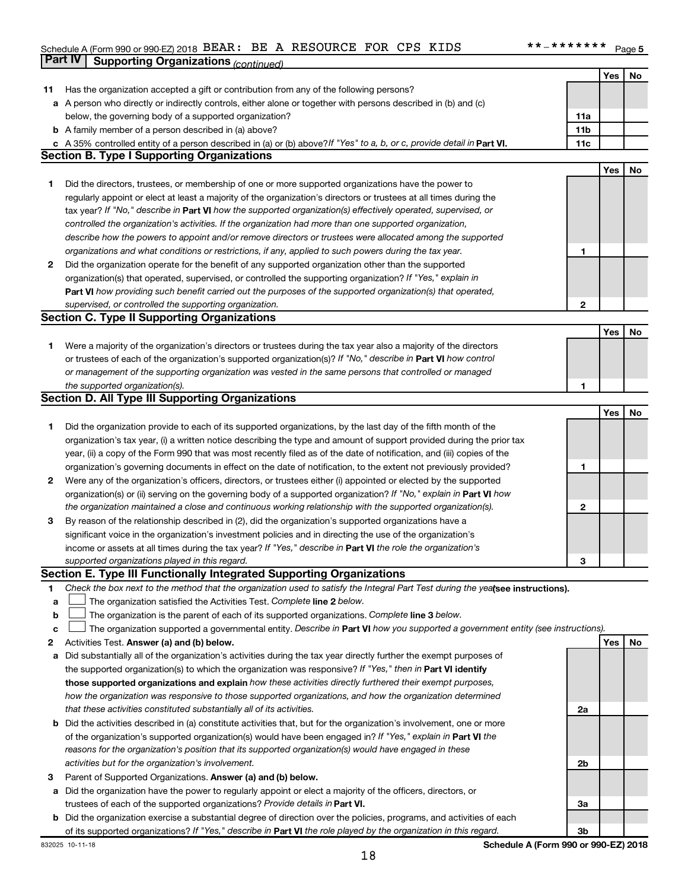Schedule A (Form 990 or 990-EZ) 2018 BEAR: BE A RESOURCE FOR CPS KIDS **-******* Page 5

## Part IV | Supporting Organizations *(continued)*

| | | | Yes | No |
|---|---|---|---|---|
| **11** | Has the organization accepted a gift or contribution from any of the following persons? | | | |
| **a** | A person who directly or indirectly controls, either alone or together with persons described in (b) and (c) below, the governing body of a supported organization? | 11a | | |
| **b** | A family member of a person described in (a) above? | 11b | | |
| **c** | A 35% controlled entity of a person described in (a) or (b) above? *If "Yes" to a, b, or c, provide detail in* **Part VI.** | 11c | | |

### Section B. Type I Supporting Organizations

| | | | Yes | No |
|---|---|---|---|---|
| **1** | Did the directors, trustees, or membership of one or more supported organizations have the power to regularly appoint or elect at least a majority of the organization's directors or trustees at all times during the tax year? *If "No," describe in* **Part VI** *how the supported organization(s) effectively operated, supervised, or controlled the organization's activities. If the organization had more than one supported organization, describe how the powers to appoint and/or remove directors or trustees were allocated among the supported organizations and what conditions or restrictions, if any, applied to such powers during the tax year.* | 1 | | |
| **2** | Did the organization operate for the benefit of any supported organization other than the supported organization(s) that operated, supervised, or controlled the supporting organization? *If "Yes," explain in* **Part VI** *how providing such benefit carried out the purposes of the supported organization(s) that operated, supervised, or controlled the supporting organization.* | 2 | | |

### Section C. Type II Supporting Organizations

| | | | Yes | No |
|---|---|---|---|---|
| **1** | Were a majority of the organization's directors or trustees during the tax year also a majority of the directors or trustees of each of the organization's supported organization(s)? *If "No," describe in* **Part VI** *how control or management of the supporting organization was vested in the same persons that controlled or managed the supported organization(s).* | 1 | | |

### Section D. All Type III Supporting Organizations

| | | | Yes | No |
|---|---|---|---|---|
| **1** | Did the organization provide to each of its supported organizations, by the last day of the fifth month of the organization's tax year, (i) a written notice describing the type and amount of support provided during the prior tax year, (ii) a copy of the Form 990 that was most recently filed as of the date of notification, and (iii) copies of the organization's governing documents in effect on the date of notification, to the extent not previously provided? | 1 | | |
| **2** | Were any of the organization's officers, directors, or trustees either (i) appointed or elected by the supported organization(s) or (ii) serving on the governing body of a supported organization? *If "No," explain in* **Part VI** *how the organization maintained a close and continuous working relationship with the supported organization(s).* | 2 | | |
| **3** | By reason of the relationship described in (2), did the organization's supported organizations have a significant voice in the organization's investment policies and in directing the use of the organization's income or assets at all times during the tax year? *If "Yes," describe in* **Part VI** *the role the organization's supported organizations played in this regard.* | 3 | | |

### Section E. Type III Functionally Integrated Supporting Organizations

**1** *Check the box next to the method that the organization used to satisfy the Integral Part Test during the year* **(see instructions).**

- **a** ☐ The organization satisfied the Activities Test. *Complete* **line 2** *below.*
- **b** ☐ The organization is the parent of each of its supported organizations. *Complete* **line 3** *below.*
- **c** ☐ The organization supported a governmental entity. *Describe in* **Part VI** *how you supported a government entity (see instructions).*

| | | | Yes | No |
|---|---|---|---|---|
| **2** | Activities Test. **Answer (a) and (b) below.** | | | |
| **a** | Did substantially all of the organization's activities during the tax year directly further the exempt purposes of the supported organization(s) to which the organization was responsive? *If "Yes," then in* **Part VI identify those supported organizations and explain** *how these activities directly furthered their exempt purposes, how the organization was responsive to those supported organizations, and how the organization determined that these activities constituted substantially all of its activities.* | 2a | | |
| **b** | Did the activities described in (a) constitute activities that, but for the organization's involvement, one or more of the organization's supported organization(s) would have been engaged in? *If "Yes," explain in* **Part VI** *the reasons for the organization's position that its supported organization(s) would have engaged in these activities but for the organization's involvement.* | 2b | | |
| **3** | Parent of Supported Organizations. **Answer (a) and (b) below.** | | | |
| **a** | Did the organization have the power to regularly appoint or elect a majority of the officers, directors, or trustees of each of the supported organizations? *Provide details in* **Part VI.** | 3a | | |
| **b** | Did the organization exercise a substantial degree of direction over the policies, programs, and activities of each of its supported organizations? *If "Yes," describe in* **Part VI** *the role played by the organization in this regard.* | 3b | | |

832025 10-11-18 **Schedule A (Form 990 or 990-EZ) 2018**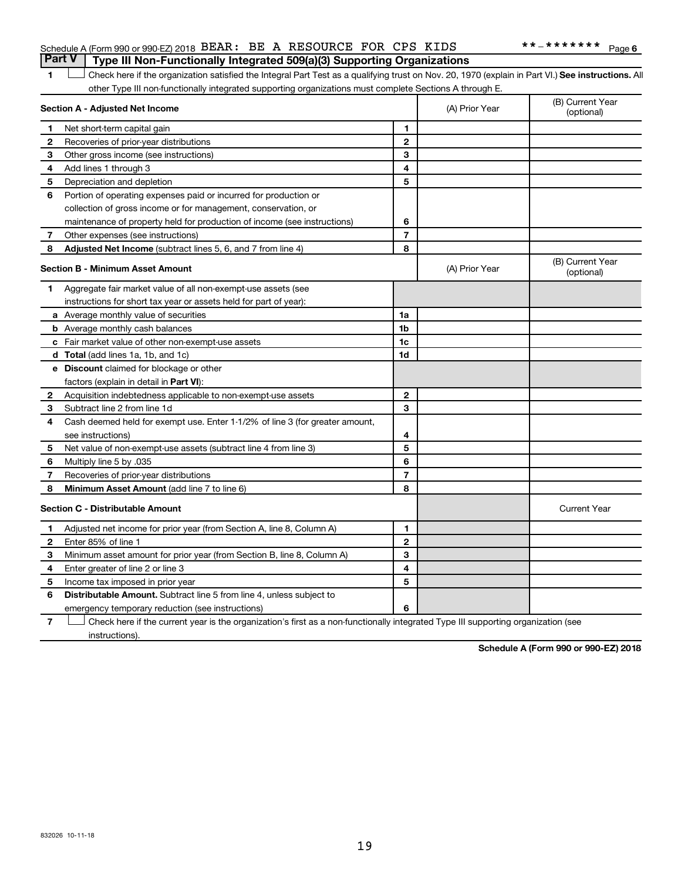Schedule A (Form 990 or 990-EZ) 2018 BEAR: BE A RESOURCE FOR CPS KIDS **-******* Page 6

**Part V | Type III Non-Functionally Integrated 509(a)(3) Supporting Organizations**

1 ☐ Check here if the organization satisfied the Integral Part Test as a qualifying trust on Nov. 20, 1970 (explain in Part VI.) **See instructions.** All other Type III non-functionally integrated supporting organizations must complete Sections A through E.

| **Section A - Adjusted Net Income** | | (A) Prior Year | (B) Current Year (optional) |
|---|---|---|---|
| **1** Net short-term capital gain | 1 | | |
| **2** Recoveries of prior-year distributions | 2 | | |
| **3** Other gross income (see instructions) | 3 | | |
| **4** Add lines 1 through 3 | 4 | | |
| **5** Depreciation and depletion | 5 | | |
| **6** Portion of operating expenses paid or incurred for production or collection of gross income or for management, conservation, or maintenance of property held for production of income (see instructions) | 6 | | |
| **7** Other expenses (see instructions) | 7 | | |
| **8** **Adjusted Net Income** (subtract lines 5, 6, and 7 from line 4) | 8 | | |

| **Section B - Minimum Asset Amount** | | (A) Prior Year | (B) Current Year (optional) |
|---|---|---|---|
| **1** Aggregate fair market value of all non-exempt-use assets (see instructions for short tax year or assets held for part of year): | | | |
| **a** Average monthly value of securities | 1a | | |
| **b** Average monthly cash balances | 1b | | |
| **c** Fair market value of other non-exempt-use assets | 1c | | |
| **d** **Total** (add lines 1a, 1b, and 1c) | 1d | | |
| **e** **Discount** claimed for blockage or other factors (explain in detail in **Part VI**): | | | |
| **2** Acquisition indebtedness applicable to non-exempt-use assets | 2 | | |
| **3** Subtract line 2 from line 1d | 3 | | |
| **4** Cash deemed held for exempt use. Enter 1-1/2% of line 3 (for greater amount, see instructions) | 4 | | |
| **5** Net value of non-exempt-use assets (subtract line 4 from line 3) | 5 | | |
| **6** Multiply line 5 by .035 | 6 | | |
| **7** Recoveries of prior-year distributions | 7 | | |
| **8** **Minimum Asset Amount** (add line 7 to line 6) | 8 | | |

| **Section C - Distributable Amount** | | | Current Year |
|---|---|---|---|
| **1** Adjusted net income for prior year (from Section A, line 8, Column A) | 1 | | |
| **2** Enter 85% of line 1 | 2 | | |
| **3** Minimum asset amount for prior year (from Section B, line 8, Column A) | 3 | | |
| **4** Enter greater of line 2 or line 3 | 4 | | |
| **5** Income tax imposed in prior year | 5 | | |
| **6** **Distributable Amount.** Subtract line 5 from line 4, unless subject to emergency temporary reduction (see instructions) | 6 | | |

7 ☐ Check here if the current year is the organization's first as a non-functionally integrated Type III supporting organization (see instructions).

**Schedule A (Form 990 or 990-EZ) 2018**

832026 10-11-18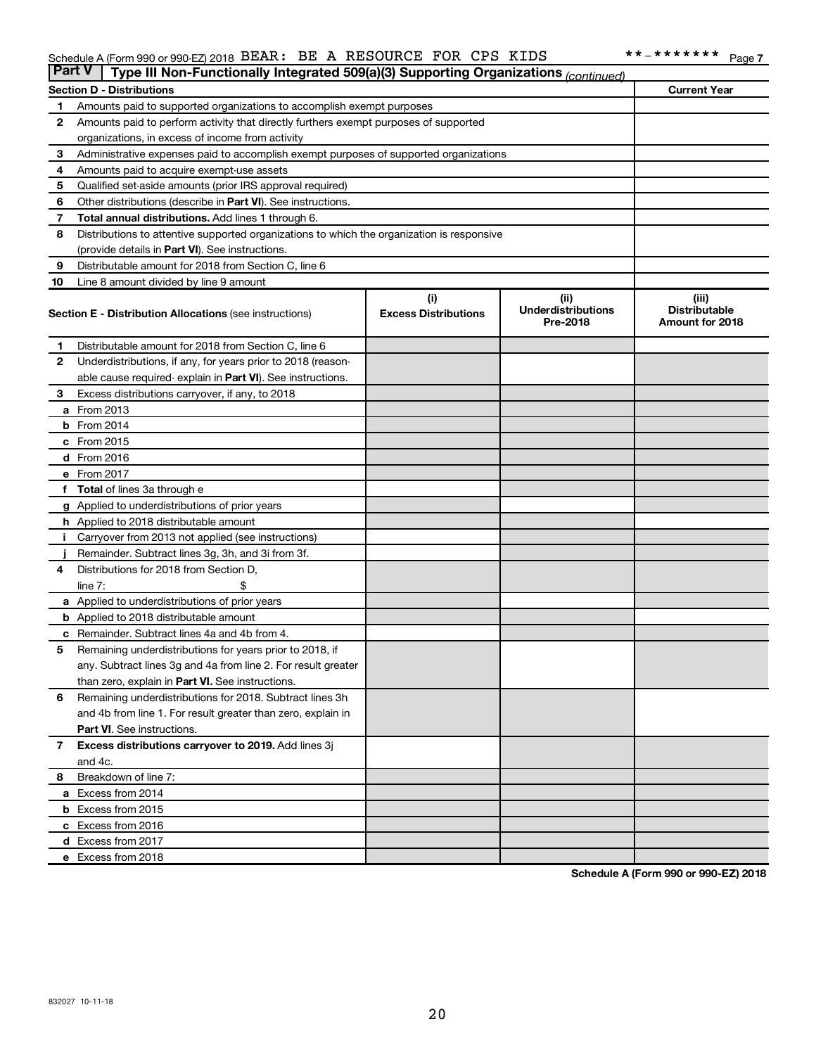Schedule A (Form 990 or 990-EZ) 2018 BEAR: BE A RESOURCE FOR CPS KIDS **-******* Page 7

**Part V | Type III Non-Functionally Integrated 509(a)(3) Supporting Organizations** *(continued)*

| **Section D - Distributions** | | **Current Year** |
|---|---|---|
| 1 | Amounts paid to supported organizations to accomplish exempt purposes | |
| 2 | Amounts paid to perform activity that directly furthers exempt purposes of supported organizations, in excess of income from activity | |
| 3 | Administrative expenses paid to accomplish exempt purposes of supported organizations | |
| 4 | Amounts paid to acquire exempt-use assets | |
| 5 | Qualified set-aside amounts (prior IRS approval required) | |
| 6 | Other distributions (describe in **Part VI**). See instructions. | |
| 7 | **Total annual distributions.** Add lines 1 through 6. | |
| 8 | Distributions to attentive supported organizations to which the organization is responsive (provide details in **Part VI**). See instructions. | |
| 9 | Distributable amount for 2018 from Section C, line 6 | |
| 10 | Line 8 amount divided by line 9 amount | |

| | **Section E - Distribution Allocations** (see instructions) | **(i) Excess Distributions** | **(ii) Underdistributions Pre-2018** | **(iii) Distributable Amount for 2018** |
|---|---|---|---|---|
| 1 | Distributable amount for 2018 from Section C, line 6 | | | |
| 2 | Underdistributions, if any, for years prior to 2018 (reasonable cause required- explain in **Part VI**). See instructions. | | | |
| 3 | Excess distributions carryover, if any, to 2018 | | | |
| a | From 2013 | | | |
| b | From 2014 | | | |
| c | From 2015 | | | |
| d | From 2016 | | | |
| e | From 2017 | | | |
| f | **Total** of lines 3a through e | | | |
| g | Applied to underdistributions of prior years | | | |
| h | Applied to 2018 distributable amount | | | |
| i | Carryover from 2013 not applied (see instructions) | | | |
| j | Remainder. Subtract lines 3g, 3h, and 3i from 3f. | | | |
| 4 | Distributions for 2018 from Section D, line 7: $ | | | |
| a | Applied to underdistributions of prior years | | | |
| b | Applied to 2018 distributable amount | | | |
| c | Remainder. Subtract lines 4a and 4b from 4. | | | |
| 5 | Remaining underdistributions for years prior to 2018, if any. Subtract lines 3g and 4a from line 2. For result greater than zero, explain in **Part VI.** See instructions. | | | |
| 6 | Remaining underdistributions for 2018. Subtract lines 3h and 4b from line 1. For result greater than zero, explain in **Part VI**. See instructions. | | | |
| 7 | **Excess distributions carryover to 2019.** Add lines 3j and 4c. | | | |
| 8 | Breakdown of line 7: | | | |
| a | Excess from 2014 | | | |
| b | Excess from 2015 | | | |
| c | Excess from 2016 | | | |
| d | Excess from 2017 | | | |
| e | Excess from 2018 | | | |

**Schedule A (Form 990 or 990-EZ) 2018**

832027 10-11-18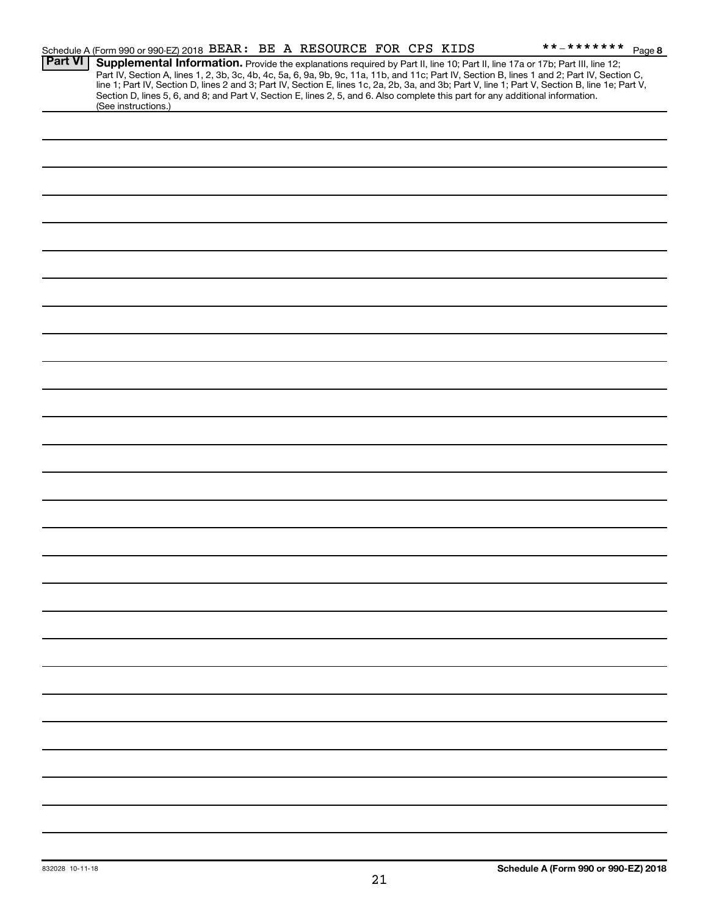Schedule A (Form 990 or 990-EZ) 2018 BEAR: BE A RESOURCE FOR CPS KIDS **-******* Page 8

**Part VI** **Supplemental Information.** Provide the explanations required by Part II, line 10; Part II, line 17a or 17b; Part III, line 12; Part IV, Section A, lines 1, 2, 3b, 3c, 4b, 4c, 5a, 6, 9a, 9b, 9c, 11a, 11b, and 11c; Part IV, Section B, lines 1 and 2; Part IV, Section C, line 1; Part IV, Section D, lines 2 and 3; Part IV, Section E, lines 1c, 2a, 2b, 3a, and 3b; Part V, line 1; Part V, Section B, line 1e; Part V, Section D, lines 5, 6, and 8; and Part V, Section E, lines 2, 5, and 6. Also complete this part for any additional information. (See instructions.)

832028 10-11-18

**Schedule A (Form 990 or 990-EZ) 2018**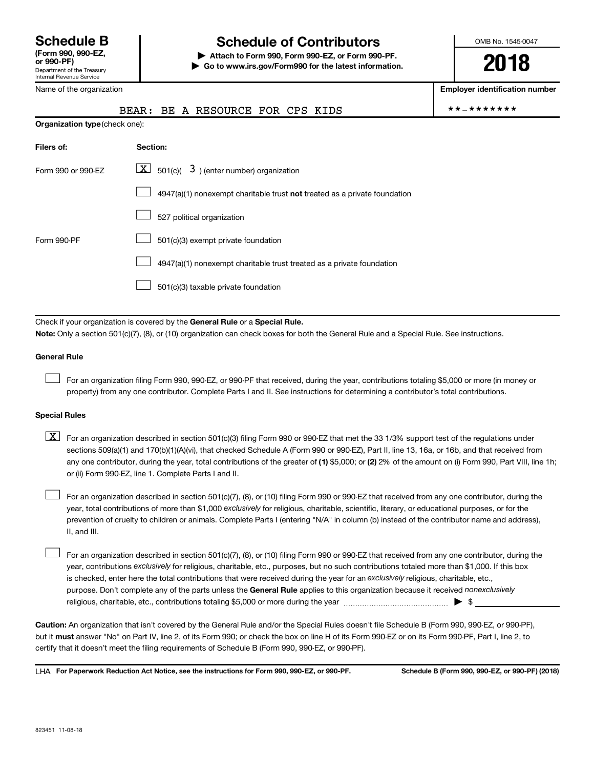# Schedule B

**(Form 990, 990-EZ, or 990-PF)**
Department of the Treasury
Internal Revenue Service

## Schedule of Contributors

**▶ Attach to Form 990, Form 990-EZ, or Form 990-PF.**
**▶ Go to www.irs.gov/Form990 for the latest information.**

OMB No. 1545-0047

**2018**

Name of the organization: BEAR: BE A RESOURCE FOR CPS KIDS

**Employer identification number**: **-*******

**Organization type** (check one):

| Filers of: | Section: |
|---|---|
| Form 990 or 990-EZ | [X] 501(c)( 3 ) (enter number) organization |
| | [ ] 4947(a)(1) nonexempt charitable trust **not** treated as a private foundation |
| | [ ] 527 political organization |
| Form 990-PF | [ ] 501(c)(3) exempt private foundation |
| | [ ] 4947(a)(1) nonexempt charitable trust treated as a private foundation |
| | [ ] 501(c)(3) taxable private foundation |

Check if your organization is covered by the **General Rule** or a **Special Rule.**

**Note:** Only a section 501(c)(7), (8), or (10) organization can check boxes for both the General Rule and a Special Rule. See instructions.

### General Rule

[ ] For an organization filing Form 990, 990-EZ, or 990-PF that received, during the year, contributions totaling $5,000 or more (in money or property) from any one contributor. Complete Parts I and II. See instructions for determining a contributor's total contributions.

### Special Rules

[X] For an organization described in section 501(c)(3) filing Form 990 or 990-EZ that met the 33 1/3% support test of the regulations under sections 509(a)(1) and 170(b)(1)(A)(vi), that checked Schedule A (Form 990 or 990-EZ), Part II, line 13, 16a, or 16b, and that received from any one contributor, during the year, total contributions of the greater of **(1)** $5,000; or **(2)** 2% of the amount on (i) Form 990, Part VIII, line 1h; or (ii) Form 990-EZ, line 1. Complete Parts I and II.

[ ] For an organization described in section 501(c)(7), (8), or (10) filing Form 990 or 990-EZ that received from any one contributor, during the year, total contributions of more than $1,000 *exclusively* for religious, charitable, scientific, literary, or educational purposes, or for the prevention of cruelty to children or animals. Complete Parts I (entering "N/A" in column (b) instead of the contributor name and address), II, and III.

[ ] For an organization described in section 501(c)(7), (8), or (10) filing Form 990 or 990-EZ that received from any one contributor, during the year, contributions *exclusively* for religious, charitable, etc., purposes, but no such contributions totaled more than $1,000. If this box is checked, enter here the total contributions that were received during the year for an *exclusively* religious, charitable, etc., purpose. Don't complete any of the parts unless the **General Rule** applies to this organization because it received *nonexclusively* religious, charitable, etc., contributions totaling $5,000 or more during the year ▶ $ ____________

**Caution:** An organization that isn't covered by the General Rule and/or the Special Rules doesn't file Schedule B (Form 990, 990-EZ, or 990-PF), but it **must** answer "No" on Part IV, line 2, of its Form 990; or check the box on line H of its Form 990-EZ or on its Form 990-PF, Part I, line 2, to certify that it doesn't meet the filing requirements of Schedule B (Form 990, 990-EZ, or 990-PF).

LHA **For Paperwork Reduction Act Notice, see the instructions for Form 990, 990-EZ, or 990-PF.** **Schedule B (Form 990, 990-EZ, or 990-PF) (2018)**

823451 11-08-18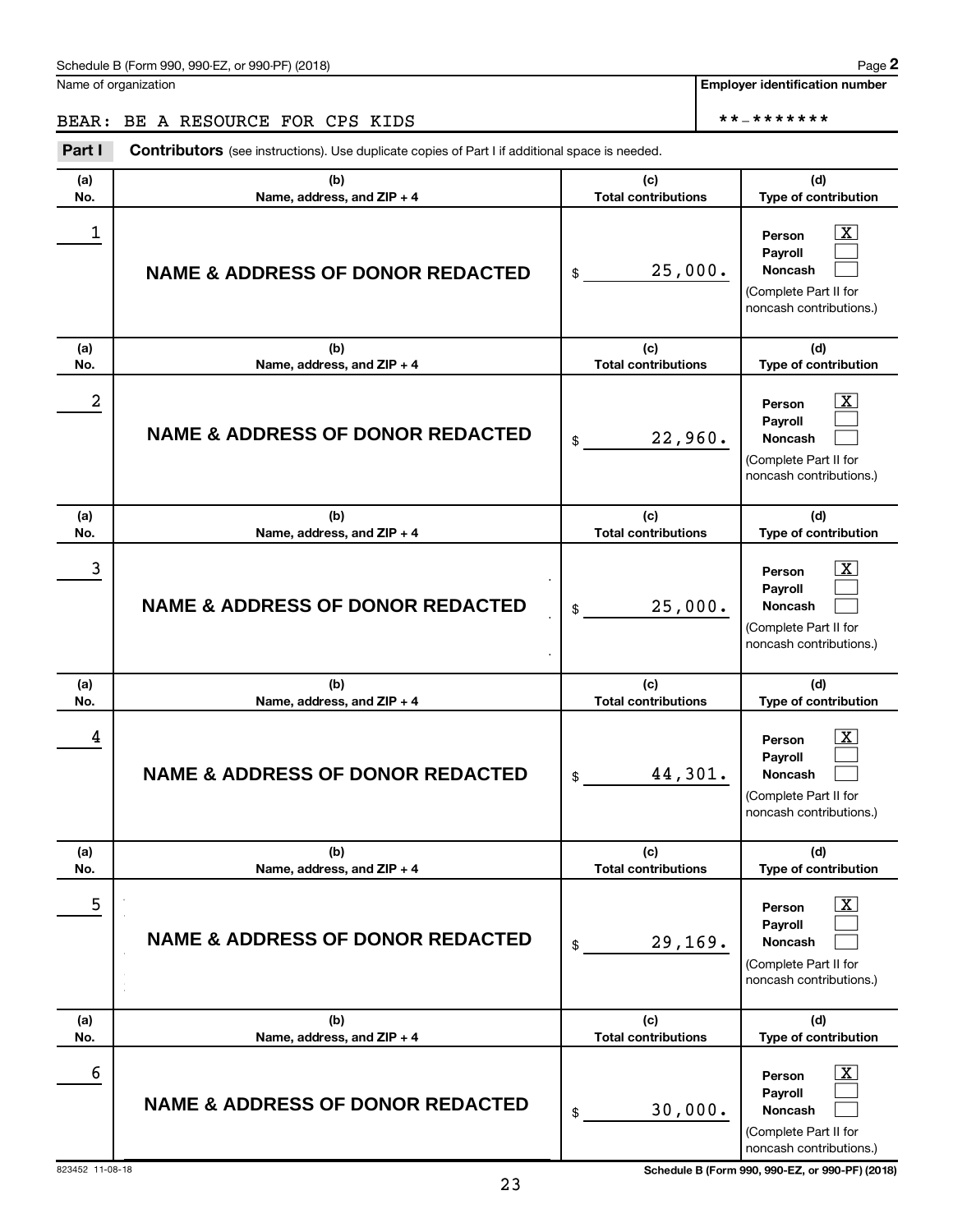Schedule B (Form 990, 990-EZ, or 990-PF) (2018)

Name of organization: BEAR: BE A RESOURCE FOR CPS KIDS

Employer identification number: **-*******

**Part I** **Contributors** (see instructions). Use duplicate copies of Part I if additional space is needed.

| (a) No. | (b) Name, address, and ZIP + 4 | (c) Total contributions | (d) Type of contribution |
|---|---|---|---|
| 1 | NAME & ADDRESS OF DONOR REDACTED | $ 25,000. | Person [X] Payroll [ ] Noncash [ ] (Complete Part II for noncash contributions.) |
| 2 | NAME & ADDRESS OF DONOR REDACTED | $ 22,960. | Person [X] Payroll [ ] Noncash [ ] (Complete Part II for noncash contributions.) |
| 3 | NAME & ADDRESS OF DONOR REDACTED | $ 25,000. | Person [X] Payroll [ ] Noncash [ ] (Complete Part II for noncash contributions.) |
| 4 | NAME & ADDRESS OF DONOR REDACTED | $ 44,301. | Person [X] Payroll [ ] Noncash [ ] (Complete Part II for noncash contributions.) |
| 5 | NAME & ADDRESS OF DONOR REDACTED | $ 29,169. | Person [X] Payroll [ ] Noncash [ ] (Complete Part II for noncash contributions.) |
| 6 | NAME & ADDRESS OF DONOR REDACTED | $ 30,000. | Person [X] Payroll [ ] Noncash [ ] (Complete Part II for noncash contributions.) |

823452 11-08-18

Schedule B (Form 990, 990-EZ, or 990-PF) (2018)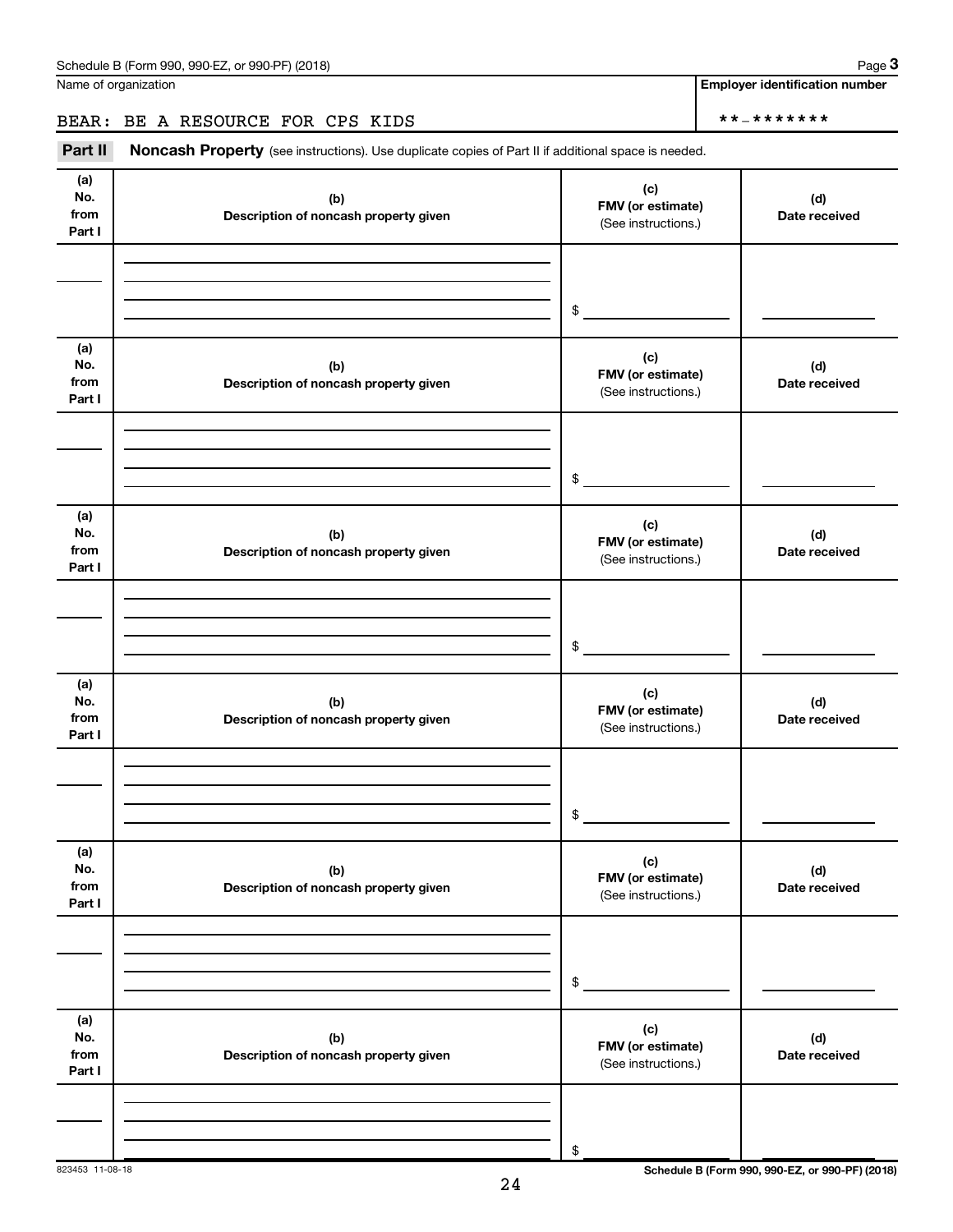Schedule B (Form 990, 990-EZ, or 990-PF) (2018) Page **3**

Name of organization | **Employer identification number**

BEAR: BE A RESOURCE FOR CPS KIDS | **-*******

**Part II** **Noncash Property** (see instructions). Use duplicate copies of Part II if additional space is needed.

| (a) No. from Part I | (b) Description of noncash property given | (c) FMV (or estimate) (See instructions.) | (d) Date received |
|---|---|---|---|
| | | $ | |

| (a) No. from Part I | (b) Description of noncash property given | (c) FMV (or estimate) (See instructions.) | (d) Date received |
|---|---|---|---|
| | | $ | |

| (a) No. from Part I | (b) Description of noncash property given | (c) FMV (or estimate) (See instructions.) | (d) Date received |
|---|---|---|---|
| | | $ | |

| (a) No. from Part I | (b) Description of noncash property given | (c) FMV (or estimate) (See instructions.) | (d) Date received |
|---|---|---|---|
| | | $ | |

| (a) No. from Part I | (b) Description of noncash property given | (c) FMV (or estimate) (See instructions.) | (d) Date received |
|---|---|---|---|
| | | $ | |

| (a) No. from Part I | (b) Description of noncash property given | (c) FMV (or estimate) (See instructions.) | (d) Date received |
|---|---|---|---|
| | | $ | |

823453 11-08-18 **Schedule B (Form 990, 990-EZ, or 990-PF) (2018)**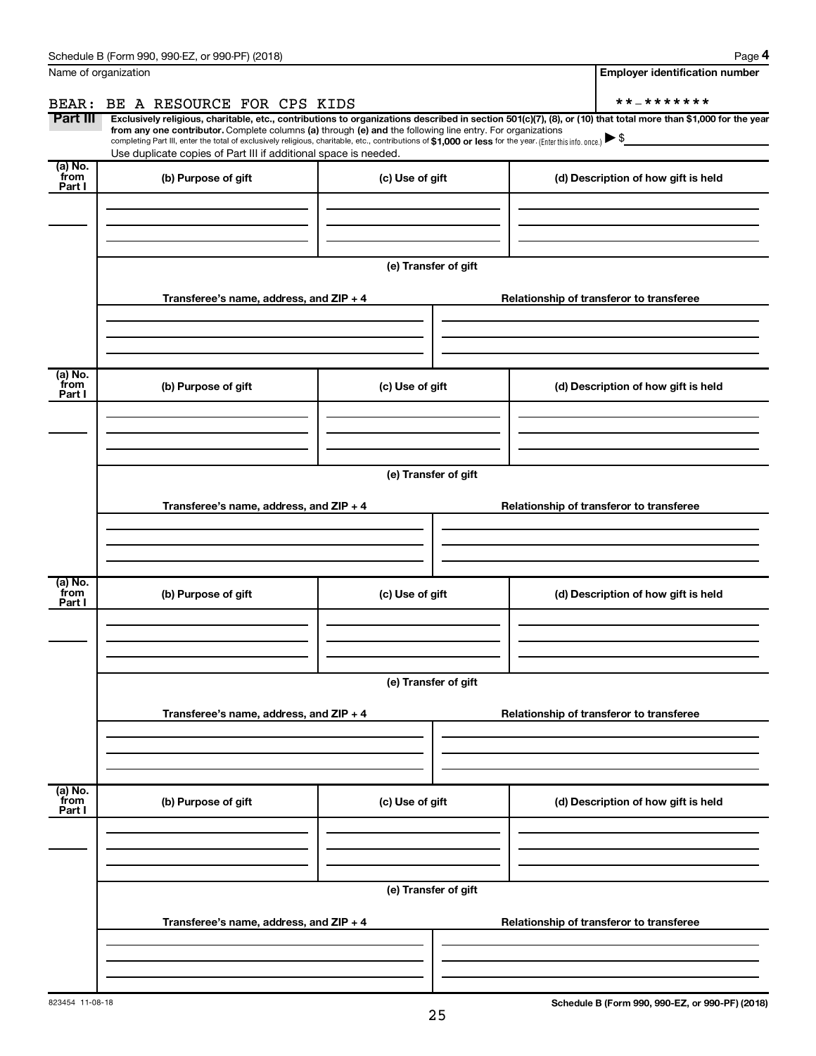Schedule B (Form 990, 990-EZ, or 990-PF) (2018) Page **4**

Name of organization

BEAR: BE A RESOURCE FOR CPS KIDS

**Employer identification number**

**-*******

**Part III** **Exclusively religious, charitable, etc., contributions to organizations described in section 501(c)(7), (8), or (10) that total more than $1,000 for the year from any one contributor.** Complete columns **(a)** through **(e) and** the following line entry. For organizations completing Part III, enter the total of exclusively religious, charitable, etc., contributions of **$1,000 or less** for the year. (Enter this info. once.) ▶ $

Use duplicate copies of Part III if additional space is needed.

| (a) No. from Part I | (b) Purpose of gift | (c) Use of gift | (d) Description of how gift is held |
| --- | --- | --- | --- |
| | | | |

**(e) Transfer of gift**

| Transferee's name, address, and ZIP + 4 | Relationship of transferor to transferee |
| --- | --- |
| | |

| (a) No. from Part I | (b) Purpose of gift | (c) Use of gift | (d) Description of how gift is held |
| --- | --- | --- | --- |
| | | | |

**(e) Transfer of gift**

| Transferee's name, address, and ZIP + 4 | Relationship of transferor to transferee |
| --- | --- |
| | |

| (a) No. from Part I | (b) Purpose of gift | (c) Use of gift | (d) Description of how gift is held |
| --- | --- | --- | --- |
| | | | |

**(e) Transfer of gift**

| Transferee's name, address, and ZIP + 4 | Relationship of transferor to transferee |
| --- | --- |
| | |

| (a) No. from Part I | (b) Purpose of gift | (c) Use of gift | (d) Description of how gift is held |
| --- | --- | --- | --- |
| | | | |

**(e) Transfer of gift**

| Transferee's name, address, and ZIP + 4 | Relationship of transferor to transferee |
| --- | --- |
| | |

823454 11-08-18

**Schedule B (Form 990, 990-EZ, or 990-PF) (2018)**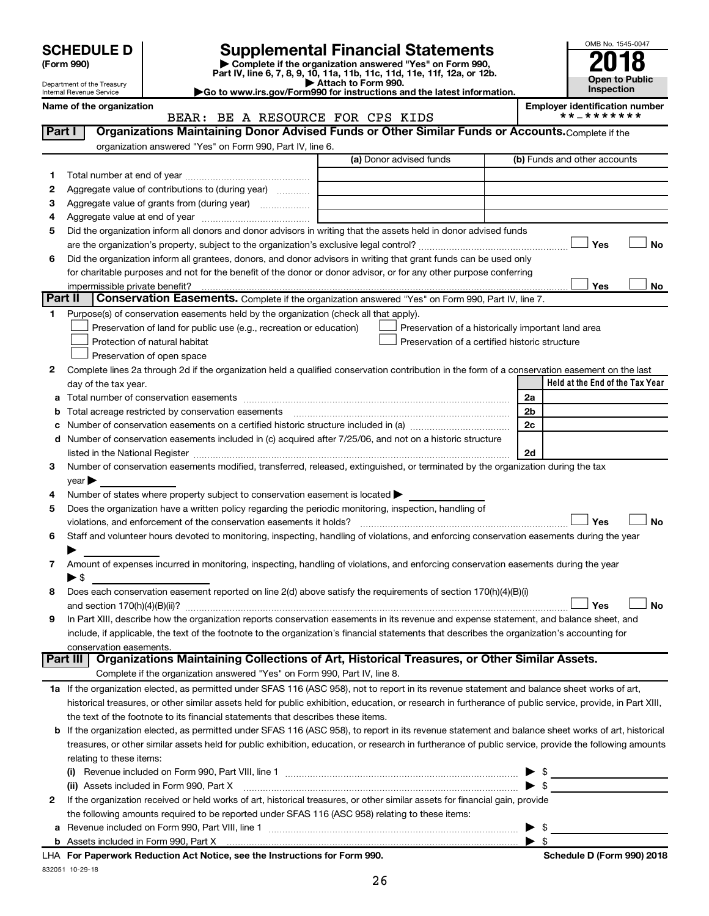# SCHEDULE D (Form 990)

Department of the Treasury
Internal Revenue Service

## Supplemental Financial Statements

▶ Complete if the organization answered "Yes" on Form 990, Part IV, line 6, 7, 8, 9, 10, 11a, 11b, 11c, 11d, 11e, 11f, 12a, or 12b.
▶ Attach to Form 990.
▶Go to www.irs.gov/Form990 for instructions and the latest information.

OMB No. 1545-0047

**2018**

**Open to Public Inspection**

Name of the organization: BEAR: BE A RESOURCE FOR CPS KIDS

Employer identification number: **-*******

**Part I — Organizations Maintaining Donor Advised Funds or Other Similar Funds or Accounts.** Complete if the organization answered "Yes" on Form 990, Part IV, line 6.

| | | (a) Donor advised funds | (b) Funds and other accounts |
|---|---|---|---|
| 1 | Total number at end of year | | |
| 2 | Aggregate value of contributions to (during year) | | |
| 3 | Aggregate value of grants from (during year) | | |
| 4 | Aggregate value at end of year | | |

5 Did the organization inform all donors and donor advisors in writing that the assets held in donor advised funds are the organization's property, subject to the organization's exclusive legal control? ☐ Yes ☐ No

6 Did the organization inform all grantees, donors, and donor advisors in writing that grant funds can be used only for charitable purposes and not for the benefit of the donor or donor advisor, or for any other purpose conferring impermissible private benefit? ☐ Yes ☐ No

**Part II — Conservation Easements.** Complete if the organization answered "Yes" on Form 990, Part IV, line 7.

1 Purpose(s) of conservation easements held by the organization (check all that apply).
- ☐ Preservation of land for public use (e.g., recreation or education)
- ☐ Protection of natural habitat
- ☐ Preservation of open space
- ☐ Preservation of a historically important land area
- ☐ Preservation of a certified historic structure

2 Complete lines 2a through 2d if the organization held a qualified conservation contribution in the form of a conservation easement on the last day of the tax year.

| | | | Held at the End of the Tax Year |
|---|---|---|---|
| a | Total number of conservation easements | 2a | |
| b | Total acreage restricted by conservation easements | 2b | |
| c | Number of conservation easements on a certified historic structure included in (a) | 2c | |
| d | Number of conservation easements included in (c) acquired after 7/25/06, and not on a historic structure listed in the National Register | 2d | |

3 Number of conservation easements modified, transferred, released, extinguished, or terminated by the organization during the tax year ▶

4 Number of states where property subject to conservation easement is located ▶

5 Does the organization have a written policy regarding the periodic monitoring, inspection, handling of violations, and enforcement of the conservation easements it holds? ☐ Yes ☐ No

6 Staff and volunteer hours devoted to monitoring, inspecting, handling of violations, and enforcing conservation easements during the year ▶

7 Amount of expenses incurred in monitoring, inspecting, handling of violations, and enforcing conservation easements during the year ▶ $

8 Does each conservation easement reported on line 2(d) above satisfy the requirements of section 170(h)(4)(B)(i) and section 170(h)(4)(B)(ii)? ☐ Yes ☐ No

9 In Part XIII, describe how the organization reports conservation easements in its revenue and expense statement, and balance sheet, and include, if applicable, the text of the footnote to the organization's financial statements that describes the organization's accounting for conservation easements.

**Part III — Organizations Maintaining Collections of Art, Historical Treasures, or Other Similar Assets.** Complete if the organization answered "Yes" on Form 990, Part IV, line 8.

1a If the organization elected, as permitted under SFAS 116 (ASC 958), not to report in its revenue statement and balance sheet works of art, historical treasures, or other similar assets held for public exhibition, education, or research in furtherance of public service, provide, in Part XIII, the text of the footnote to its financial statements that describes these items.

b If the organization elected, as permitted under SFAS 116 (ASC 958), to report in its revenue statement and balance sheet works of art, historical treasures, or other similar assets held for public exhibition, education, or research in furtherance of public service, provide the following amounts relating to these items:

(i) Revenue included on Form 990, Part VIII, line 1 ▶ $

(ii) Assets included in Form 990, Part X ▶ $

2 If the organization received or held works of art, historical treasures, or other similar assets for financial gain, provide the following amounts required to be reported under SFAS 116 (ASC 958) relating to these items:

a Revenue included on Form 990, Part VIII, line 1 ▶ $

b Assets included in Form 990, Part X ▶ $

LHA **For Paperwork Reduction Act Notice, see the Instructions for Form 990.** **Schedule D (Form 990) 2018**

832051 10-29-18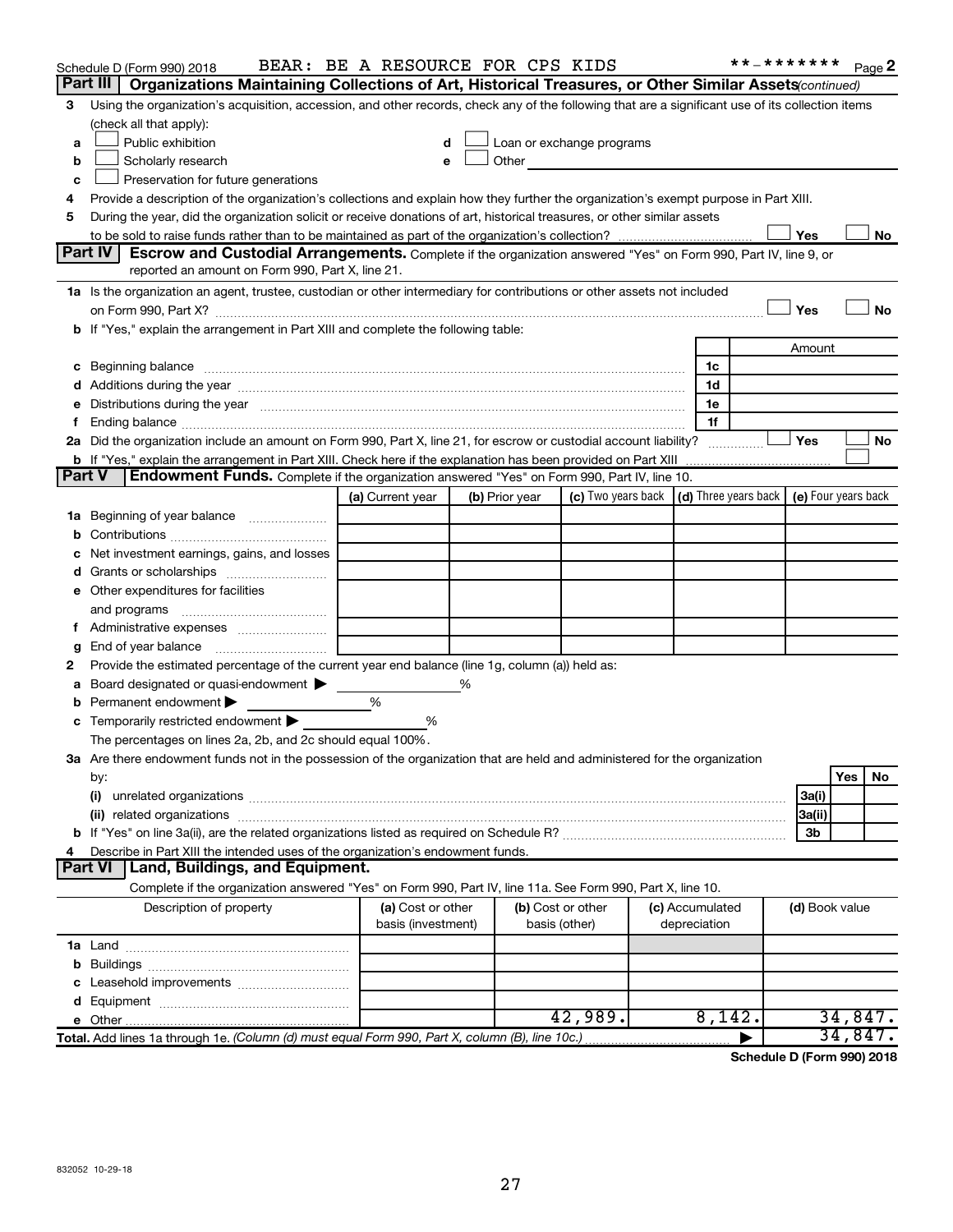Schedule D (Form 990) 2018 BEAR: BE A RESOURCE FOR CPS KIDS **-******* Page 2

## Part III Organizations Maintaining Collections of Art, Historical Treasures, or Other Similar Assets *(continued)*

3 Using the organization's acquisition, accession, and other records, check any of the following that are a significant use of its collection items (check all that apply):

- a ☐ Public exhibition
- b ☐ Scholarly research
- c ☐ Preservation for future generations
- d ☐ Loan or exchange programs
- e ☐ Other

4 Provide a description of the organization's collections and explain how they further the organization's exempt purpose in Part XIII.

5 During the year, did the organization solicit or receive donations of art, historical treasures, or other similar assets to be sold to raise funds rather than to be maintained as part of the organization's collection? ☐ Yes ☐ No

## Part IV Escrow and Custodial Arrangements.

Complete if the organization answered "Yes" on Form 990, Part IV, line 9, or reported an amount on Form 990, Part X, line 21.

1a Is the organization an agent, trustee, custodian or other intermediary for contributions or other assets not included on Form 990, Part X? ☐ Yes ☐ No

b If "Yes," explain the arrangement in Part XIII and complete the following table:

| | | Amount |
|---|---|---|
| c Beginning balance | 1c | |
| d Additions during the year | 1d | |
| e Distributions during the year | 1e | |
| f Ending balance | 1f | |

2a Did the organization include an amount on Form 990, Part X, line 21, for escrow or custodial account liability? ☐ Yes ☐ No

b If "Yes," explain the arrangement in Part XIII. Check here if the explanation has been provided on Part XIII ☐

## Part V Endowment Funds.

Complete if the organization answered "Yes" on Form 990, Part IV, line 10.

| | (a) Current year | (b) Prior year | (c) Two years back | (d) Three years back | (e) Four years back |
|---|---|---|---|---|---|
| 1a Beginning of year balance | | | | | |
| b Contributions | | | | | |
| c Net investment earnings, gains, and losses | | | | | |
| d Grants or scholarships | | | | | |
| e Other expenditures for facilities and programs | | | | | |
| f Administrative expenses | | | | | |
| g End of year balance | | | | | |

2 Provide the estimated percentage of the current year end balance (line 1g, column (a)) held as:

- a Board designated or quasi-endowment ▶ %
- b Permanent endowment ▶ %
- c Temporarily restricted endowment ▶ %

The percentages on lines 2a, 2b, and 2c should equal 100%.

3a Are there endowment funds not in the possession of the organization that are held and administered for the organization by:

| | | Yes | No |
|---|---|---|---|
| (i) unrelated organizations | 3a(i) | | |
| (ii) related organizations | 3a(ii) | | |
| b If "Yes" on line 3a(ii), are the related organizations listed as required on Schedule R? | 3b | | |

4 Describe in Part XIII the intended uses of the organization's endowment funds.

## Part VI Land, Buildings, and Equipment.

Complete if the organization answered "Yes" on Form 990, Part IV, line 11a. See Form 990, Part X, line 10.

| Description of property | (a) Cost or other basis (investment) | (b) Cost or other basis (other) | (c) Accumulated depreciation | (d) Book value |
|---|---|---|---|---|
| 1a Land | | | | |
| b Buildings | | | | |
| c Leasehold improvements | | | | |
| d Equipment | | | | |
| e Other | | 42,989. | 8,142. | 34,847. |
| Total. Add lines 1a through 1e. *(Column (d) must equal Form 990, Part X, column (B), line 10c.)* | | | ▶ | 34,847. |

Schedule D (Form 990) 2018

832052 10-29-18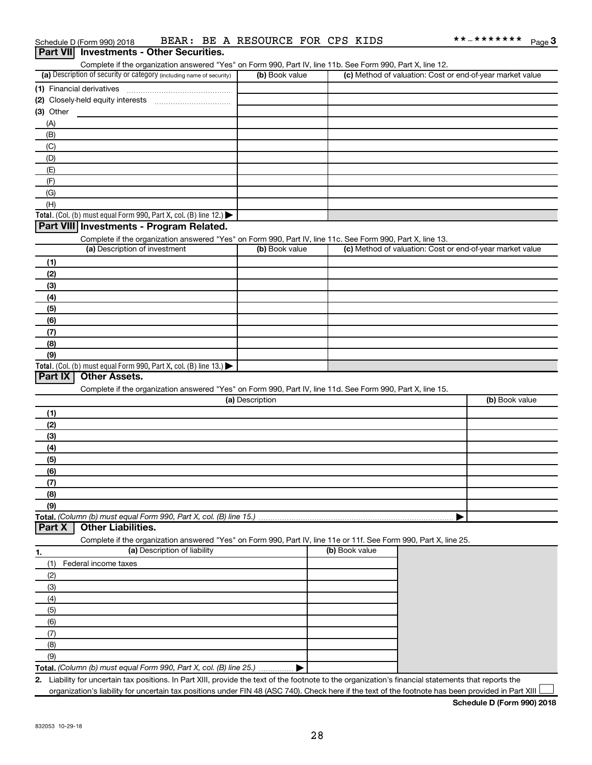Schedule D (Form 990) 2018 BEAR: BE A RESOURCE FOR CPS KIDS **-******* Page 3

## Part VII Investments - Other Securities.

Complete if the organization answered "Yes" on Form 990, Part IV, line 11b. See Form 990, Part X, line 12.

| (a) Description of security or category (including name of security) | (b) Book value | (c) Method of valuation: Cost or end-of-year market value |
|---|---|---|
| (1) Financial derivatives | | |
| (2) Closely-held equity interests | | |
| (3) Other | | |
| (A) | | |
| (B) | | |
| (C) | | |
| (D) | | |
| (E) | | |
| (F) | | |
| (G) | | |
| (H) | | |
| **Total.** (Col. (b) must equal Form 990, Part X, col. (B) line 12.) ▶ | | |

## Part VIII Investments - Program Related.

Complete if the organization answered "Yes" on Form 990, Part IV, line 11c. See Form 990, Part X, line 13.

| (a) Description of investment | (b) Book value | (c) Method of valuation: Cost or end-of-year market value |
|---|---|---|
| (1) | | |
| (2) | | |
| (3) | | |
| (4) | | |
| (5) | | |
| (6) | | |
| (7) | | |
| (8) | | |
| (9) | | |
| **Total.** (Col. (b) must equal Form 990, Part X, col. (B) line 13.) ▶ | | |

## Part IX Other Assets.

Complete if the organization answered "Yes" on Form 990, Part IV, line 11d. See Form 990, Part X, line 15.

| (a) Description | (b) Book value |
|---|---|
| (1) | |
| (2) | |
| (3) | |
| (4) | |
| (5) | |
| (6) | |
| (7) | |
| (8) | |
| (9) | |
| **Total.** *(Column (b) must equal Form 990, Part X, col. (B) line 15.)* ▶ | |

## Part X Other Liabilities.

Complete if the organization answered "Yes" on Form 990, Part IV, line 11e or 11f. See Form 990, Part X, line 25.

| 1. (a) Description of liability | (b) Book value |
|---|---|
| (1) Federal income taxes | |
| (2) | |
| (3) | |
| (4) | |
| (5) | |
| (6) | |
| (7) | |
| (8) | |
| (9) | |
| **Total.** *(Column (b) must equal Form 990, Part X, col. (B) line 25.)* ▶ | |

**2.** Liability for uncertain tax positions. In Part XIII, provide the text of the footnote to the organization's financial statements that reports the organization's liability for uncertain tax positions under FIN 48 (ASC 740). Check here if the text of the footnote has been provided in Part XIII ☐

**Schedule D (Form 990) 2018**

832053 10-29-18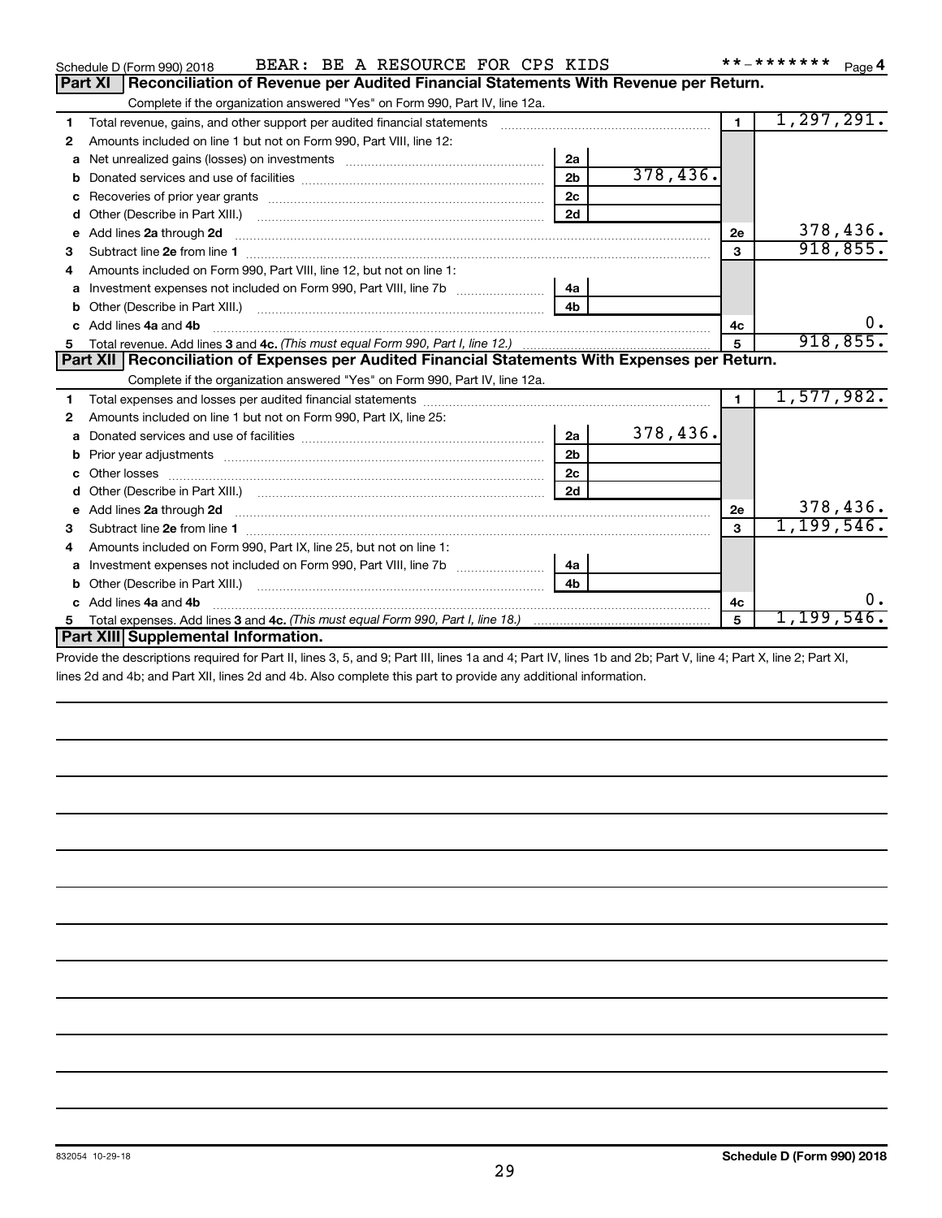Schedule D (Form 990) 2018 BEAR: BE A RESOURCE FOR CPS KIDS **-******* Page 4

## Part XI Reconciliation of Revenue per Audited Financial Statements With Revenue per Return.

Complete if the organization answered "Yes" on Form 990, Part IV, line 12a.

| | | | | | |
|---|---|---|---|---|---|
| 1 | Total revenue, gains, and other support per audited financial statements | | | 1 | 1,297,291. |
| 2 | Amounts included on line 1 but not on Form 990, Part VIII, line 12: | | | | |
| a | Net unrealized gains (losses) on investments | 2a | | | |
| b | Donated services and use of facilities | 2b | 378,436. | | |
| c | Recoveries of prior year grants | 2c | | | |
| d | Other (Describe in Part XIII.) | 2d | | | |
| e | Add lines 2a through 2d | | | 2e | 378,436. |
| 3 | Subtract line 2e from line 1 | | | 3 | 918,855. |
| 4 | Amounts included on Form 990, Part VIII, line 12, but not on line 1: | | | | |
| a | Investment expenses not included on Form 990, Part VIII, line 7b | 4a | | | |
| b | Other (Describe in Part XIII.) | 4b | | | |
| c | Add lines 4a and 4b | | | 4c | 0. |
| 5 | Total revenue. Add lines 3 and 4c. *(This must equal Form 990, Part I, line 12.)* | | | 5 | 918,855. |

## Part XII Reconciliation of Expenses per Audited Financial Statements With Expenses per Return.

Complete if the organization answered "Yes" on Form 990, Part IV, line 12a.

| | | | | | |
|---|---|---|---|---|---|
| 1 | Total expenses and losses per audited financial statements | | | 1 | 1,577,982. |
| 2 | Amounts included on line 1 but not on Form 990, Part IX, line 25: | | | | |
| a | Donated services and use of facilities | 2a | 378,436. | | |
| b | Prior year adjustments | 2b | | | |
| c | Other losses | 2c | | | |
| d | Other (Describe in Part XIII.) | 2d | | | |
| e | Add lines 2a through 2d | | | 2e | 378,436. |
| 3 | Subtract line 2e from line 1 | | | 3 | 1,199,546. |
| 4 | Amounts included on Form 990, Part IX, line 25, but not on line 1: | | | | |
| a | Investment expenses not included on Form 990, Part VIII, line 7b | 4a | | | |
| b | Other (Describe in Part XIII.) | 4b | | | |
| c | Add lines 4a and 4b | | | 4c | 0. |
| 5 | Total expenses. Add lines 3 and 4c. *(This must equal Form 990, Part I, line 18.)* | | | 5 | 1,199,546. |

## Part XIII Supplemental Information.

Provide the descriptions required for Part II, lines 3, 5, and 9; Part III, lines 1a and 4; Part IV, lines 1b and 2b; Part V, line 4; Part X, line 2; Part XI, lines 2d and 4b; and Part XII, lines 2d and 4b. Also complete this part to provide any additional information.

832054 10-29-18

**Schedule D (Form 990) 2018**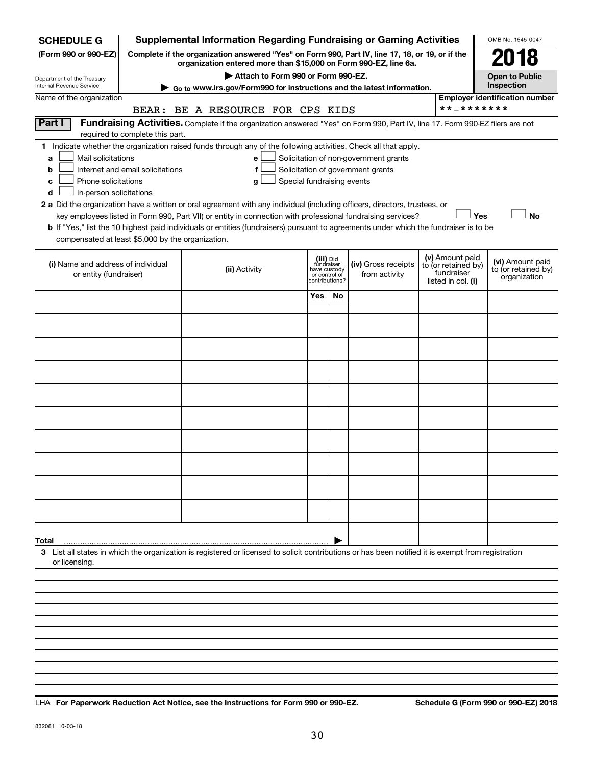**SCHEDULE G**
**(Form 990 or 990-EZ)**

Department of the Treasury
Internal Revenue Service

# Supplemental Information Regarding Fundraising or Gaming Activities

**Complete if the organization answered "Yes" on Form 990, Part IV, line 17, 18, or 19, or if the organization entered more than $15,000 on Form 990-EZ, line 6a.**

▶ **Attach to Form 990 or Form 990-EZ.**

▶ **Go to www.irs.gov/Form990 for instructions and the latest information.**

OMB No. 1545-0047

**2018**

**Open to Public Inspection**

Name of the organization: BEAR: BE A RESOURCE FOR CPS KIDS

**Employer identification number**: **-*******

**Part I** **Fundraising Activities.** Complete if the organization answered "Yes" on Form 990, Part IV, line 17. Form 990-EZ filers are not required to complete this part.

**1** Indicate whether the organization raised funds through any of the following activities. Check all that apply.

- **a** ☐ Mail solicitations
- **b** ☐ Internet and email solicitations
- **c** ☐ Phone solicitations
- **d** ☐ In-person solicitations
- **e** ☐ Solicitation of non-government grants
- **f** ☐ Solicitation of government grants
- **g** ☐ Special fundraising events

**2 a** Did the organization have a written or oral agreement with any individual (including officers, directors, trustees, or key employees listed in Form 990, Part VII) or entity in connection with professional fundraising services? ☐ **Yes** ☐ **No**

**b** If "Yes," list the 10 highest paid individuals or entities (fundraisers) pursuant to agreements under which the fundraiser is to be compensated at least $5,000 by the organization.

| (i) Name and address of individual or entity (fundraiser) | (ii) Activity | (iii) Did fundraiser have custody or control of contributions? | | (iv) Gross receipts from activity | (v) Amount paid to (or retained by) fundraiser listed in col. (i) | (vi) Amount paid to (or retained by) organization |
|---|---|---|---|---|---|---|
| | | Yes | No | | | |
| | | | | | | |
| | | | | | | |
| | | | | | | |
| | | | | | | |
| | | | | | | |
| | | | | | | |
| | | | | | | |
| | | | | | | |
| | | | | | | |
| | | | | | | |
| **Total** ▶ | | | | | | |

**3** List all states in which the organization is registered or licensed to solicit contributions or has been notified it is exempt from registration or licensing.

LHA **For Paperwork Reduction Act Notice, see the Instructions for Form 990 or 990-EZ.** **Schedule G (Form 990 or 990-EZ) 2018**

832081 10-03-18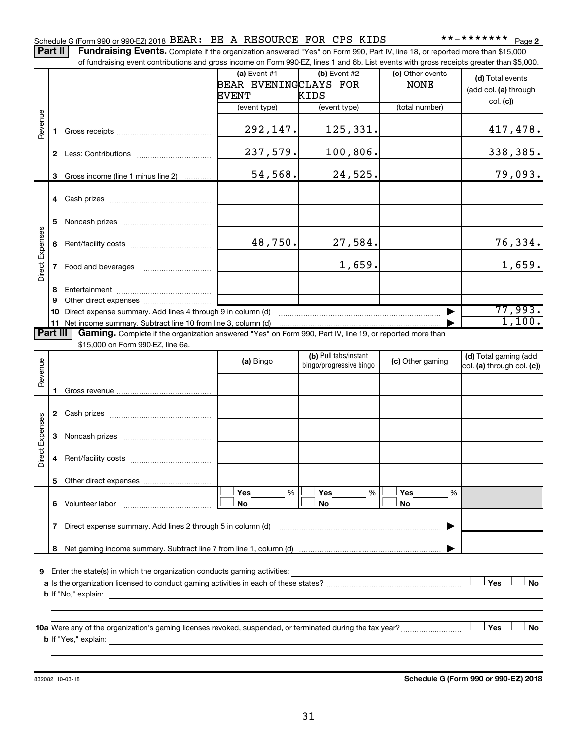Schedule G (Form 990 or 990-EZ) 2018 BEAR: BE A RESOURCE FOR CPS KIDS **-******* Page 2

**Part II** **Fundraising Events.** Complete if the organization answered "Yes" on Form 990, Part IV, line 18, or reported more than $15,000 of fundraising event contributions and gross income on Form 990-EZ, lines 1 and 6b. List events with gross receipts greater than $5,000.

| | | (a) Event #1 BEAR EVENING EVENT (event type) | (b) Event #2 CLAYS FOR KIDS (event type) | (c) Other events NONE (total number) | (d) Total events (add col. (a) through col. (c)) |
|---|---|---|---|---|---|
| Revenue | 1 Gross receipts | 292,147. | 125,331. | | 417,478. |
| | 2 Less: Contributions | 237,579. | 100,806. | | 338,385. |
| | 3 Gross income (line 1 minus line 2) | 54,568. | 24,525. | | 79,093. |
| Direct Expenses | 4 Cash prizes | | | | |
| | 5 Noncash prizes | | | | |
| | 6 Rent/facility costs | 48,750. | 27,584. | | 76,334. |
| | 7 Food and beverages | | 1,659. | | 1,659. |
| | 8 Entertainment | | | | |
| | 9 Other direct expenses | | | | |
| | 10 Direct expense summary. Add lines 4 through 9 in column (d) | | | | 77,993. |
| | 11 Net income summary. Subtract line 10 from line 3, column (d) | | | | 1,100. |

**Part III** **Gaming.** Complete if the organization answered "Yes" on Form 990, Part IV, line 19, or reported more than $15,000 on Form 990-EZ, line 6a.

| | | (a) Bingo | (b) Pull tabs/instant bingo/progressive bingo | (c) Other gaming | (d) Total gaming (add col. (a) through col. (c)) |
|---|---|---|---|---|---|
| Revenue | 1 Gross revenue | | | | |
| Direct Expenses | 2 Cash prizes | | | | |
| | 3 Noncash prizes | | | | |
| | 4 Rent/facility costs | | | | |
| | 5 Other direct expenses | | | | |
| | 6 Volunteer labor | Yes ___ % No | Yes ___ % No | Yes ___ % No | |
| | 7 Direct expense summary. Add lines 2 through 5 in column (d) | | | | |
| | 8 Net gaming income summary. Subtract line 7 from line 1, column (d) | | | | |

9 Enter the state(s) in which the organization conducts gaming activities:

a Is the organization licensed to conduct gaming activities in each of these states? Yes No

b If "No," explain:

10a Were any of the organization's gaming licenses revoked, suspended, or terminated during the tax year? Yes No

b If "Yes," explain:

832082 10-03-18 **Schedule G (Form 990 or 990-EZ) 2018**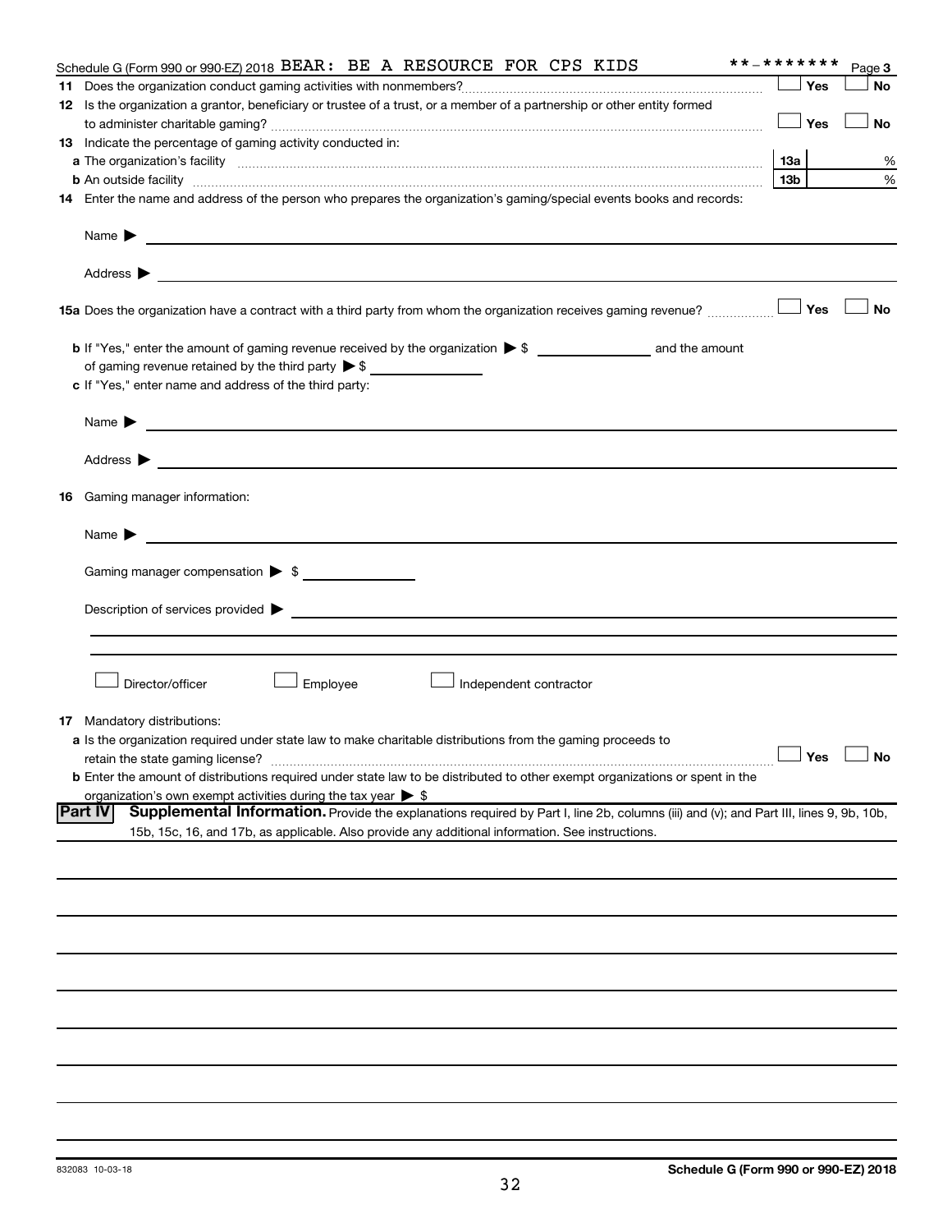Schedule G (Form 990 or 990-EZ) 2018 BEAR: BE A RESOURCE FOR CPS KIDS **-******* Page 3

11 Does the organization conduct gaming activities with nonmembers? ☐ Yes ☐ No

12 Is the organization a grantor, beneficiary or trustee of a trust, or a member of a partnership or other entity formed to administer charitable gaming? ☐ Yes ☐ No

13 Indicate the percentage of gaming activity conducted in:

a The organization's facility 13a %

b An outside facility 13b %

14 Enter the name and address of the person who prepares the organization's gaming/special events books and records:

Name ▶

Address ▶

15a Does the organization have a contract with a third party from whom the organization receives gaming revenue? ☐ Yes ☐ No

b If "Yes," enter the amount of gaming revenue received by the organization ▶ $ ______ and the amount of gaming revenue retained by the third party ▶ $ ______

c If "Yes," enter name and address of the third party:

Name ▶

Address ▶

16 Gaming manager information:

Name ▶

Gaming manager compensation ▶ $ ______

Description of services provided ▶

☐ Director/officer ☐ Employee ☐ Independent contractor

17 Mandatory distributions:

a Is the organization required under state law to make charitable distributions from the gaming proceeds to retain the state gaming license? ☐ Yes ☐ No

b Enter the amount of distributions required under state law to be distributed to other exempt organizations or spent in the organization's own exempt activities during the tax year ▶ $

**Part IV Supplemental Information.** Provide the explanations required by Part I, line 2b, columns (iii) and (v); and Part III, lines 9, 9b, 10b, 15b, 15c, 16, and 17b, as applicable. Also provide any additional information. See instructions.

832083 10-03-18

Schedule G (Form 990 or 990-EZ) 2018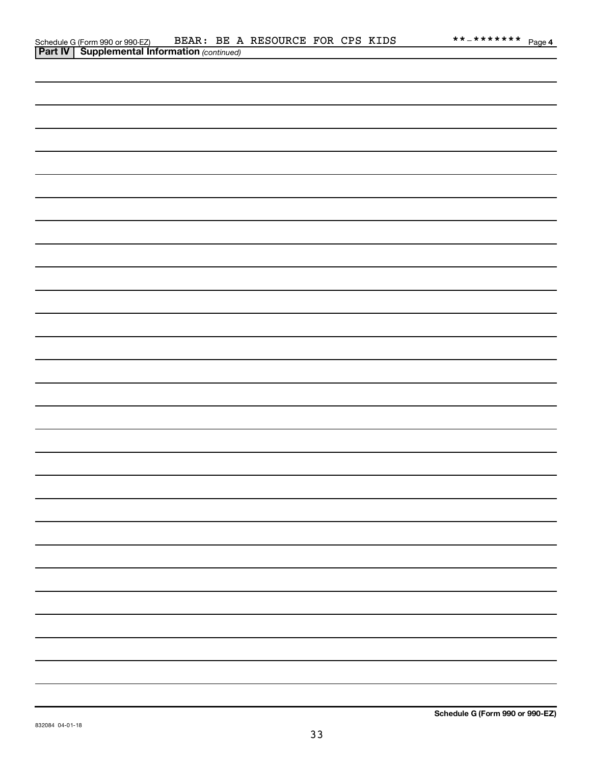Schedule G (Form 990 or 990-EZ) BEAR: BE A RESOURCE FOR CPS KIDS **-******* Page 4

**Part IV | Supplemental Information** *(continued)*

**Schedule G (Form 990 or 990-EZ)**

832084 04-01-18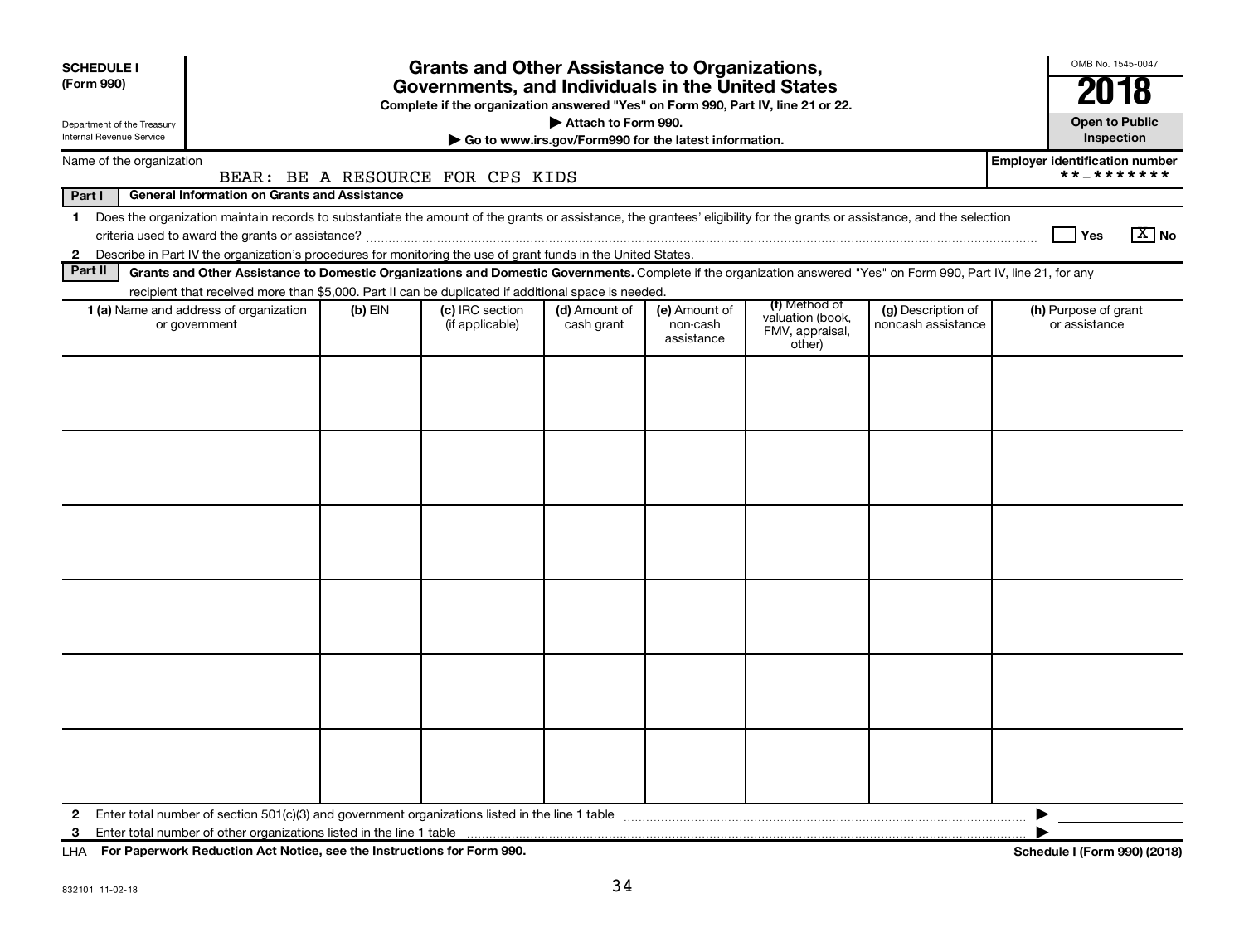**SCHEDULE I**
**(Form 990)**

Department of the Treasury
Internal Revenue Service

# Grants and Other Assistance to Organizations, Governments, and Individuals in the United States

**Complete if the organization answered "Yes" on Form 990, Part IV, line 21 or 22.**

**▶ Attach to Form 990.**

**▶ Go to www.irs.gov/Form990 for the latest information.**

OMB No. 1545-0047

**2018**

**Open to Public Inspection**

Name of the organization: BEAR: BE A RESOURCE FOR CPS KIDS

**Employer identification number** **-*******

**Part I General Information on Grants and Assistance**

1 Does the organization maintain records to substantiate the amount of the grants or assistance, the grantees' eligibility for the grants or assistance, and the selection criteria used to award the grants or assistance? ☐ Yes ☒ No

2 Describe in Part IV the organization's procedures for monitoring the use of grant funds in the United States.

**Part II Grants and Other Assistance to Domestic Organizations and Domestic Governments.** Complete if the organization answered "Yes" on Form 990, Part IV, line 21, for any recipient that received more than $5,000. Part II can be duplicated if additional space is needed.

| 1 (a) Name and address of organization or government | (b) EIN | (c) IRC section (if applicable) | (d) Amount of cash grant | (e) Amount of non-cash assistance | (f) Method of valuation (book, FMV, appraisal, other) | (g) Description of noncash assistance | (h) Purpose of grant or assistance |
|---|---|---|---|---|---|---|---|
| | | | | | | | |
| | | | | | | | |
| | | | | | | | |
| | | | | | | | |
| | | | | | | | |
| | | | | | | | |

2 Enter total number of section 501(c)(3) and government organizations listed in the line 1 table ▶

3 Enter total number of other organizations listed in the line 1 table ▶

LHA **For Paperwork Reduction Act Notice, see the Instructions for Form 990.** **Schedule I (Form 990) (2018)**

832101 11-02-18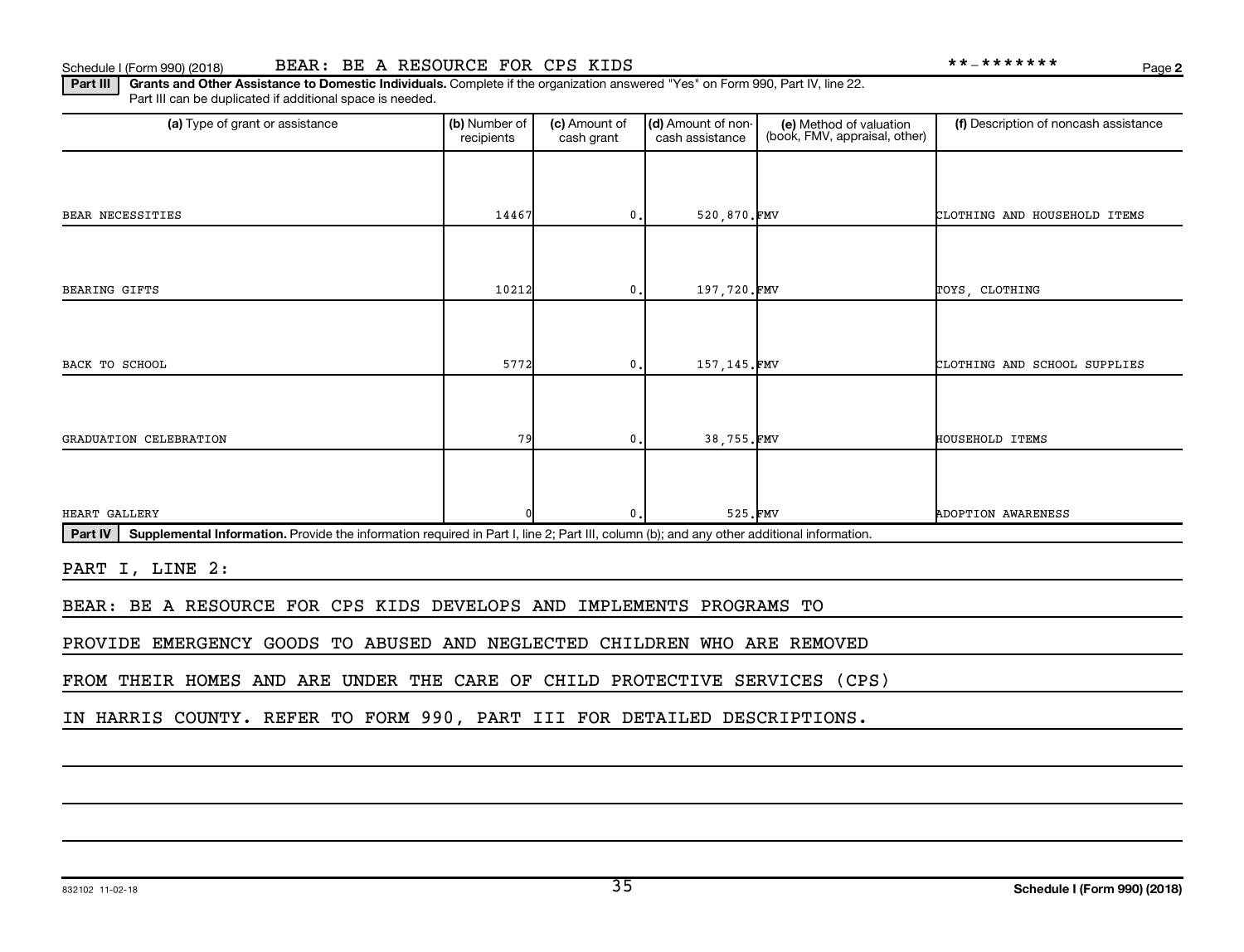Schedule I (Form 990) (2018) BEAR: BE A RESOURCE FOR CPS KIDS **-*******

**Part III** **Grants and Other Assistance to Domestic Individuals.** Complete if the organization answered "Yes" on Form 990, Part IV, line 22. Part III can be duplicated if additional space is needed.

| (a) Type of grant or assistance | (b) Number of recipients | (c) Amount of cash grant | (d) Amount of non-cash assistance | (e) Method of valuation (book, FMV, appraisal, other) | (f) Description of noncash assistance |
|---|---|---|---|---|---|
| BEAR NECESSITIES | 14467 | 0. | 520,870. | FMV | CLOTHING AND HOUSEHOLD ITEMS |
| BEARING GIFTS | 10212 | 0. | 197,720. | FMV | TOYS, CLOTHING |
| BACK TO SCHOOL | 5772 | 0. | 157,145. | FMV | CLOTHING AND SCHOOL SUPPLIES |
| GRADUATION CELEBRATION | 79 | 0. | 38,755. | FMV | HOUSEHOLD ITEMS |
| HEART GALLERY | 0 | 0. | 525. | FMV | ADOPTION AWARENESS |

**Part IV** **Supplemental Information.** Provide the information required in Part I, line 2; Part III, column (b); and any other additional information.

PART I, LINE 2:

BEAR: BE A RESOURCE FOR CPS KIDS DEVELOPS AND IMPLEMENTS PROGRAMS TO PROVIDE EMERGENCY GOODS TO ABUSED AND NEGLECTED CHILDREN WHO ARE REMOVED FROM THEIR HOMES AND ARE UNDER THE CARE OF CHILD PROTECTIVE SERVICES (CPS) IN HARRIS COUNTY. REFER TO FORM 990, PART III FOR DETAILED DESCRIPTIONS.

832102 11-02-18 **Schedule I (Form 990) (2018)**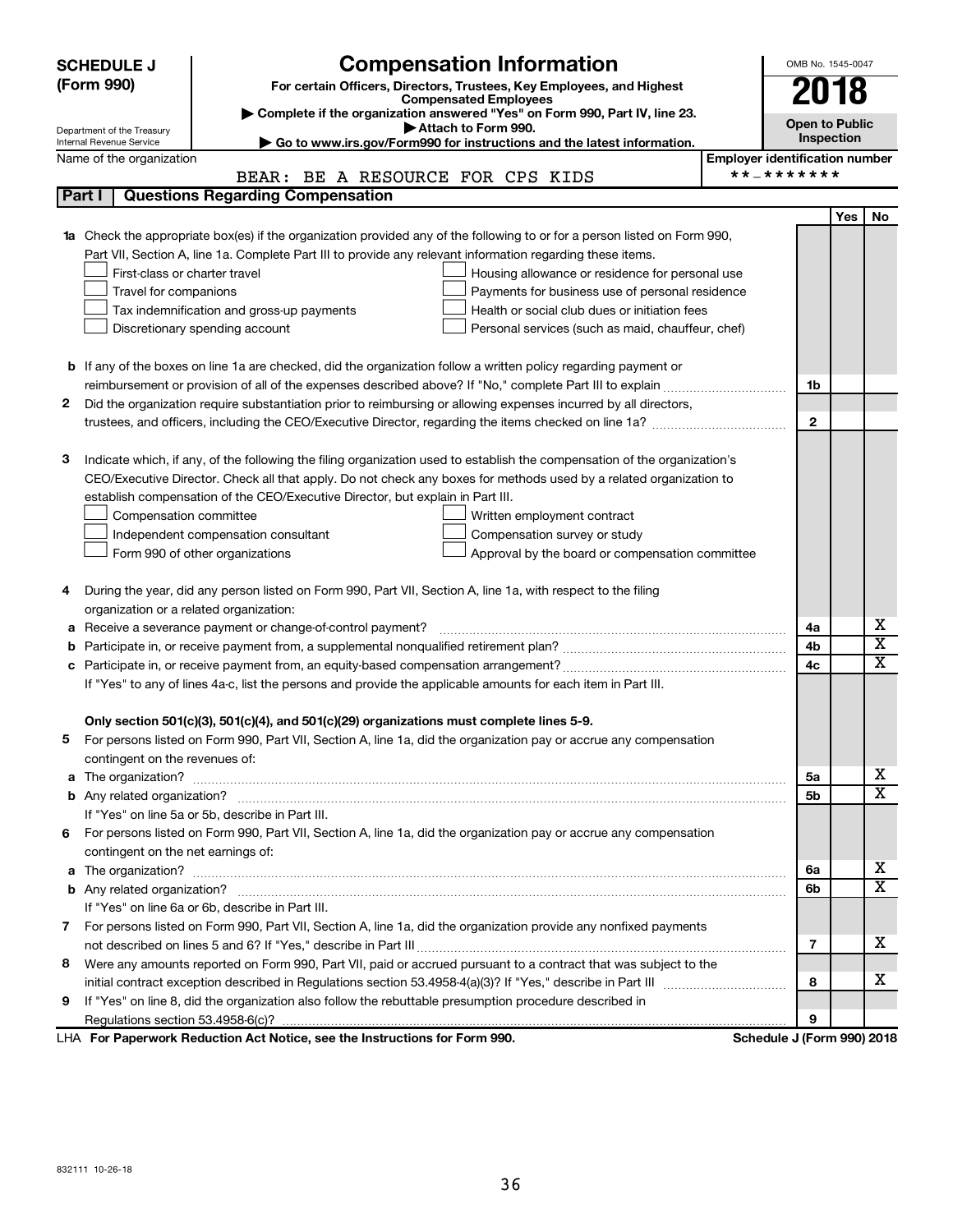**SCHEDULE J (Form 990)**

Department of the Treasury
Internal Revenue Service

# Compensation Information

**For certain Officers, Directors, Trustees, Key Employees, and Highest Compensated Employees**

▶ Complete if the organization answered "Yes" on Form 990, Part IV, line 23.
▶ Attach to Form 990.
▶ Go to www.irs.gov/Form990 for instructions and the latest information.

OMB No. 1545-0047

**2018**

**Open to Public Inspection**

Name of the organization: BEAR: BE A RESOURCE FOR CPS KIDS

Employer identification number: **-*******

## Part I | Questions Regarding Compensation

| | | | Yes | No |
|---|---|---|---|---|
| **1a** | Check the appropriate box(es) if the organization provided any of the following to or for a person listed on Form 990, Part VII, Section A, line 1a. Complete Part III to provide any relevant information regarding these items.<br>☐ First-class or charter travel ☐ Housing allowance or residence for personal use<br>☐ Travel for companions ☐ Payments for business use of personal residence<br>☐ Tax indemnification and gross-up payments ☐ Health or social club dues or initiation fees<br>☐ Discretionary spending account ☐ Personal services (such as maid, chauffeur, chef) | | | |
| **b** | If any of the boxes on line 1a are checked, did the organization follow a written policy regarding payment or reimbursement or provision of all of the expenses described above? If "No," complete Part III to explain | 1b | | |
| **2** | Did the organization require substantiation prior to reimbursing or allowing expenses incurred by all directors, trustees, and officers, including the CEO/Executive Director, regarding the items checked on line 1a? | 2 | | |
| **3** | Indicate which, if any, of the following the filing organization used to establish the compensation of the organization's CEO/Executive Director. Check all that apply. Do not check any boxes for methods used by a related organization to establish compensation of the CEO/Executive Director, but explain in Part III.<br>☐ Compensation committee ☐ Written employment contract<br>☐ Independent compensation consultant ☐ Compensation survey or study<br>☐ Form 990 of other organizations ☐ Approval by the board or compensation committee | | | |
| **4** | During the year, did any person listed on Form 990, Part VII, Section A, line 1a, with respect to the filing organization or a related organization: | | | |
| **a** | Receive a severance payment or change-of-control payment? | 4a | | X |
| **b** | Participate in, or receive payment from, a supplemental nonqualified retirement plan? | 4b | | X |
| **c** | Participate in, or receive payment from, an equity-based compensation arrangement? | 4c | | X |
| | If "Yes" to any of lines 4a-c, list the persons and provide the applicable amounts for each item in Part III. | | | |
| | **Only section 501(c)(3), 501(c)(4), and 501(c)(29) organizations must complete lines 5-9.** | | | |
| **5** | For persons listed on Form 990, Part VII, Section A, line 1a, did the organization pay or accrue any compensation contingent on the revenues of: | | | |
| **a** | The organization? | 5a | | X |
| **b** | Any related organization? | 5b | | X |
| | If "Yes" on line 5a or 5b, describe in Part III. | | | |
| **6** | For persons listed on Form 990, Part VII, Section A, line 1a, did the organization pay or accrue any compensation contingent on the net earnings of: | | | |
| **a** | The organization? | 6a | | X |
| **b** | Any related organization? | 6b | | X |
| | If "Yes" on line 6a or 6b, describe in Part III. | | | |
| **7** | For persons listed on Form 990, Part VII, Section A, line 1a, did the organization provide any nonfixed payments not described on lines 5 and 6? If "Yes," describe in Part III | 7 | | X |
| **8** | Were any amounts reported on Form 990, Part VII, paid or accrued pursuant to a contract that was subject to the initial contract exception described in Regulations section 53.4958-4(a)(3)? If "Yes," describe in Part III | 8 | | X |
| **9** | If "Yes" on line 8, did the organization also follow the rebuttable presumption procedure described in Regulations section 53.4958-6(c)? | 9 | | |

LHA **For Paperwork Reduction Act Notice, see the Instructions for Form 990.** **Schedule J (Form 990) 2018**

832111 10-26-18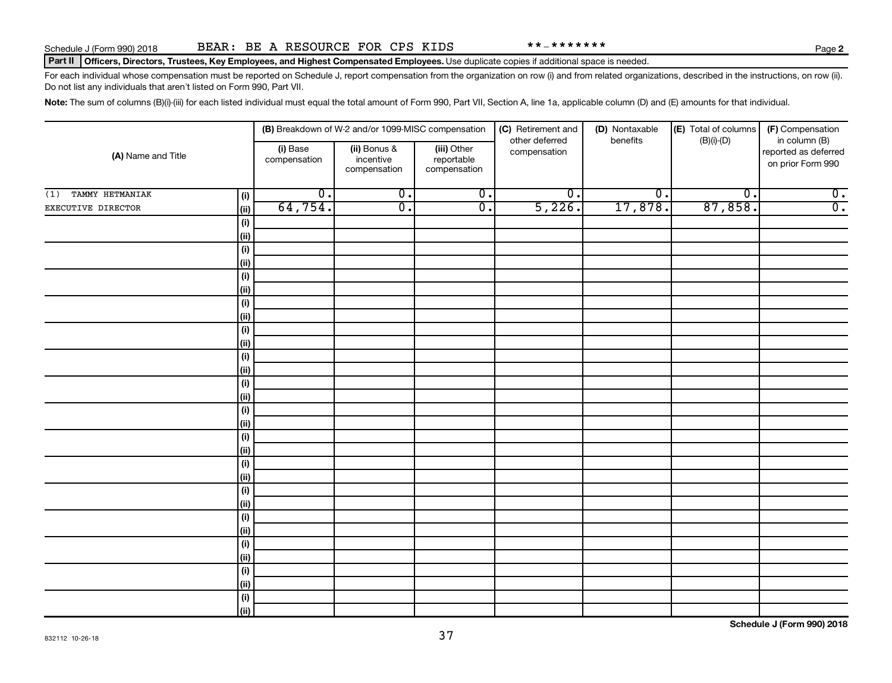Schedule J (Form 990) 2018 BEAR: BE A RESOURCE FOR CPS KIDS **-*******

## Part II Officers, Directors, Trustees, Key Employees, and Highest Compensated Employees.

Use duplicate copies if additional space is needed.

For each individual whose compensation must be reported on Schedule J, report compensation from the organization on row (i) and from related organizations, described in the instructions, on row (ii). Do not list any individuals that aren't listed on Form 990, Part VII.

**Note:** The sum of columns (B)(i)-(iii) for each listed individual must equal the total amount of Form 990, Part VII, Section A, line 1a, applicable column (D) and (E) amounts for that individual.

| (A) Name and Title | | (B) Breakdown of W-2 and/or 1099-MISC compensation | | | (C) Retirement and other deferred compensation | (D) Nontaxable benefits | (E) Total of columns (B)(i)-(D) | (F) Compensation in column (B) reported as deferred on prior Form 990 |
|---|---|---|---|---|---|---|---|---|
| | | (i) Base compensation | (ii) Bonus & incentive compensation | (iii) Other reportable compensation | | | | |
| (1) TAMMY HETMANIAK | (i) | 0. | 0. | 0. | 0. | 0. | 0. | 0. |
| EXECUTIVE DIRECTOR | (ii) | 64,754. | 0. | 0. | 5,226. | 17,878. | 87,858. | 0. |
| | (i) | | | | | | | |
| | (ii) | | | | | | | |
| | (i) | | | | | | | |
| | (ii) | | | | | | | |
| | (i) | | | | | | | |
| | (ii) | | | | | | | |
| | (i) | | | | | | | |
| | (ii) | | | | | | | |
| | (i) | | | | | | | |
| | (ii) | | | | | | | |
| | (i) | | | | | | | |
| | (ii) | | | | | | | |
| | (i) | | | | | | | |
| | (ii) | | | | | | | |
| | (i) | | | | | | | |
| | (ii) | | | | | | | |
| | (i) | | | | | | | |
| | (ii) | | | | | | | |
| | (i) | | | | | | | |
| | (ii) | | | | | | | |
| | (i) | | | | | | | |
| | (ii) | | | | | | | |
| | (i) | | | | | | | |
| | (ii) | | | | | | | |
| | (i) | | | | | | | |
| | (ii) | | | | | | | |
| | (i) | | | | | | | |
| | (ii) | | | | | | | |
| | (i) | | | | | | | |
| | (ii) | | | | | | | |

Schedule J (Form 990) 2018

832112 10-26-18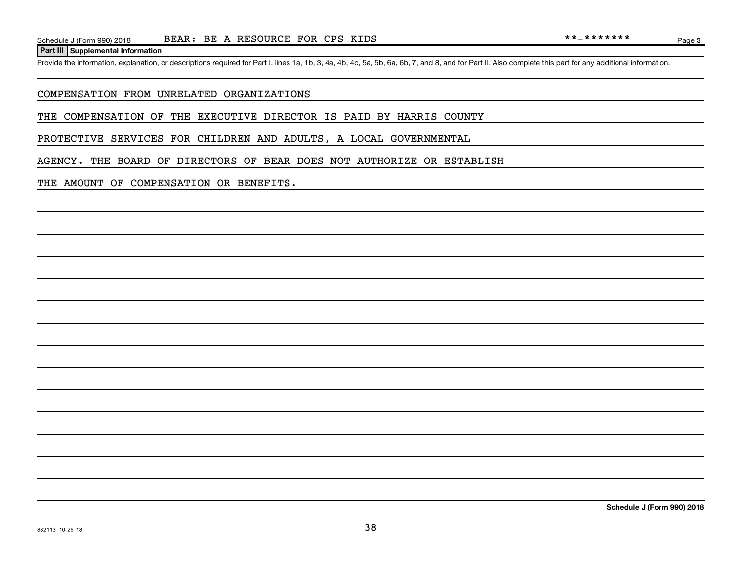**Part III Supplemental Information**

Provide the information, explanation, or descriptions required for Part I, lines 1a, 1b, 3, 4a, 4b, 4c, 5a, 5b, 6a, 6b, 7, and 8, and for Part II. Also complete this part for any additional information.

COMPENSATION FROM UNRELATED ORGANIZATIONS

THE COMPENSATION OF THE EXECUTIVE DIRECTOR IS PAID BY HARRIS COUNTY PROTECTIVE SERVICES FOR CHILDREN AND ADULTS, A LOCAL GOVERNMENTAL AGENCY. THE BOARD OF DIRECTORS OF BEAR DOES NOT AUTHORIZE OR ESTABLISH THE AMOUNT OF COMPENSATION OR BENEFITS.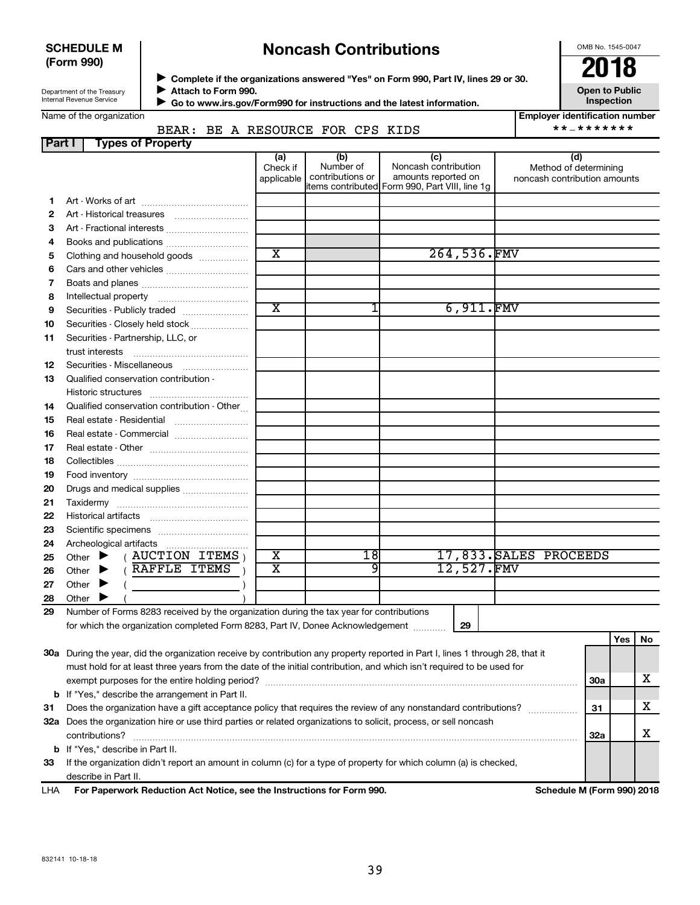**SCHEDULE M (Form 990)**

Department of the Treasury
Internal Revenue Service

# Noncash Contributions

▶ Complete if the organizations answered "Yes" on Form 990, Part IV, lines 29 or 30.
▶ Attach to Form 990.
▶ Go to www.irs.gov/Form990 for instructions and the latest information.

OMB No. 1545-0047

**2018**

**Open to Public Inspection**

Name of the organization: BEAR: BE A RESOURCE FOR CPS KIDS

Employer identification number: **-*******

**Part I — Types of Property**

| | | (a) Check if applicable | (b) Number of contributions or items contributed | (c) Noncash contribution amounts reported on Form 990, Part VIII, line 1g | (d) Method of determining noncash contribution amounts |
|---|---|---|---|---|---|
| 1 | Art - Works of art | | | | |
| 2 | Art - Historical treasures | | | | |
| 3 | Art - Fractional interests | | | | |
| 4 | Books and publications | | | | |
| 5 | Clothing and household goods | X | | 264,536. | FMV |
| 6 | Cars and other vehicles | | | | |
| 7 | Boats and planes | | | | |
| 8 | Intellectual property | | | | |
| 9 | Securities - Publicly traded | X | 1 | 6,911. | FMV |
| 10 | Securities - Closely held stock | | | | |
| 11 | Securities - Partnership, LLC, or trust interests | | | | |
| 12 | Securities - Miscellaneous | | | | |
| 13 | Qualified conservation contribution - Historic structures | | | | |
| 14 | Qualified conservation contribution - Other | | | | |
| 15 | Real estate - Residential | | | | |
| 16 | Real estate - Commercial | | | | |
| 17 | Real estate - Other | | | | |
| 18 | Collectibles | | | | |
| 19 | Food inventory | | | | |
| 20 | Drugs and medical supplies | | | | |
| 21 | Taxidermy | | | | |
| 22 | Historical artifacts | | | | |
| 23 | Scientific specimens | | | | |
| 24 | Archeological artifacts | | | | |
| 25 | Other ▶ ( AUCTION ITEMS ) | X | 18 | 17,833. | SALES PROCEEDS |
| 26 | Other ▶ ( RAFFLE ITEMS ) | X | 9 | 12,527. | FMV |
| 27 | Other ▶ ( ) | | | | |
| 28 | Other ▶ ( ) | | | | |

29 Number of Forms 8283 received by the organization during the tax year for contributions for which the organization completed Form 8283, Part IV, Donee Acknowledgement ..... 29

| | | | Yes | No |
|---|---|---|---|---|
| 30a | During the year, did the organization receive by contribution any property reported in Part I, lines 1 through 28, that it must hold for at least three years from the date of the initial contribution, and which isn't required to be used for exempt purposes for the entire holding period? | 30a | | X |
| b | If "Yes," describe the arrangement in Part II. | | | |
| 31 | Does the organization have a gift acceptance policy that requires the review of any nonstandard contributions? | 31 | | X |
| 32a | Does the organization hire or use third parties or related organizations to solicit, process, or sell noncash contributions? | 32a | | X |
| b | If "Yes," describe in Part II. | | | |
| 33 | If the organization didn't report an amount in column (c) for a type of property for which column (a) is checked, describe in Part II. | | | |

LHA **For Paperwork Reduction Act Notice, see the Instructions for Form 990.** **Schedule M (Form 990) 2018**

832141 10-18-18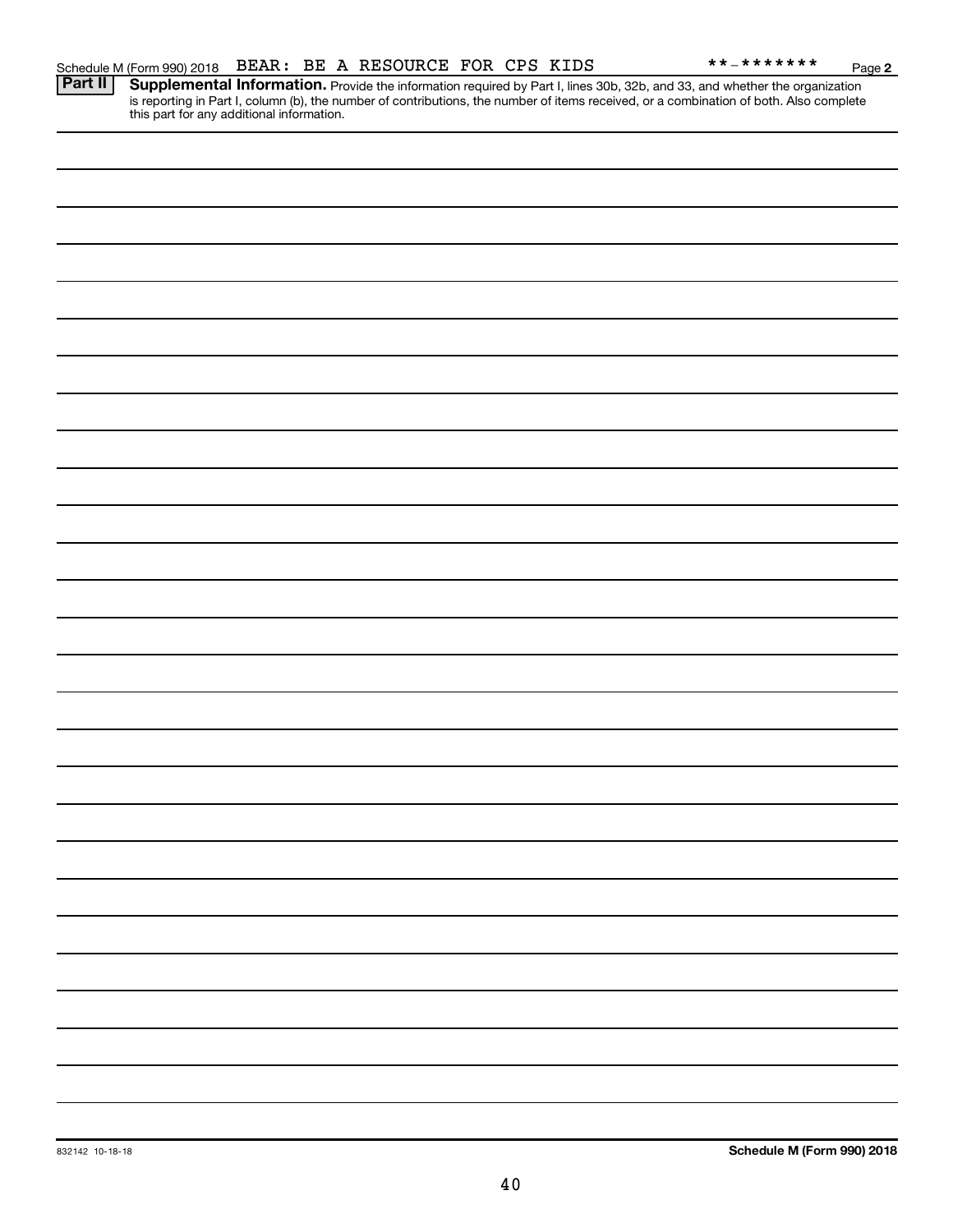Schedule M (Form 990) 2018 BEAR: BE A RESOURCE FOR CPS KIDS **-******* Page 2

**Part II** **Supplemental Information.** Provide the information required by Part I, lines 30b, 32b, and 33, and whether the organization is reporting in Part I, column (b), the number of contributions, the number of items received, or a combination of both. Also complete this part for any additional information.

832142 10-18-18 **Schedule M (Form 990) 2018**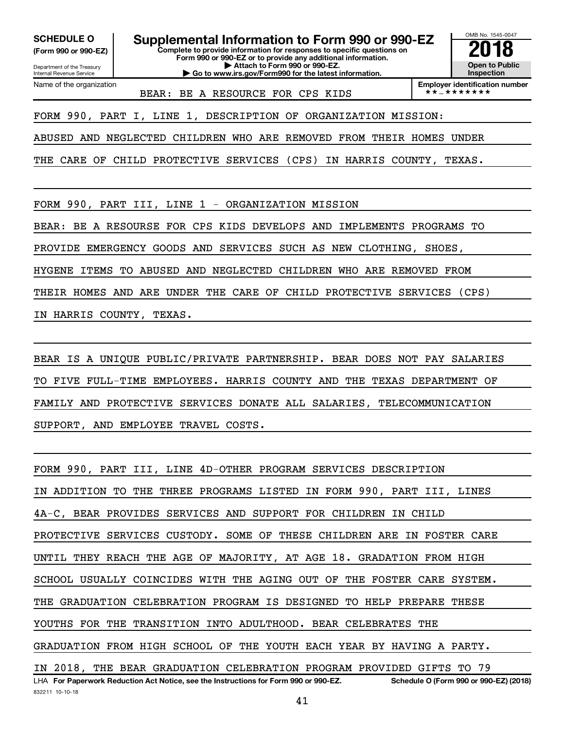**SCHEDULE O**
**(Form 990 or 990-EZ)**

Department of the Treasury
Internal Revenue Service

# Supplemental Information to Form 990 or 990-EZ

**Complete to provide information for responses to specific questions on Form 990 or 990-EZ or to provide any additional information.**
**▶ Attach to Form 990 or 990-EZ.**
**▶ Go to www.irs.gov/Form990 for the latest information.**

OMB No. 1545-0047
**2018**
**Open to Public Inspection**

Name of the organization: BEAR: BE A RESOURCE FOR CPS KIDS
**Employer identification number**: **-*******

FORM 990, PART I, LINE 1, DESCRIPTION OF ORGANIZATION MISSION:

ABUSED AND NEGLECTED CHILDREN WHO ARE REMOVED FROM THEIR HOMES UNDER THE CARE OF CHILD PROTECTIVE SERVICES (CPS) IN HARRIS COUNTY, TEXAS.

FORM 990, PART III, LINE 1 - ORGANIZATION MISSION

BEAR: BE A RESOURSE FOR CPS KIDS DEVELOPS AND IMPLEMENTS PROGRAMS TO PROVIDE EMERGENCY GOODS AND SERVICES SUCH AS NEW CLOTHING, SHOES, HYGENE ITEMS TO ABUSED AND NEGLECTED CHILDREN WHO ARE REMOVED FROM THEIR HOMES AND ARE UNDER THE CARE OF CHILD PROTECTIVE SERVICES (CPS) IN HARRIS COUNTY, TEXAS.

BEAR IS A UNIQUE PUBLIC/PRIVATE PARTNERSHIP. BEAR DOES NOT PAY SALARIES TO FIVE FULL-TIME EMPLOYEES. HARRIS COUNTY AND THE TEXAS DEPARTMENT OF FAMILY AND PROTECTIVE SERVICES DONATE ALL SALARIES, TELECOMMUNICATION SUPPORT, AND EMPLOYEE TRAVEL COSTS.

FORM 990, PART III, LINE 4D-OTHER PROGRAM SERVICES DESCRIPTION

IN ADDITION TO THE THREE PROGRAMS LISTED IN FORM 990, PART III, LINES 4A-C, BEAR PROVIDES SERVICES AND SUPPORT FOR CHILDREN IN CHILD PROTECTIVE SERVICES CUSTODY. SOME OF THESE CHILDREN ARE IN FOSTER CARE UNTIL THEY REACH THE AGE OF MAJORITY, AT AGE 18. GRADATION FROM HIGH SCHOOL USUALLY COINCIDES WITH THE AGING OUT OF THE FOSTER CARE SYSTEM. THE GRADUATION CELEBRATION PROGRAM IS DESIGNED TO HELP PREPARE THESE YOUTHS FOR THE TRANSITION INTO ADULTHOOD. BEAR CELEBRATES THE GRADUATION FROM HIGH SCHOOL OF THE YOUTH EACH YEAR BY HAVING A PARTY. IN 2018, THE BEAR GRADUATION CELEBRATION PROGRAM PROVIDED GIFTS TO 79

LHA **For Paperwork Reduction Act Notice, see the Instructions for Form 990 or 990-EZ.** **Schedule O (Form 990 or 990-EZ) (2018)**
832211 10-10-18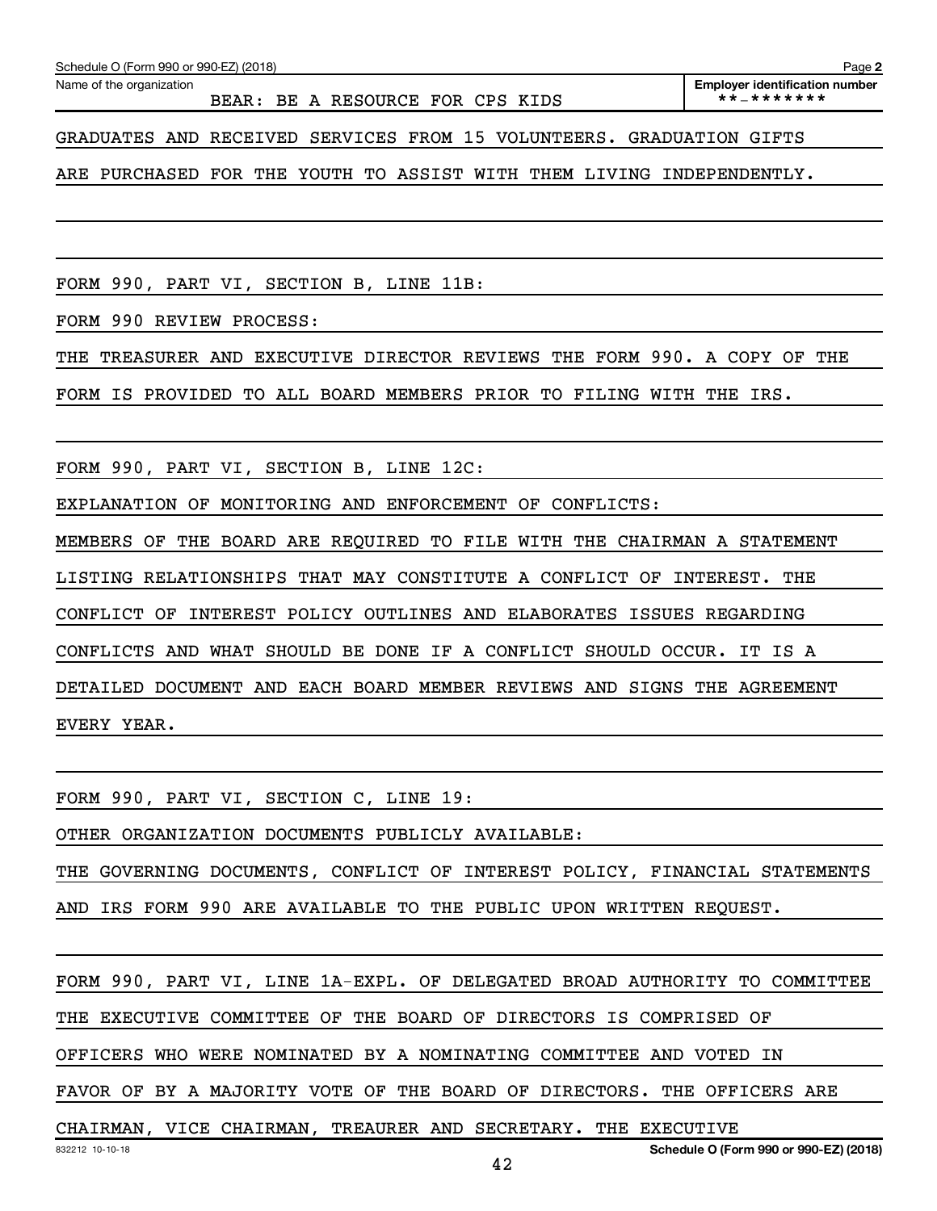Schedule O (Form 990 or 990-EZ) (2018) Page **2**

Name of the organization: BEAR: BE A RESOURCE FOR CPS KIDS

**Employer identification number**: **-*******

GRADUATES AND RECEIVED SERVICES FROM 15 VOLUNTEERS. GRADUATION GIFTS ARE PURCHASED FOR THE YOUTH TO ASSIST WITH THEM LIVING INDEPENDENTLY.

FORM 990, PART VI, SECTION B, LINE 11B:

FORM 990 REVIEW PROCESS:

THE TREASURER AND EXECUTIVE DIRECTOR REVIEWS THE FORM 990. A COPY OF THE FORM IS PROVIDED TO ALL BOARD MEMBERS PRIOR TO FILING WITH THE IRS.

FORM 990, PART VI, SECTION B, LINE 12C:

EXPLANATION OF MONITORING AND ENFORCEMENT OF CONFLICTS:

MEMBERS OF THE BOARD ARE REQUIRED TO FILE WITH THE CHAIRMAN A STATEMENT LISTING RELATIONSHIPS THAT MAY CONSTITUTE A CONFLICT OF INTEREST. THE CONFLICT OF INTEREST POLICY OUTLINES AND ELABORATES ISSUES REGARDING CONFLICTS AND WHAT SHOULD BE DONE IF A CONFLICT SHOULD OCCUR. IT IS A DETAILED DOCUMENT AND EACH BOARD MEMBER REVIEWS AND SIGNS THE AGREEMENT EVERY YEAR.

FORM 990, PART VI, SECTION C, LINE 19:

OTHER ORGANIZATION DOCUMENTS PUBLICLY AVAILABLE:

THE GOVERNING DOCUMENTS, CONFLICT OF INTEREST POLICY, FINANCIAL STATEMENTS AND IRS FORM 990 ARE AVAILABLE TO THE PUBLIC UPON WRITTEN REQUEST.

FORM 990, PART VI, LINE 1A-EXPL. OF DELEGATED BROAD AUTHORITY TO COMMITTEE

THE EXECUTIVE COMMITTEE OF THE BOARD OF DIRECTORS IS COMPRISED OF OFFICERS WHO WERE NOMINATED BY A NOMINATING COMMITTEE AND VOTED IN FAVOR OF BY A MAJORITY VOTE OF THE BOARD OF DIRECTORS. THE OFFICERS ARE CHAIRMAN, VICE CHAIRMAN, TREAURER AND SECRETARY. THE EXECUTIVE

832212 10-10-18

**Schedule O (Form 990 or 990-EZ) (2018)**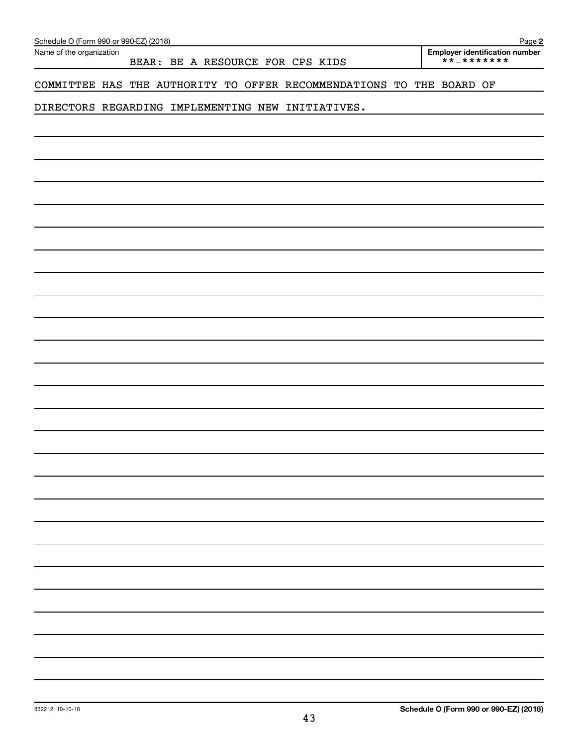Schedule O (Form 990 or 990-EZ) (2018)

Name of the organization: BEAR: BE A RESOURCE FOR CPS KIDS

Employer identification number: **-*******

COMMITTEE HAS THE AUTHORITY TO OFFER RECOMMENDATIONS TO THE BOARD OF DIRECTORS REGARDING IMPLEMENTING NEW INITIATIVES.

832212 10-10-18

Schedule O (Form 990 or 990-EZ) (2018)